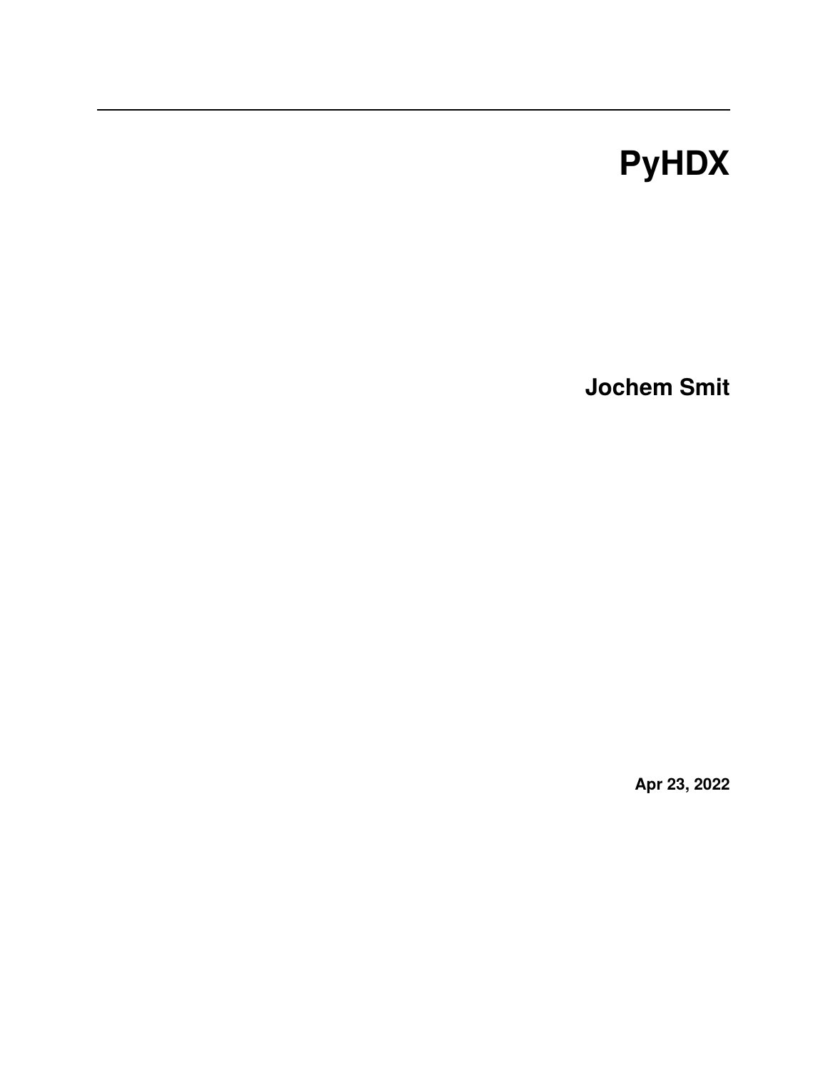# PyHDX

**Jochem Smit**

**Apr 23, 2022**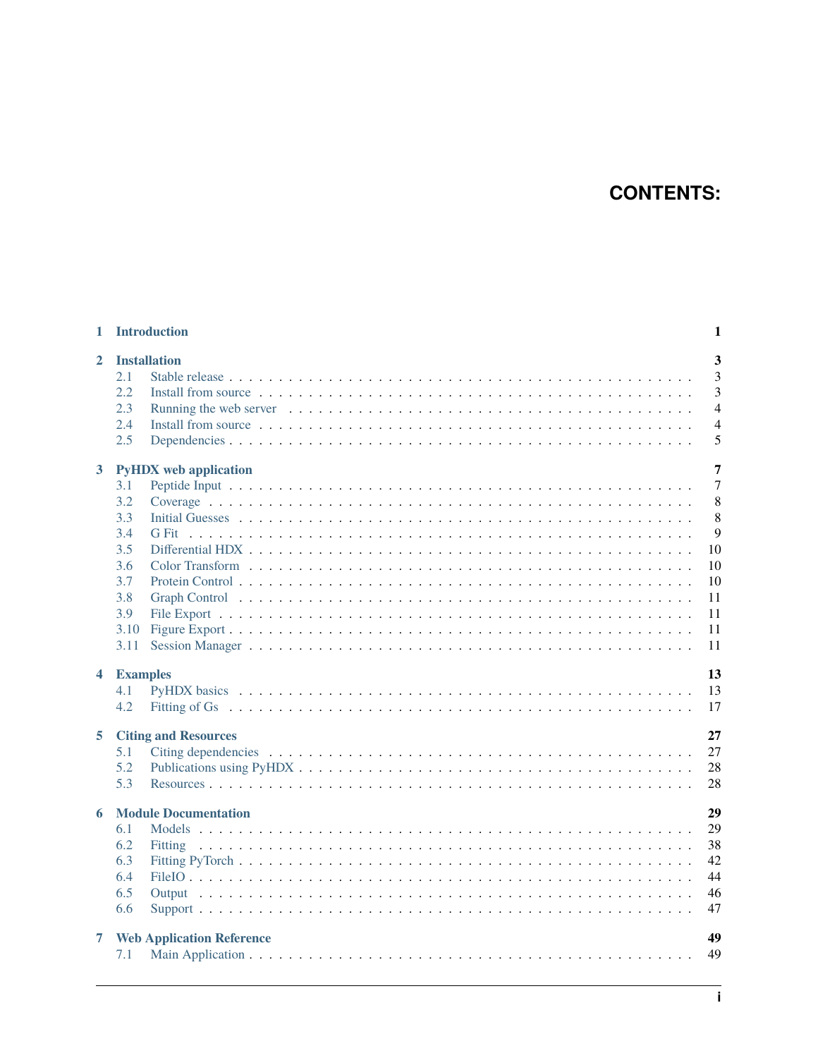# CONTENTS:

- **1 Introduction** — 1
- **2 Installation** — 3
  - 2.1 Stable release — 3
  - 2.2 Install from source — 3
  - 2.3 Running the web server — 4
  - 2.4 Install from source — 4
  - 2.5 Dependencies — 5
- **3 PyHDX web application** — 7
  - 3.1 Peptide Input — 7
  - 3.2 Coverage — 8
  - 3.3 Initial Guesses — 8
  - 3.4 G Fit — 9
  - 3.5 Differential HDX — 10
  - 3.6 Color Transform — 10
  - 3.7 Protein Control — 10
  - 3.8 Graph Control — 11
  - 3.9 File Export — 11
  - 3.10 Figure Export — 11
  - 3.11 Session Manager — 11
- **4 Examples** — 13
  - 4.1 PyHDX basics — 13
  - 4.2 Fitting of Gs — 17
- **5 Citing and Resources** — 27
  - 5.1 Citing dependencies — 27
  - 5.2 Publications using PyHDX — 28
  - 5.3 Resources — 28
- **6 Module Documentation** — 29
  - 6.1 Models — 29
  - 6.2 Fitting — 38
  - 6.3 Fitting PyTorch — 42
  - 6.4 FileIO — 44
  - 6.5 Output — 46
  - 6.6 Support — 47
- **7 Web Application Reference** — 49
  - 7.1 Main Application — 49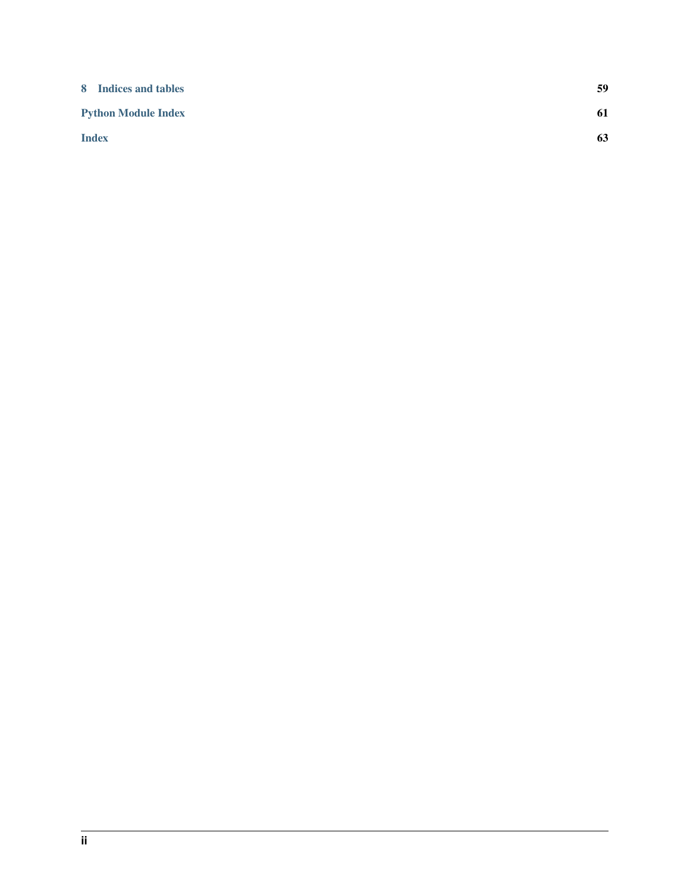**8 Indices and tables** 59

**Python Module Index** 61

**Index** 63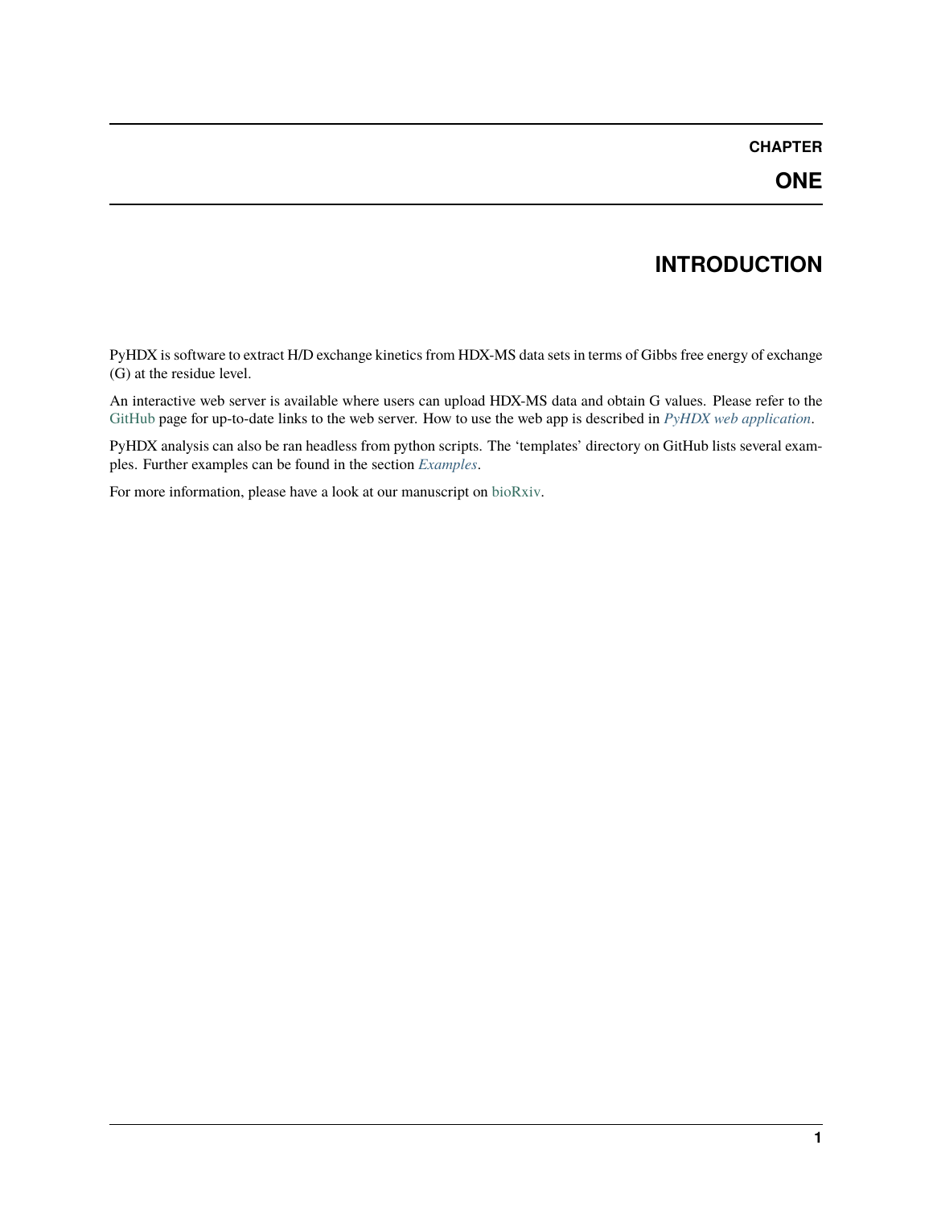# CHAPTER ONE

## INTRODUCTION

PyHDX is software to extract H/D exchange kinetics from HDX-MS data sets in terms of Gibbs free energy of exchange (G) at the residue level.

An interactive web server is available where users can upload HDX-MS data and obtain G values. Please refer to the GitHub page for up-to-date links to the web server. How to use the web app is described in *PyHDX web application*.

PyHDX analysis can also be ran headless from python scripts. The 'templates' directory on GitHub lists several examples. Further examples can be found in the section *Examples*.

For more information, please have a look at our manuscript on bioRxiv.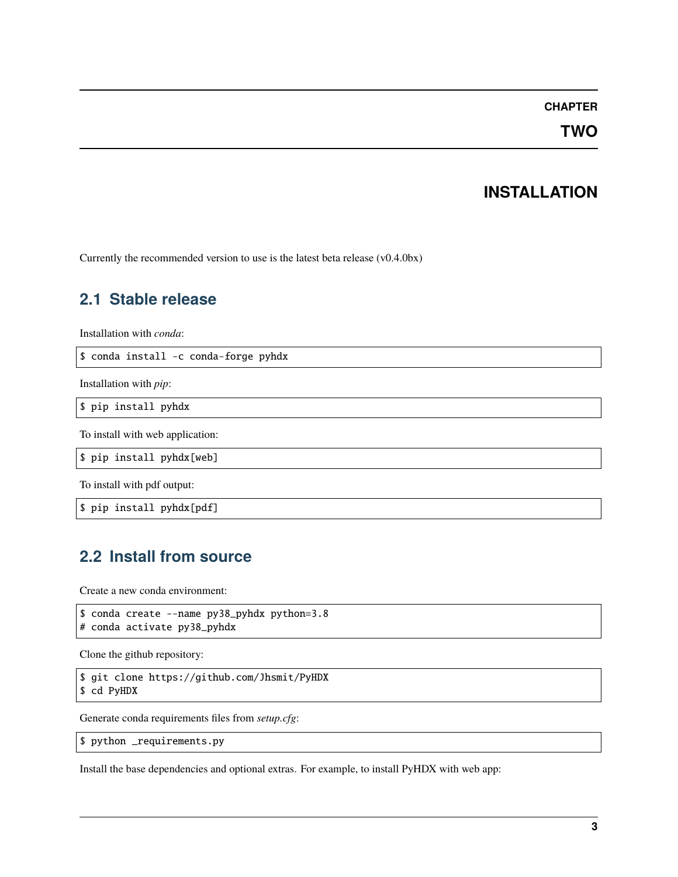# CHAPTER TWO

# INSTALLATION

Currently the recommended version to use is the latest beta release (v0.4.0bx)

## 2.1 Stable release

Installation with *conda*:

```
$ conda install -c conda-forge pyhdx
```

Installation with *pip*:

```
$ pip install pyhdx
```

To install with web application:

```
$ pip install pyhdx[web]
```

To install with pdf output:

```
$ pip install pyhdx[pdf]
```

## 2.2 Install from source

Create a new conda environment:

```
$ conda create --name py38_pyhdx python=3.8
# conda activate py38_pyhdx
```

Clone the github repository:

```
$ git clone https://github.com/Jhsmit/PyHDX
$ cd PyHDX
```

Generate conda requirements files from *setup.cfg*:

```
$ python _requirements.py
```

Install the base dependencies and optional extras. For example, to install PyHDX with web app: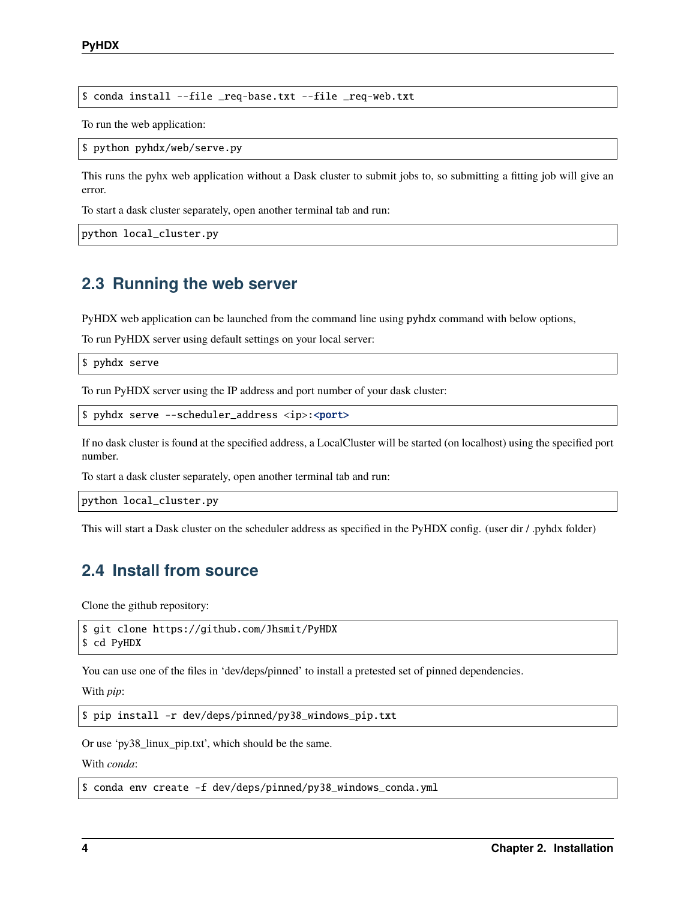```
$ conda install --file _req-base.txt --file _req-web.txt
```

To run the web application:

```
$ python pyhdx/web/serve.py
```

This runs the pyhx web application without a Dask cluster to submit jobs to, so submitting a fitting job will give an error.

To start a dask cluster separately, open another terminal tab and run:

```
python local_cluster.py
```

## 2.3 Running the web server

PyHDX web application can be launched from the command line using `pyhdx` command with below options,

To run PyHDX server using default settings on your local server:

```
$ pyhdx serve
```

To run PyHDX server using the IP address and port number of your dask cluster:

```
$ pyhdx serve --scheduler_address <ip>:<port>
```

If no dask cluster is found at the specified address, a LocalCluster will be started (on localhost) using the specified port number.

To start a dask cluster separately, open another terminal tab and run:

```
python local_cluster.py
```

This will start a Dask cluster on the scheduler address as specified in the PyHDX config. (user dir / .pyhdx folder)

## 2.4 Install from source

Clone the github repository:

```
$ git clone https://github.com/Jhsmit/PyHDX
$ cd PyHDX
```

You can use one of the files in 'dev/deps/pinned' to install a pretested set of pinned dependencies.

With *pip*:

```
$ pip install -r dev/deps/pinned/py38_windows_pip.txt
```

Or use 'py38_linux_pip.txt', which should be the same.

With *conda*:

```
$ conda env create -f dev/deps/pinned/py38_windows_conda.yml
```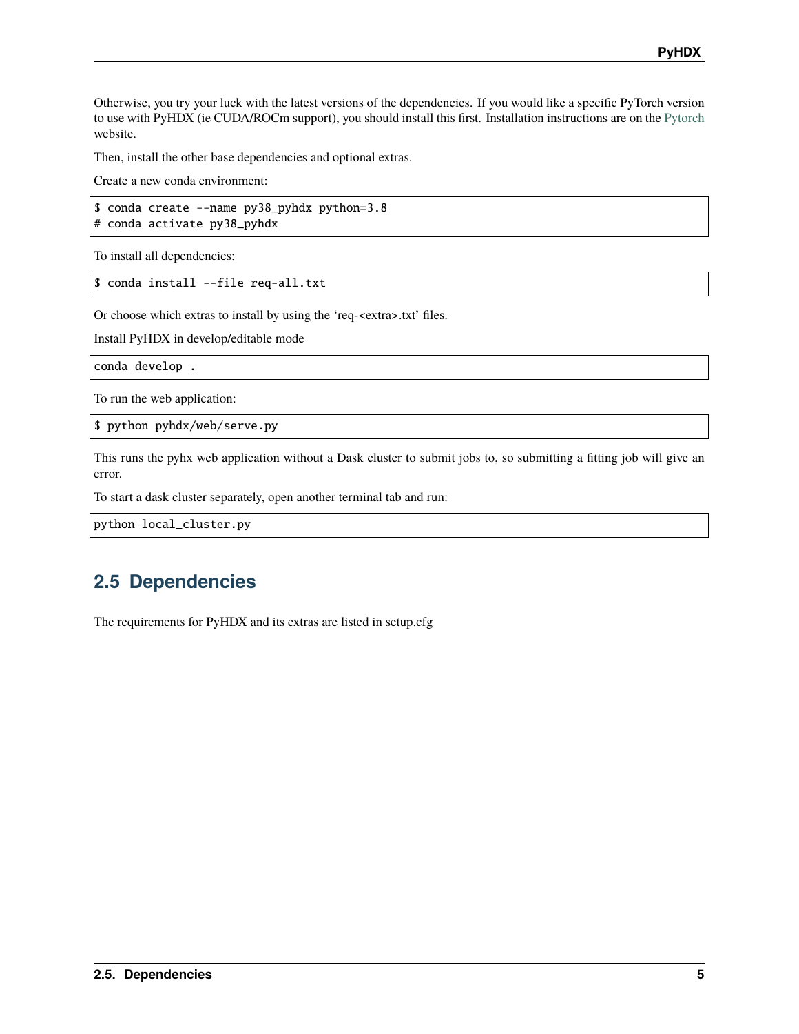Otherwise, you try your luck with the latest versions of the dependencies. If you would like a specific PyTorch version to use with PyHDX (ie CUDA/ROCm support), you should install this first. Installation instructions are on the Pytorch website.

Then, install the other base dependencies and optional extras.

Create a new conda environment:

```
$ conda create --name py38_pyhdx python=3.8
# conda activate py38_pyhdx
```

To install all dependencies:

```
$ conda install --file req-all.txt
```

Or choose which extras to install by using the 'req-<extra>.txt' files.

Install PyHDX in develop/editable mode

```
conda develop .
```

To run the web application:

```
$ python pyhdx/web/serve.py
```

This runs the pyhx web application without a Dask cluster to submit jobs to, so submitting a fitting job will give an error.

To start a dask cluster separately, open another terminal tab and run:

```
python local_cluster.py
```

## 2.5 Dependencies

The requirements for PyHDX and its extras are listed in setup.cfg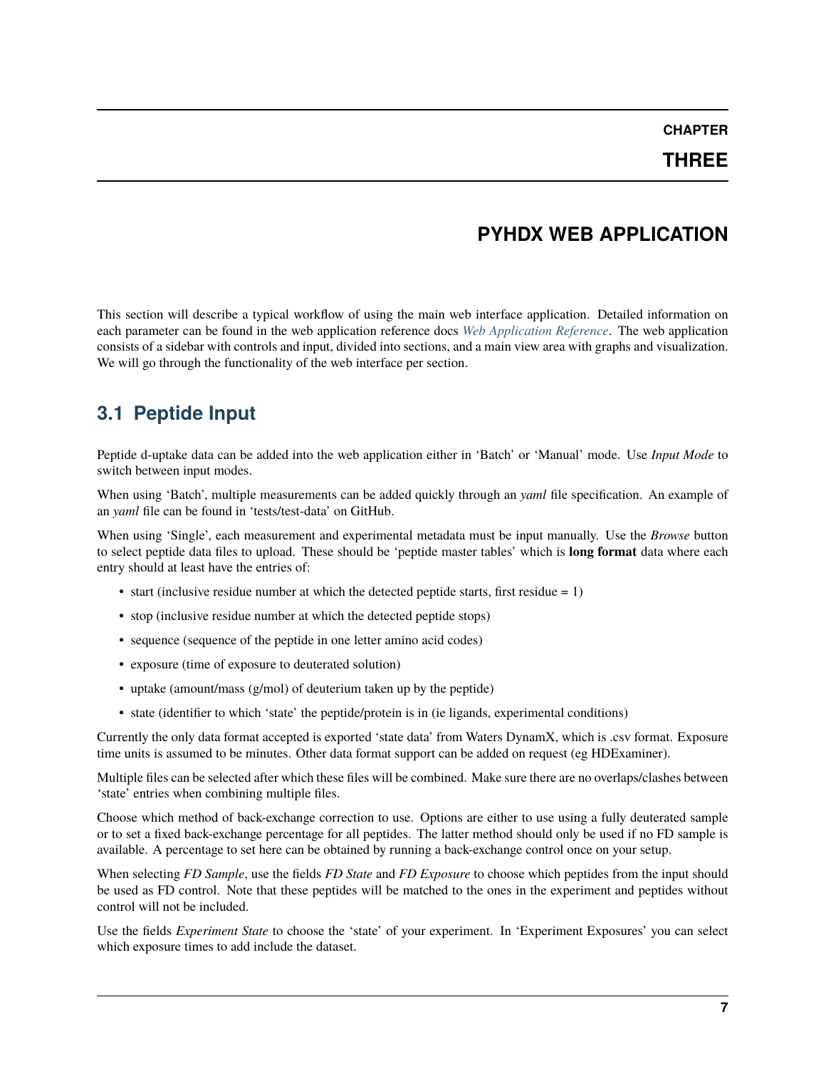# Chapter Three

# PYHDX WEB APPLICATION

This section will describe a typical workflow of using the main web interface application. Detailed information on each parameter can be found in the web application reference docs *Web Application Reference*. The web application consists of a sidebar with controls and input, divided into sections, and a main view area with graphs and visualization. We will go through the functionality of the web interface per section.

## 3.1 Peptide Input

Peptide d-uptake data can be added into the web application either in 'Batch' or 'Manual' mode. Use *Input Mode* to switch between input modes.

When using 'Batch', multiple measurements can be added quickly through an *yaml* file specification. An example of an *yaml* file can be found in 'tests/test-data' on GitHub.

When using 'Single', each measurement and experimental metadata must be input manually. Use the *Browse* button to select peptide data files to upload. These should be 'peptide master tables' which is **long format** data where each entry should at least have the entries of:

- start (inclusive residue number at which the detected peptide starts, first residue = 1)
- stop (inclusive residue number at which the detected peptide stops)
- sequence (sequence of the peptide in one letter amino acid codes)
- exposure (time of exposure to deuterated solution)
- uptake (amount/mass (g/mol) of deuterium taken up by the peptide)
- state (identifier to which 'state' the peptide/protein is in (ie ligands, experimental conditions)

Currently the only data format accepted is exported 'state data' from Waters DynamX, which is .csv format. Exposure time units is assumed to be minutes. Other data format support can be added on request (eg HDExaminer).

Multiple files can be selected after which these files will be combined. Make sure there are no overlaps/clashes between 'state' entries when combining multiple files.

Choose which method of back-exchange correction to use. Options are either to use using a fully deuterated sample or to set a fixed back-exchange percentage for all peptides. The latter method should only be used if no FD sample is available. A percentage to set here can be obtained by running a back-exchange control once on your setup.

When selecting *FD Sample*, use the fields *FD State* and *FD Exposure* to choose which peptides from the input should be used as FD control. Note that these peptides will be matched to the ones in the experiment and peptides without control will not be included.

Use the fields *Experiment State* to choose the 'state' of your experiment. In 'Experiment Exposures' you can select which exposure times to add include the dataset.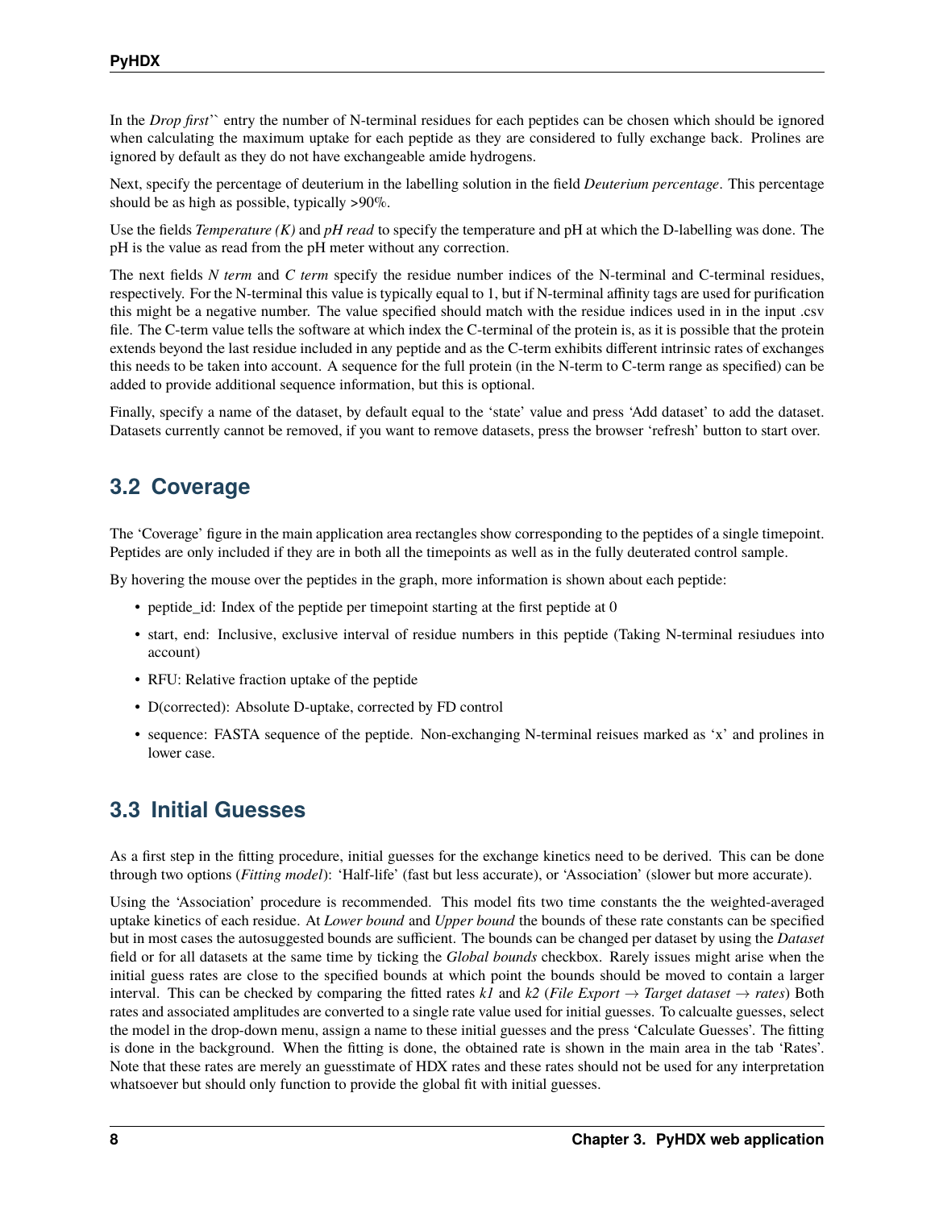In the *Drop first*`` entry the number of N-terminal residues for each peptides can be chosen which should be ignored when calculating the maximum uptake for each peptide as they are considered to fully exchange back. Prolines are ignored by default as they do not have exchangeable amide hydrogens.

Next, specify the percentage of deuterium in the labelling solution in the field *Deuterium percentage*. This percentage should be as high as possible, typically >90%.

Use the fields *Temperature (K)* and *pH read* to specify the temperature and pH at which the D-labelling was done. The pH is the value as read from the pH meter without any correction.

The next fields *N term* and *C term* specify the residue number indices of the N-terminal and C-terminal residues, respectively. For the N-terminal this value is typically equal to 1, but if N-terminal affinity tags are used for purification this might be a negative number. The value specified should match with the residue indices used in in the input .csv file. The C-term value tells the software at which index the C-terminal of the protein is, as it is possible that the protein extends beyond the last residue included in any peptide and as the C-term exhibits different intrinsic rates of exchanges this needs to be taken into account. A sequence for the full protein (in the N-term to C-term range as specified) can be added to provide additional sequence information, but this is optional.

Finally, specify a name of the dataset, by default equal to the 'state' value and press 'Add dataset' to add the dataset. Datasets currently cannot be removed, if you want to remove datasets, press the browser 'refresh' button to start over.

## 3.2 Coverage

The 'Coverage' figure in the main application area rectangles show corresponding to the peptides of a single timepoint. Peptides are only included if they are in both all the timepoints as well as in the fully deuterated control sample.

By hovering the mouse over the peptides in the graph, more information is shown about each peptide:

- peptide_id: Index of the peptide per timepoint starting at the first peptide at 0
- start, end: Inclusive, exclusive interval of residue numbers in this peptide (Taking N-terminal resiudues into account)
- RFU: Relative fraction uptake of the peptide
- D(corrected): Absolute D-uptake, corrected by FD control
- sequence: FASTA sequence of the peptide. Non-exchanging N-terminal reisues marked as 'x' and prolines in lower case.

## 3.3 Initial Guesses

As a first step in the fitting procedure, initial guesses for the exchange kinetics need to be derived. This can be done through two options (*Fitting model*): 'Half-life' (fast but less accurate), or 'Association' (slower but more accurate).

Using the 'Association' procedure is recommended. This model fits two time constants the the weighted-averaged uptake kinetics of each residue. At *Lower bound* and *Upper bound* the bounds of these rate constants can be specified but in most cases the autosuggested bounds are sufficient. The bounds can be changed per dataset by using the *Dataset* field or for all datasets at the same time by ticking the *Global bounds* checkbox. Rarely issues might arise when the initial guess rates are close to the specified bounds at which point the bounds should be moved to contain a larger interval. This can be checked by comparing the fitted rates *k1* and *k2* (*File Export → Target dataset → rates*) Both rates and associated amplitudes are converted to a single rate value used for initial guesses. To calcualte guesses, select the model in the drop-down menu, assign a name to these initial guesses and the press 'Calculate Guesses'. The fitting is done in the background. When the fitting is done, the obtained rate is shown in the main area in the tab 'Rates'. Note that these rates are merely an guesstimate of HDX rates and these rates should not be used for any interpretation whatsoever but should only function to provide the global fit with initial guesses.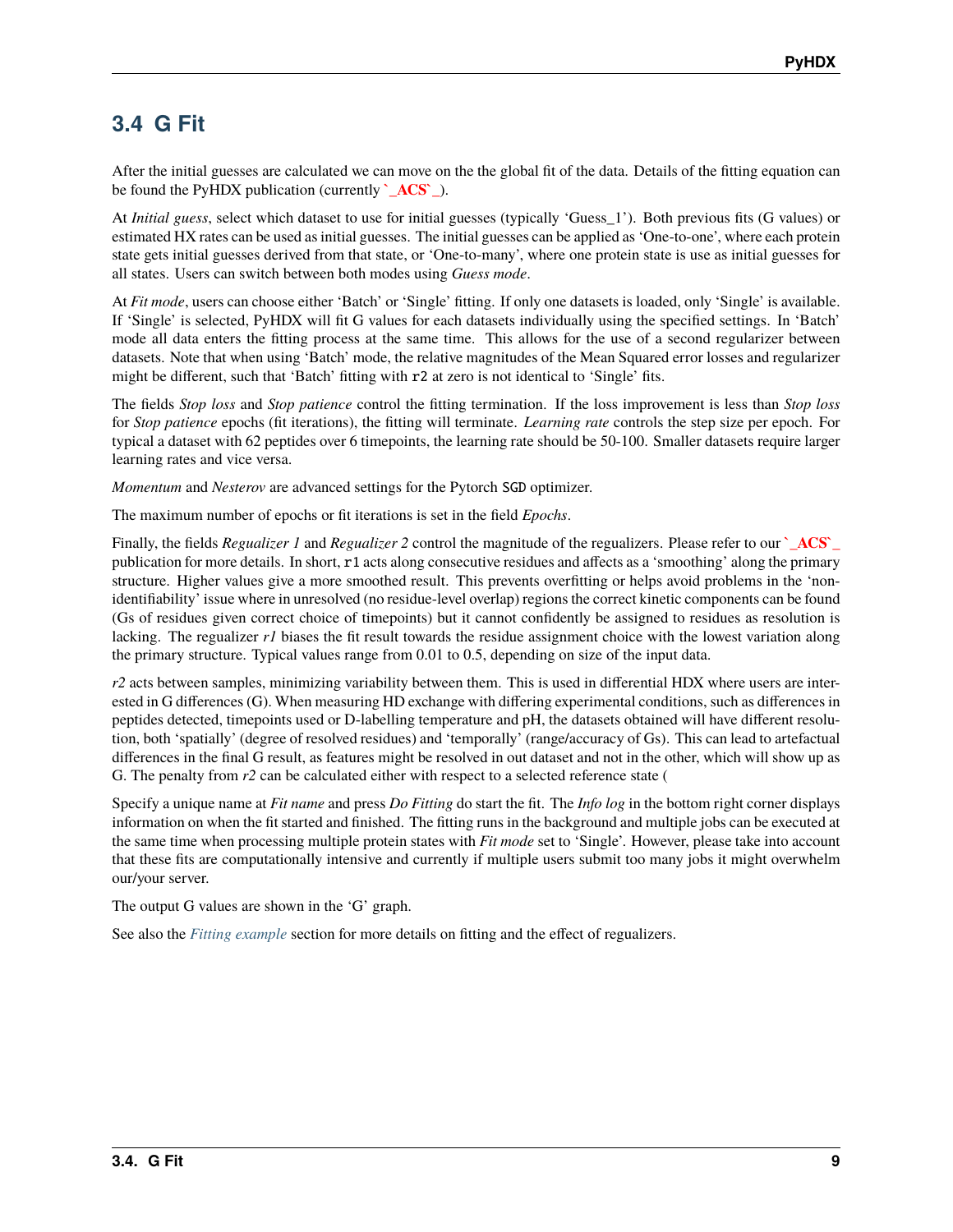## 3.4 G Fit

After the initial guesses are calculated we can move on the the global fit of the data. Details of the fitting equation can be found the PyHDX publication (currently `_ACS`_).

At *Initial guess*, select which dataset to use for initial guesses (typically 'Guess_1'). Both previous fits (G values) or estimated HX rates can be used as initial guesses. The initial guesses can be applied as 'One-to-one', where each protein state gets initial guesses derived from that state, or 'One-to-many', where one protein state is use as initial guesses for all states. Users can switch between both modes using *Guess mode*.

At *Fit mode*, users can choose either 'Batch' or 'Single' fitting. If only one datasets is loaded, only 'Single' is available. If 'Single' is selected, PyHDX will fit G values for each datasets individually using the specified settings. In 'Batch' mode all data enters the fitting process at the same time. This allows for the use of a second regularizer between datasets. Note that when using 'Batch' mode, the relative magnitudes of the Mean Squared error losses and regularizer might be different, such that 'Batch' fitting with `r2` at zero is not identical to 'Single' fits.

The fields *Stop loss* and *Stop patience* control the fitting termination. If the loss improvement is less than *Stop loss* for *Stop patience* epochs (fit iterations), the fitting will terminate. *Learning rate* controls the step size per epoch. For typical a dataset with 62 peptides over 6 timepoints, the learning rate should be 50-100. Smaller datasets require larger learning rates and vice versa.

*Momentum* and *Nesterov* are advanced settings for the Pytorch `SGD` optimizer.

The maximum number of epochs or fit iterations is set in the field *Epochs*.

Finally, the fields *Regualizer 1* and *Regualizer 2* control the magnitude of the regualizers. Please refer to our `_ACS`_ publication for more details. In short, `r1` acts along consecutive residues and affects as a 'smoothing' along the primary structure. Higher values give a more smoothed result. This prevents overfitting or helps avoid problems in the 'non-identifiability' issue where in unresolved (no residue-level overlap) regions the correct kinetic components can be found (Gs of residues given correct choice of timepoints) but it cannot confidently be assigned to residues as resolution is lacking. The regualizer *r1* biases the fit result towards the residue assignment choice with the lowest variation along the primary structure. Typical values range from 0.01 to 0.5, depending on size of the input data.

*r2* acts between samples, minimizing variability between them. This is used in differential HDX where users are interested in G differences (G). When measuring HD exchange with differing experimental conditions, such as differences in peptides detected, timepoints used or D-labelling temperature and pH, the datasets obtained will have different resolution, both 'spatially' (degree of resolved residues) and 'temporally' (range/accuracy of Gs). This can lead to artefactual differences in the final G result, as features might be resolved in out dataset and not in the other, which will show up as G. The penalty from *r2* can be calculated either with respect to a selected reference state (

Specify a unique name at *Fit name* and press *Do Fitting* do start the fit. The *Info log* in the bottom right corner displays information on when the fit started and finished. The fitting runs in the background and multiple jobs can be executed at the same time when processing multiple protein states with *Fit mode* set to 'Single'. However, please take into account that these fits are computationally intensive and currently if multiple users submit too many jobs it might overwhelm our/your server.

The output G values are shown in the 'G' graph.

See also the *Fitting example* section for more details on fitting and the effect of regualizers.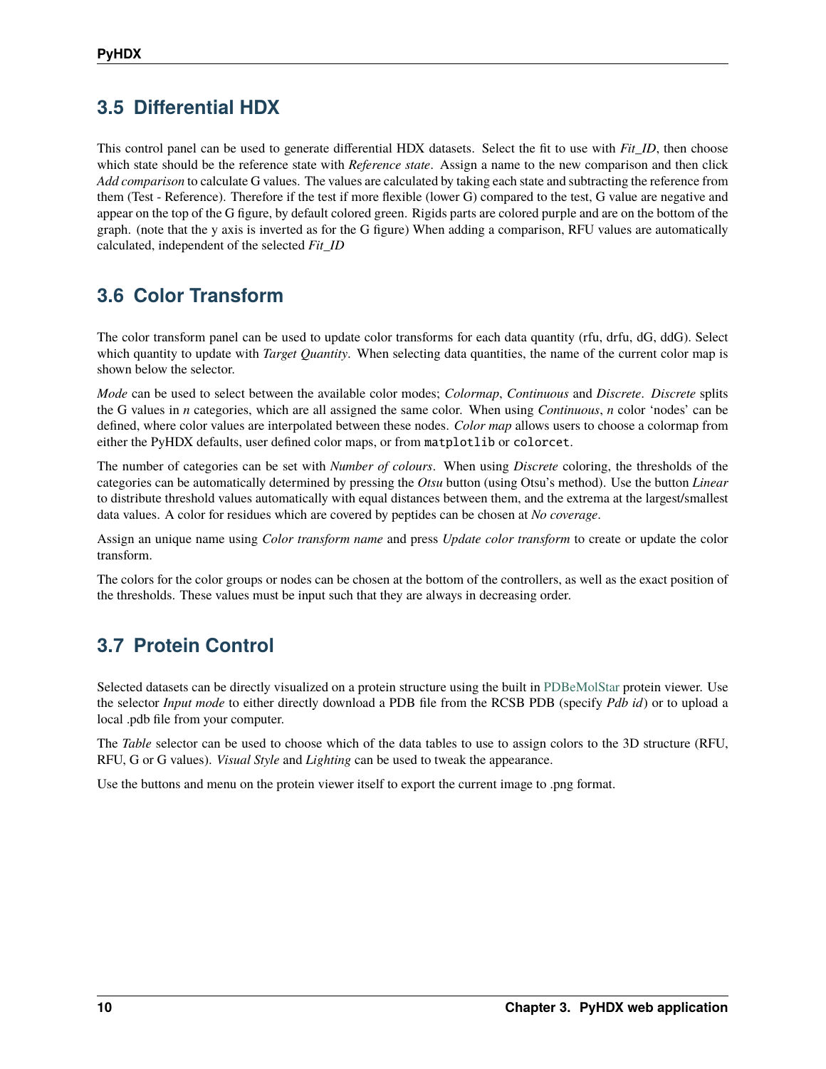## 3.5 Differential HDX

This control panel can be used to generate differential HDX datasets. Select the fit to use with *Fit_ID*, then choose which state should be the reference state with *Reference state*. Assign a name to the new comparison and then click *Add comparison* to calculate G values. The values are calculated by taking each state and subtracting the reference from them (Test - Reference). Therefore if the test if more flexible (lower G) compared to the test, G value are negative and appear on the top of the G figure, by default colored green. Rigids parts are colored purple and are on the bottom of the graph. (note that the y axis is inverted as for the G figure) When adding a comparison, RFU values are automatically calculated, independent of the selected *Fit_ID*

## 3.6 Color Transform

The color transform panel can be used to update color transforms for each data quantity (rfu, drfu, dG, ddG). Select which quantity to update with *Target Quantity*. When selecting data quantities, the name of the current color map is shown below the selector.

*Mode* can be used to select between the available color modes; *Colormap*, *Continuous* and *Discrete*. *Discrete* splits the G values in *n* categories, which are all assigned the same color. When using *Continuous*, *n* color 'nodes' can be defined, where color values are interpolated between these nodes. *Color map* allows users to choose a colormap from either the PyHDX defaults, user defined color maps, or from `matplotlib` or `colorcet`.

The number of categories can be set with *Number of colours*. When using *Discrete* coloring, the thresholds of the categories can be automatically determined by pressing the *Otsu* button (using Otsu's method). Use the button *Linear* to distribute threshold values automatically with equal distances between them, and the extrema at the largest/smallest data values. A color for residues which are covered by peptides can be chosen at *No coverage*.

Assign an unique name using *Color transform name* and press *Update color transform* to create or update the color transform.

The colors for the color groups or nodes can be chosen at the bottom of the controllers, as well as the exact position of the thresholds. These values must be input such that they are always in decreasing order.

## 3.7 Protein Control

Selected datasets can be directly visualized on a protein structure using the built in PDBeMolStar protein viewer. Use the selector *Input mode* to either directly download a PDB file from the RCSB PDB (specify *Pdb id*) or to upload a local .pdb file from your computer.

The *Table* selector can be used to choose which of the data tables to use to assign colors to the 3D structure (RFU, RFU, G or G values). *Visual Style* and *Lighting* can be used to tweak the appearance.

Use the buttons and menu on the protein viewer itself to export the current image to .png format.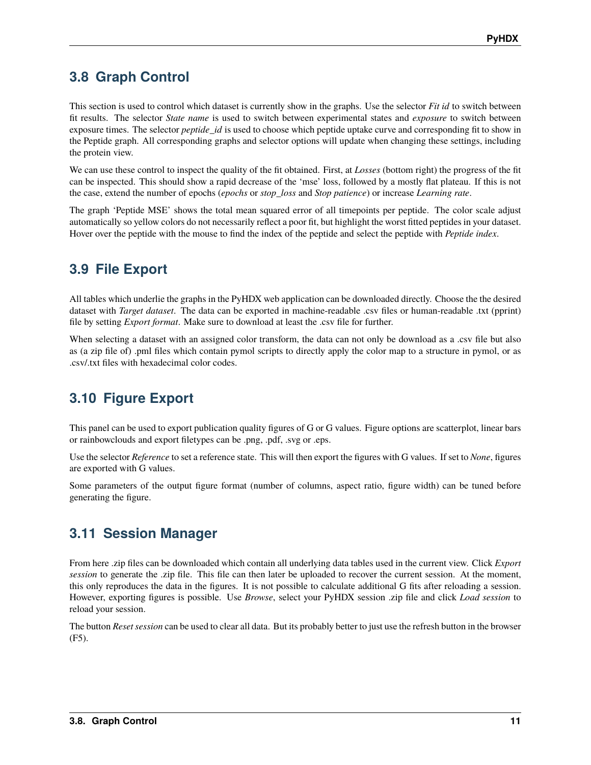## 3.8 Graph Control

This section is used to control which dataset is currently show in the graphs. Use the selector *Fit id* to switch between fit results. The selector *State name* is used to switch between experimental states and *exposure* to switch between exposure times. The selector *peptide_id* is used to choose which peptide uptake curve and corresponding fit to show in the Peptide graph. All corresponding graphs and selector options will update when changing these settings, including the protein view.

We can use these control to inspect the quality of the fit obtained. First, at *Losses* (bottom right) the progress of the fit can be inspected. This should show a rapid decrease of the 'mse' loss, followed by a mostly flat plateau. If this is not the case, extend the number of epochs (*epochs* or *stop_loss* and *Stop patience*) or increase *Learning rate*.

The graph 'Peptide MSE' shows the total mean squared error of all timepoints per peptide. The color scale adjust automatically so yellow colors do not necessarily reflect a poor fit, but highlight the worst fitted peptides in your dataset. Hover over the peptide with the mouse to find the index of the peptide and select the peptide with *Peptide index*.

## 3.9 File Export

All tables which underlie the graphs in the PyHDX web application can be downloaded directly. Choose the the desired dataset with *Target dataset*. The data can be exported in machine-readable .csv files or human-readable .txt (pprint) file by setting *Export format*. Make sure to download at least the .csv file for further.

When selecting a dataset with an assigned color transform, the data can not only be download as a .csv file but also as (a zip file of) .pml files which contain pymol scripts to directly apply the color map to a structure in pymol, or as .csv/.txt files with hexadecimal color codes.

## 3.10 Figure Export

This panel can be used to export publication quality figures of G or G values. Figure options are scatterplot, linear bars or rainbowclouds and export filetypes can be .png, .pdf, .svg or .eps.

Use the selector *Reference* to set a reference state. This will then export the figures with G values. If set to *None*, figures are exported with G values.

Some parameters of the output figure format (number of columns, aspect ratio, figure width) can be tuned before generating the figure.

## 3.11 Session Manager

From here .zip files can be downloaded which contain all underlying data tables used in the current view. Click *Export session* to generate the .zip file. This file can then later be uploaded to recover the current session. At the moment, this only reproduces the data in the figures. It is not possible to calculate additional G fits after reloading a session. However, exporting figures is possible. Use *Browse*, select your PyHDX session .zip file and click *Load session* to reload your session.

The button *Reset session* can be used to clear all data. But its probably better to just use the refresh button in the browser (F5).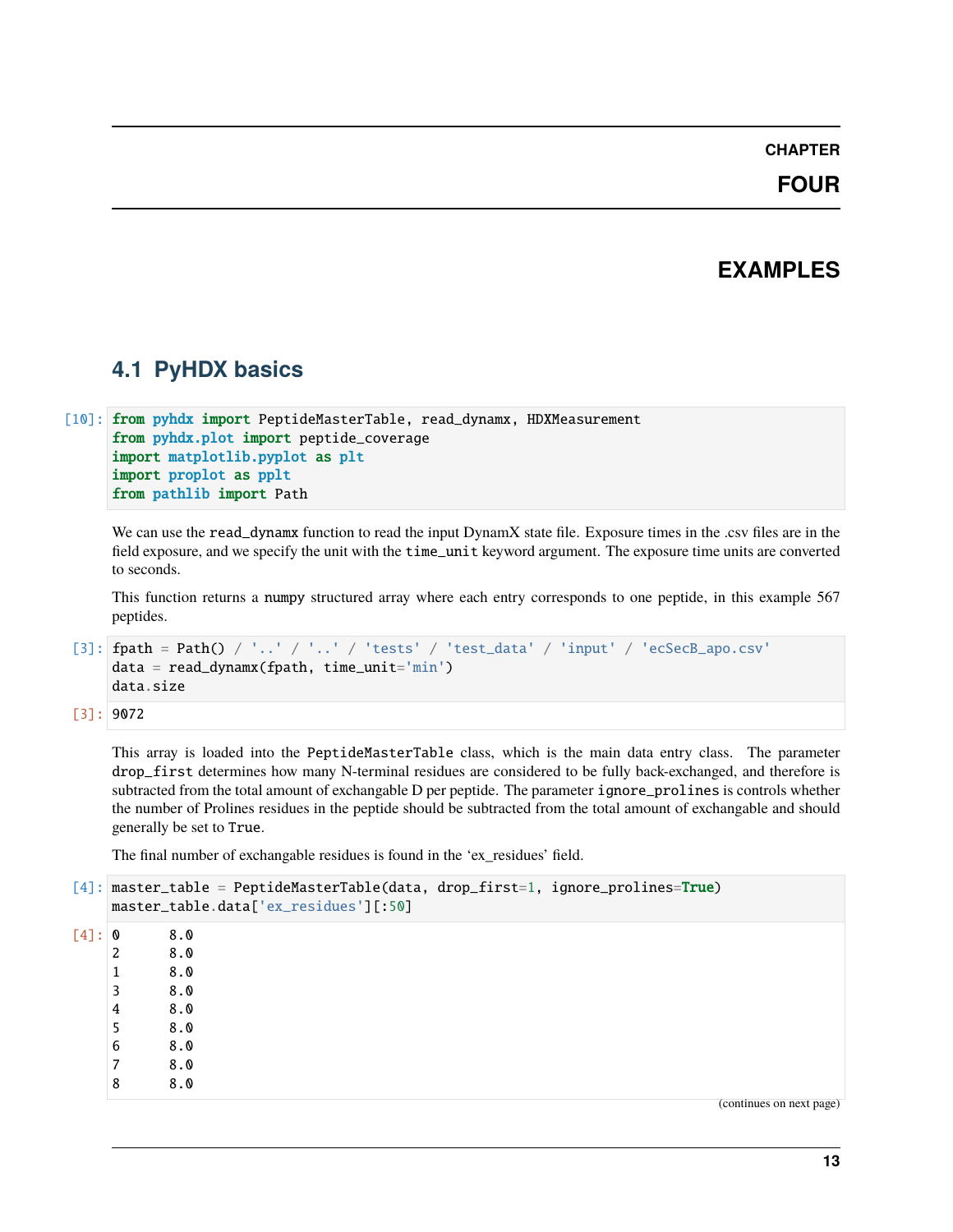# CHAPTER FOUR

# EXAMPLES

## 4.1 PyHDX basics

```
[10]: from pyhdx import PeptideMasterTable, read_dynamx, HDXMeasurement
      from pyhdx.plot import peptide_coverage
      import matplotlib.pyplot as plt
      import proplot as pplt
      from pathlib import Path
```

We can use the `read_dynamx` function to read the input DynamX state file. Exposure times in the .csv files are in the field exposure, and we specify the unit with the `time_unit` keyword argument. The exposure time units are converted to seconds.

This function returns a `numpy` structured array where each entry corresponds to one peptide, in this example 567 peptides.

```
[3]: fpath = Path() / '..' / '..' / 'tests' / 'test_data' / 'input' / 'ecSecB_apo.csv'
     data = read_dynamx(fpath, time_unit='min')
     data.size
```

```
[3]: 9072
```

This array is loaded into the `PeptideMasterTable` class, which is the main data entry class. The parameter `drop_first` determines how many N-terminal residues are considered to be fully back-exchanged, and therefore is subtracted from the total amount of exchangable D per peptide. The parameter `ignore_prolines` is controls whether the number of Prolines residues in the peptide should be subtracted from the total amount of exchangable and should generally be set to `True`.

The final number of exchangable residues is found in the 'ex_residues' field.

```
[4]: master_table = PeptideMasterTable(data, drop_first=1, ignore_prolines=True)
     master_table.data['ex_residues'][:50]
```

```
[4]: 0      8.0
     2      8.0
     1      8.0
     3      8.0
     4      8.0
     5      8.0
     6      8.0
     7      8.0
     8      8.0
```

(continues on next page)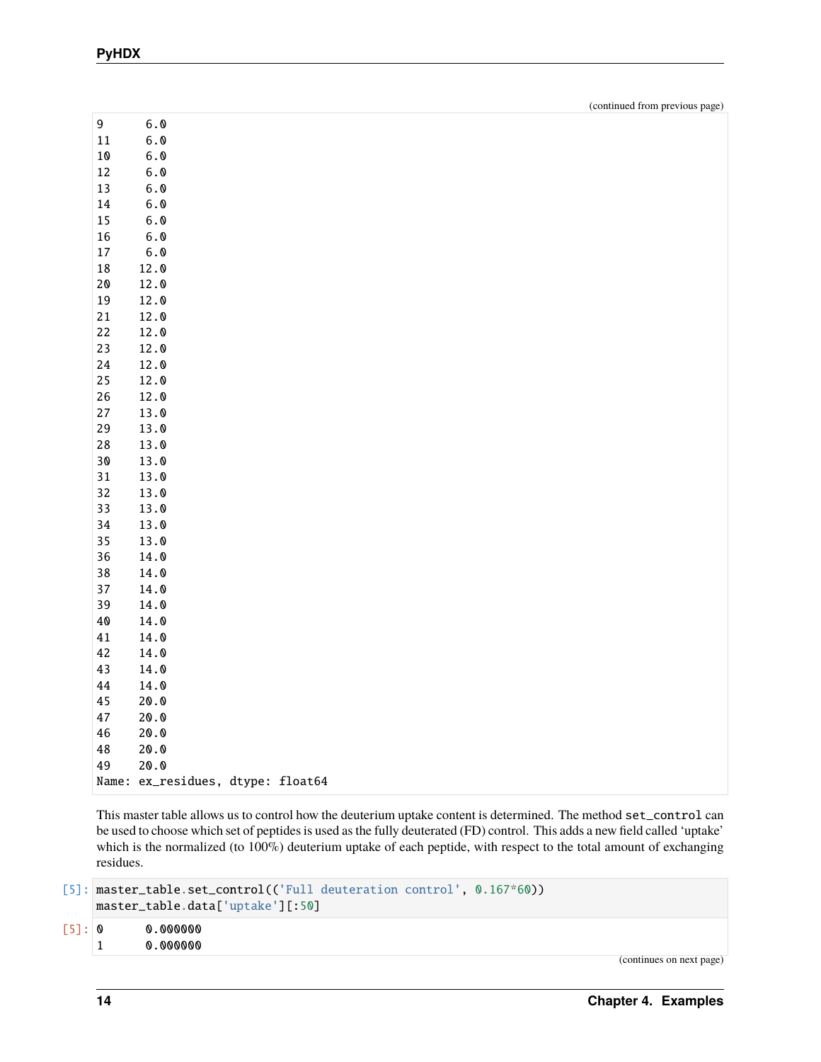(continued from previous page)

```
9       6.0
11      6.0
10      6.0
12      6.0
13      6.0
14      6.0
15      6.0
16      6.0
17      6.0
18     12.0
20     12.0
19     12.0
21     12.0
22     12.0
23     12.0
24     12.0
25     12.0
26     12.0
27     13.0
29     13.0
28     13.0
30     13.0
31     13.0
32     13.0
33     13.0
34     13.0
35     13.0
36     14.0
38     14.0
37     14.0
39     14.0
40     14.0
41     14.0
42     14.0
43     14.0
44     14.0
45     20.0
47     20.0
46     20.0
48     20.0
49     20.0
Name: ex_residues, dtype: float64
```

This master table allows us to control how the deuterium uptake content is determined. The method `set_control` can be used to choose which set of peptides is used as the fully deuterated (FD) control. This adds a new field called 'uptake' which is the normalized (to 100%) deuterium uptake of each peptide, with respect to the total amount of exchanging residues.

```
[5]: master_table.set_control(('Full deuteration control', 0.167*60))
     master_table.data['uptake'][:50]
```

```
[5]: 0       0.000000
     1       0.000000
```

(continues on next page)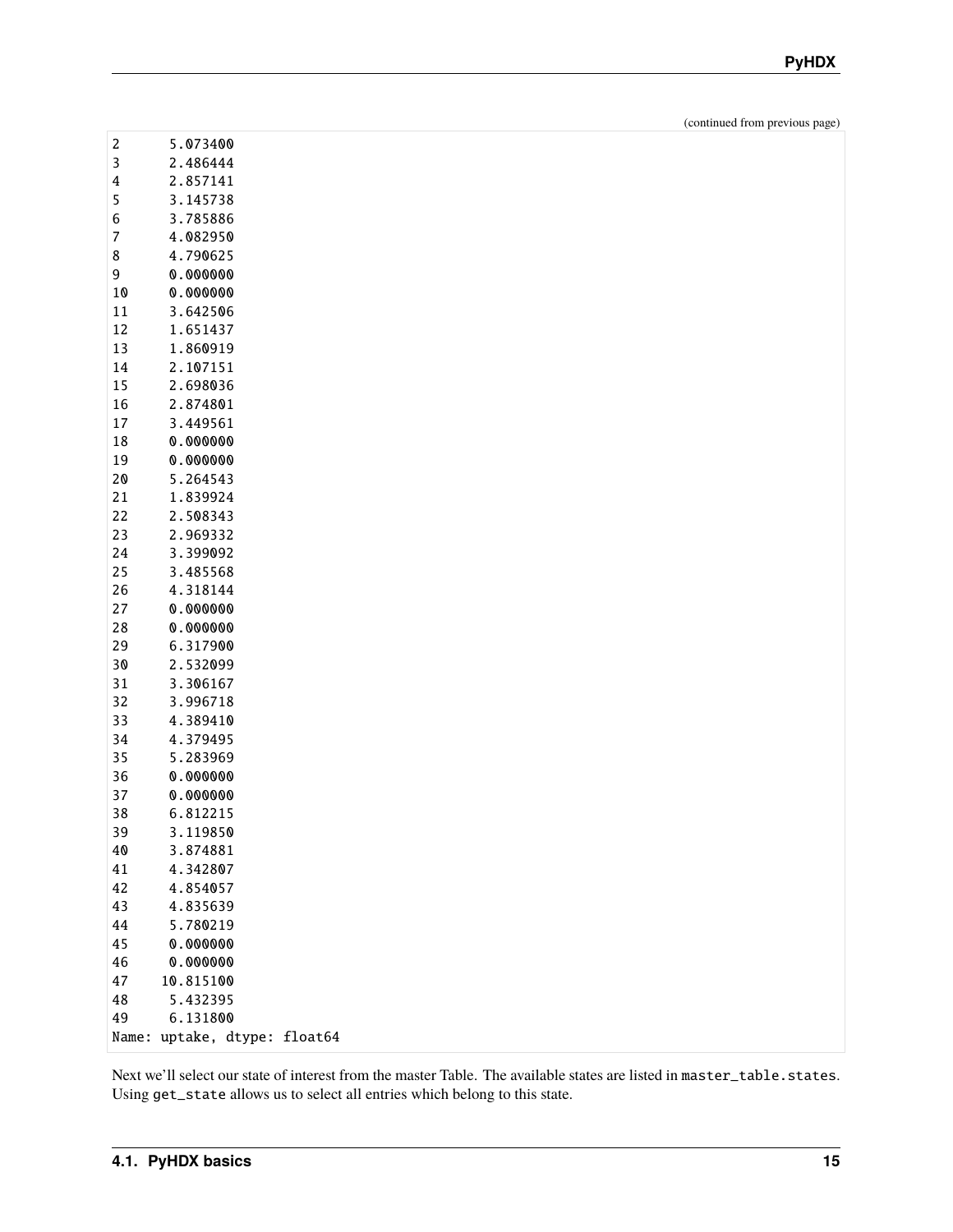(continued from previous page)

```
2      5.073400
3      2.486444
4      2.857141
5      3.145738
6      3.785886
7      4.082950
8      4.790625
9      0.000000
10     0.000000
11     3.642506
12     1.651437
13     1.860919
14     2.107151
15     2.698036
16     2.874801
17     3.449561
18     0.000000
19     0.000000
20     5.264543
21     1.839924
22     2.508343
23     2.969332
24     3.399092
25     3.485568
26     4.318144
27     0.000000
28     0.000000
29     6.317900
30     2.532099
31     3.306167
32     3.996718
33     4.389410
34     4.379495
35     5.283969
36     0.000000
37     0.000000
38     6.812215
39     3.119850
40     3.874881
41     4.342807
42     4.854057
43     4.835639
44     5.780219
45     0.000000
46     0.000000
47    10.815100
48     5.432395
49     6.131800
Name: uptake, dtype: float64
```

Next we'll select our state of interest from the master Table. The available states are listed in `master_table.states`. Using `get_state` allows us to select all entries which belong to this state.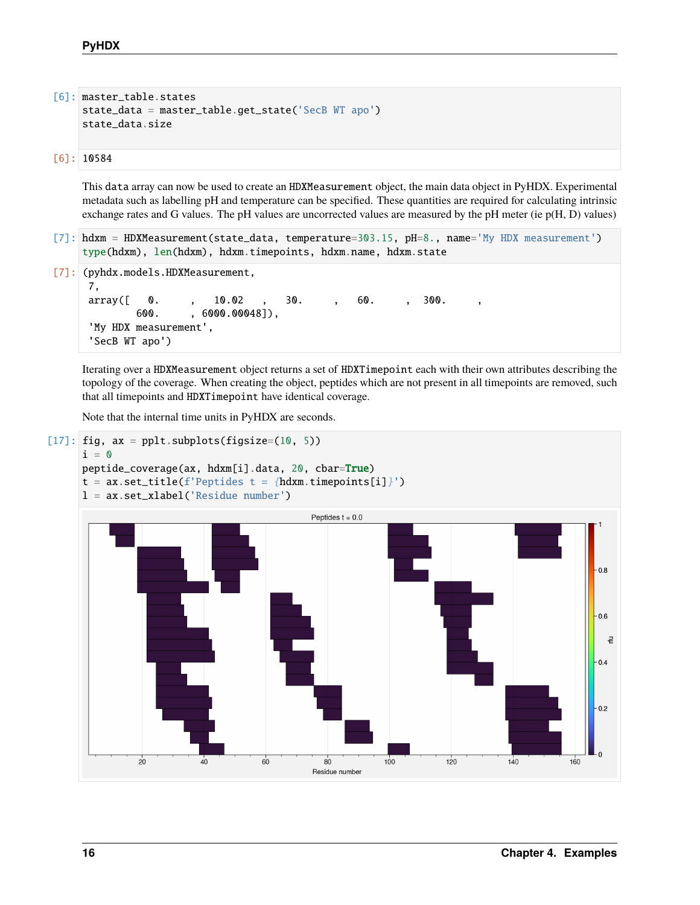```
[6]: master_table.states
     state_data = master_table.get_state('SecB WT apo')
     state_data.size
```

```
[6]: 10584
```

This data array can now be used to create an HDXMeasurement object, the main data object in PyHDX. Experimental metadata such as labelling pH and temperature can be specified. These quantities are required for calculating intrinsic exchange rates and G values. The pH values are uncorrected values are measured by the pH meter (ie p(H, D) values)

```
[7]: hdxm = HDXMeasurement(state_data, temperature=303.15, pH=8., name='My HDX measurement')
     type(hdxm), len(hdxm), hdxm.timepoints, hdxm.name, hdxm.state
```

```
[7]: (pyhdx.models.HDXMeasurement,
      7,
      array([   0.     ,   10.02   ,   30.     ,   60.     ,  300.     ,
              600.     , 6000.00048]),
      'My HDX measurement',
      'SecB WT apo')
```

Iterating over a HDXMeasurement object returns a set of HDXTimepoint each with their own attributes describing the topology of the coverage. When creating the object, peptides which are not present in all timepoints are removed, such that all timepoints and HDXTimepoint have identical coverage.

Note that the internal time units in PyHDX are seconds.

```
[17]: fig, ax = pplt.subplots(figsize=(10, 5))
      i = 0
      peptide_coverage(ax, hdxm[i].data, 20, cbar=True)
      t = ax.set_title(f'Peptides t = {hdxm.timepoints[i]}')
      l = ax.set_xlabel('Residue number')
```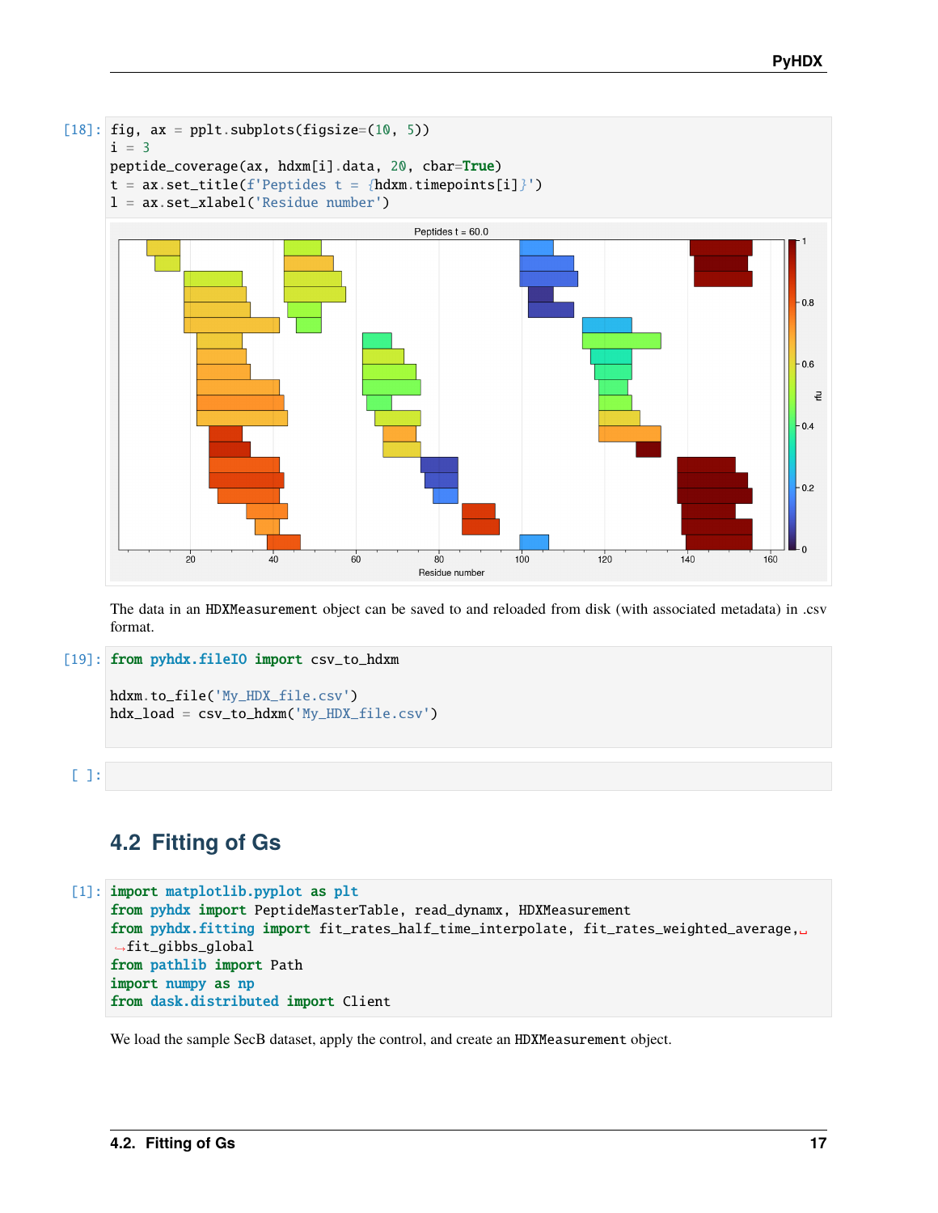```
[18]: fig, ax = pplt.subplots(figsize=(10, 5))
i = 3
peptide_coverage(ax, hdxm[i].data, 20, cbar=True)
t = ax.set_title(f'Peptides t = {hdxm.timepoints[i]}')
l = ax.set_xlabel('Residue number')
```

The data in an HDXMeasurement object can be saved to and reloaded from disk (with associated metadata) in .csv format.

```
[19]: from pyhdx.fileIO import csv_to_hdxm

hdxm.to_file('My_HDX_file.csv')
hdx_load = csv_to_hdxm('My_HDX_file.csv')
```

```
[ ]:
```

## 4.2 Fitting of Gs

```
[1]: import matplotlib.pyplot as plt
from pyhdx import PeptideMasterTable, read_dynamx, HDXMeasurement
from pyhdx.fitting import fit_rates_half_time_interpolate, fit_rates_weighted_average,
    fit_gibbs_global
from pathlib import Path
import numpy as np
from dask.distributed import Client
```

We load the sample SecB dataset, apply the control, and create an HDXMeasurement object.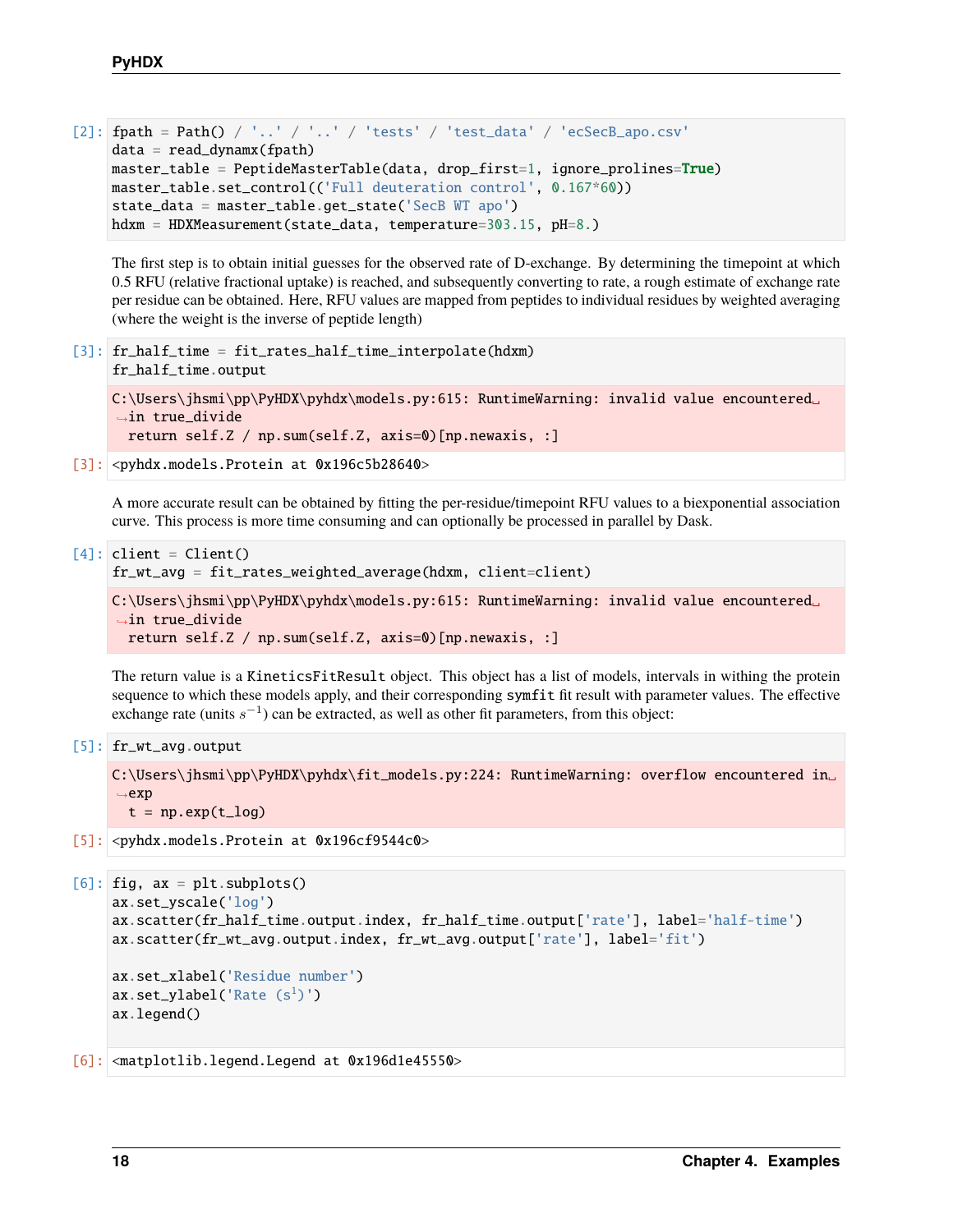```
[2]: fpath = Path() / '..' / '..' / 'tests' / 'test_data' / 'ecSecB_apo.csv'
data = read_dynamx(fpath)
master_table = PeptideMasterTable(data, drop_first=1, ignore_prolines=True)
master_table.set_control(('Full deuteration control', 0.167*60))
state_data = master_table.get_state('SecB WT apo')
hdxm = HDXMeasurement(state_data, temperature=303.15, pH=8.)
```

The first step is to obtain initial guesses for the observed rate of D-exchange. By determining the timepoint at which 0.5 RFU (relative fractional uptake) is reached, and subsequently converting to rate, a rough estimate of exchange rate per residue can be obtained. Here, RFU values are mapped from peptides to individual residues by weighted averaging (where the weight is the inverse of peptide length)

```
[3]: fr_half_time = fit_rates_half_time_interpolate(hdxm)
fr_half_time.output
```

```
C:\Users\jhsmi\pp\PyHDX\pyhdx\models.py:615: RuntimeWarning: invalid value encountered␣
↪in true_divide
  return self.Z / np.sum(self.Z, axis=0)[np.newaxis, :]
```

```
[3]: <pyhdx.models.Protein at 0x196c5b28640>
```

A more accurate result can be obtained by fitting the per-residue/timepoint RFU values to a biexponential association curve. This process is more time consuming and can optionally be processed in parallel by Dask.

```
[4]: client = Client()
fr_wt_avg = fit_rates_weighted_average(hdxm, client=client)
```

```
C:\Users\jhsmi\pp\PyHDX\pyhdx\models.py:615: RuntimeWarning: invalid value encountered␣
↪in true_divide
  return self.Z / np.sum(self.Z, axis=0)[np.newaxis, :]
```

The return value is a `KineticsFitResult` object. This object has a list of models, intervals in withing the protein sequence to which these models apply, and their corresponding `symfit` fit result with parameter values. The effective exchange rate (units $s^{-1}$) can be extracted, as well as other fit parameters, from this object:

```
[5]: fr_wt_avg.output
```

```
C:\Users\jhsmi\pp\PyHDX\pyhdx\fit_models.py:224: RuntimeWarning: overflow encountered in␣
↪exp
  t = np.exp(t_log)
```

```
[5]: <pyhdx.models.Protein at 0x196cf9544c0>
```

```
[6]: fig, ax = plt.subplots()
ax.set_yscale('log')
ax.scatter(fr_half_time.output.index, fr_half_time.output['rate'], label='half-time')
ax.scatter(fr_wt_avg.output.index, fr_wt_avg.output['rate'], label='fit')

ax.set_xlabel('Residue number')
ax.set_ylabel('Rate (s¹)')
ax.legend()
```

```
[6]: <matplotlib.legend.Legend at 0x196d1e45550>
```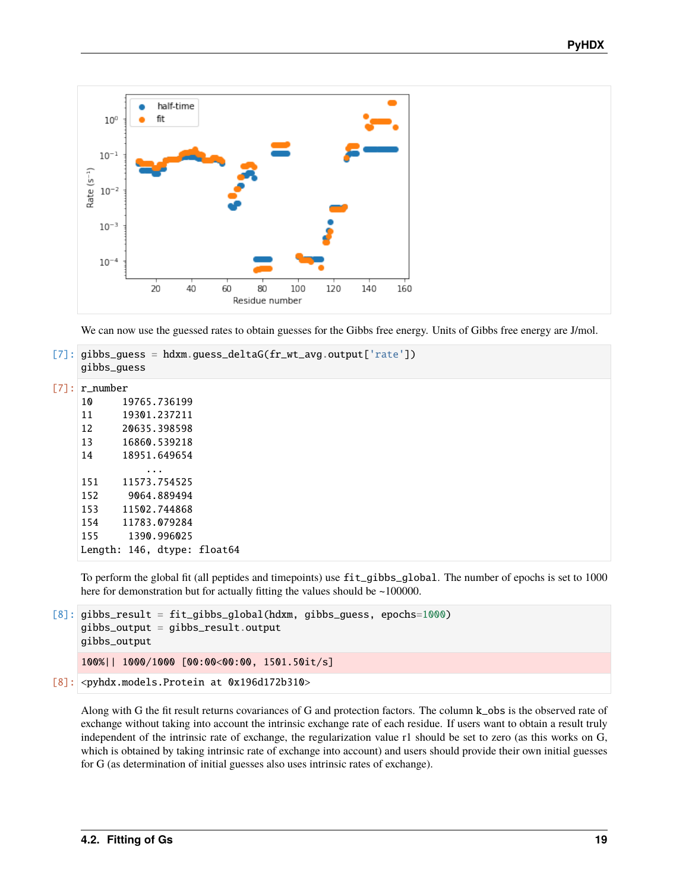We can now use the guessed rates to obtain guesses for the Gibbs free energy. Units of Gibbs free energy are J/mol.

```
[7]: gibbs_guess = hdxm.guess_deltaG(fr_wt_avg.output['rate'])
     gibbs_guess
```

```
[7]: r_number
10      19765.736199
11      19301.237211
12      20635.398598
13      16860.539218
14      18951.649654
            ...
151     11573.754525
152      9064.889494
153     11502.744868
154     11783.079284
155      1390.996025
Length: 146, dtype: float64
```

To perform the global fit (all peptides and timepoints) use `fit_gibbs_global`. The number of epochs is set to 1000 here for demonstration but for actually fitting the values should be ~100000.

```
[8]: gibbs_result = fit_gibbs_global(hdxm, gibbs_guess, epochs=1000)
     gibbs_output = gibbs_result.output
     gibbs_output
```

```
100%|| 1000/1000 [00:00<00:00, 1501.50it/s]
```

```
[8]: <pyhdx.models.Protein at 0x196d172b310>
```

Along with G the fit result returns covariances of G and protection factors. The column `k_obs` is the observed rate of exchange without taking into account the intrinsic exchange rate of each residue. If users want to obtain a result truly independent of the intrinsic rate of exchange, the regularization value r1 should be set to zero (as this works on G, which is obtained by taking intrinsic rate of exchange into account) and users should provide their own initial guesses for G (as determination of initial guesses also uses intrinsic rates of exchange).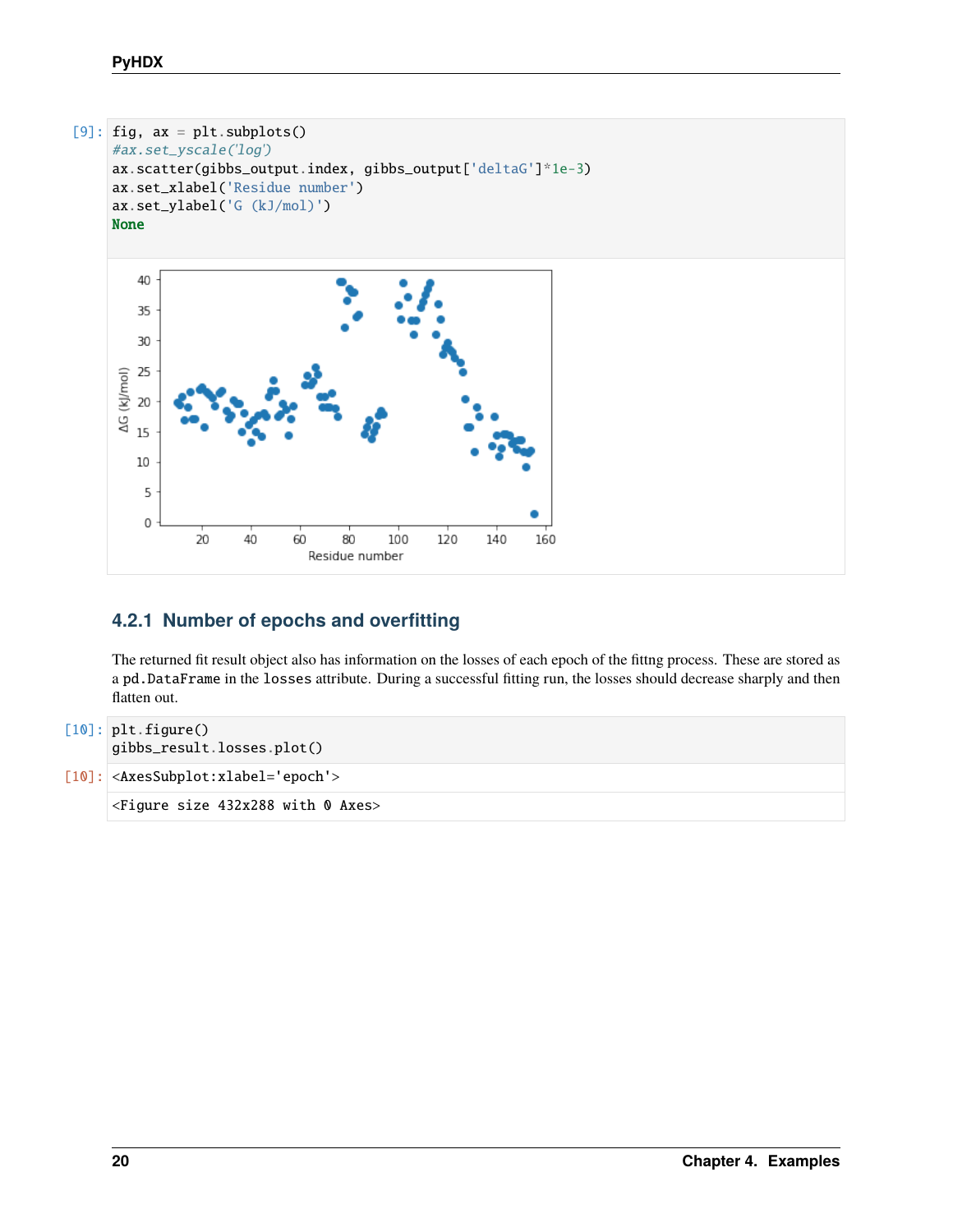```
[9]: fig, ax = plt.subplots()
     #ax.set_yscale('log')
     ax.scatter(gibbs_output.index, gibbs_output['deltaG']*1e-3)
     ax.set_xlabel('Residue number')
     ax.set_ylabel('G (kJ/mol)')
     None
```

### 4.2.1 Number of epochs and overfitting

The returned fit result object also has information on the losses of each epoch of the fittng process. These are stored as a `pd.DataFrame` in the `losses` attribute. During a successful fitting run, the losses should decrease sharply and then flatten out.

```
[10]: plt.figure()
      gibbs_result.losses.plot()
```

```
[10]: <AxesSubplot:xlabel='epoch'>
```

```
<Figure size 432x288 with 0 Axes>
```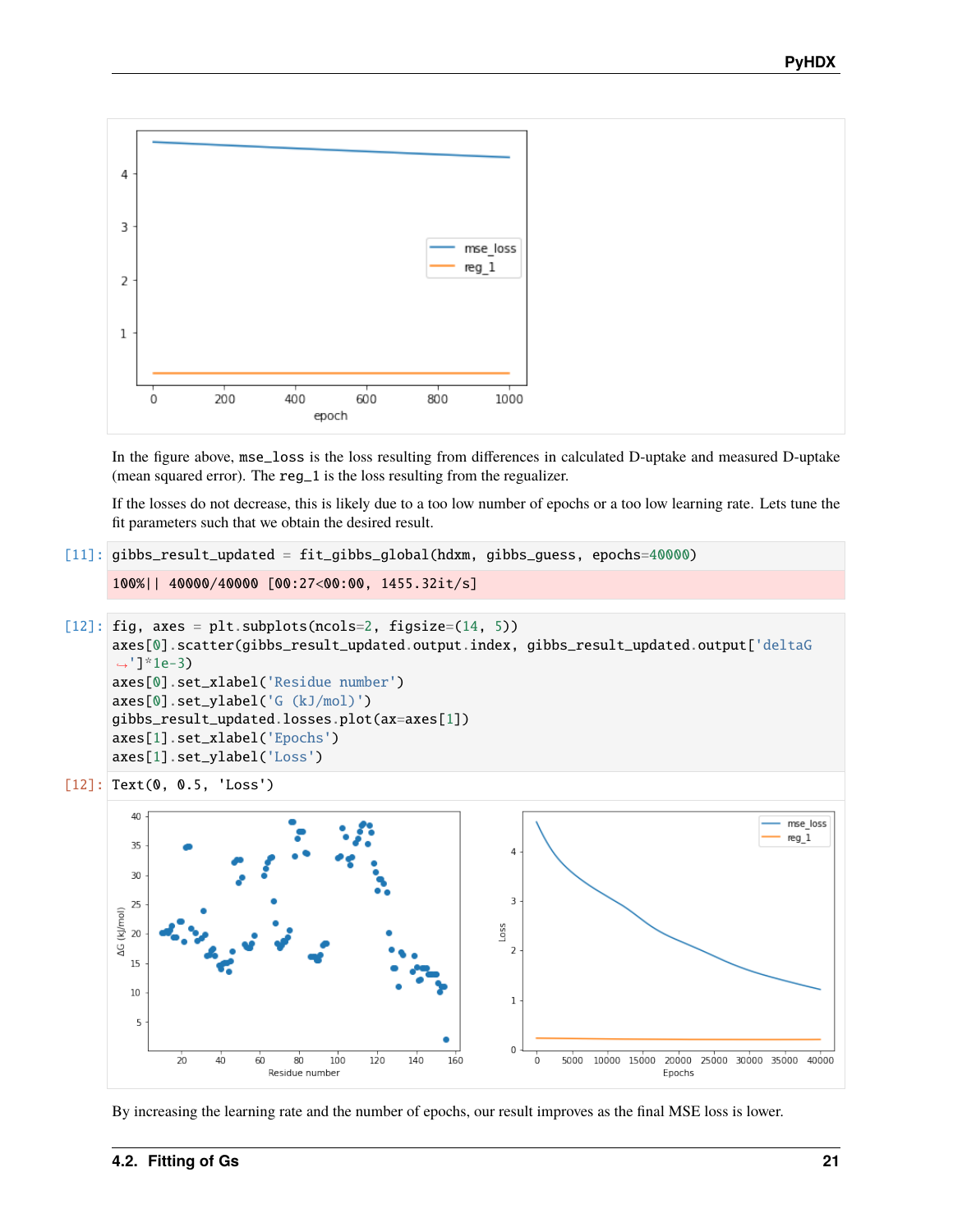In the figure above, `mse_loss` is the loss resulting from differences in calculated D-uptake and measured D-uptake (mean squared error). The `reg_1` is the loss resulting from the regualizer.

If the losses do not decrease, this is likely due to a too low number of epochs or a too low learning rate. Lets tune the fit parameters such that we obtain the desired result.

```
[11]: gibbs_result_updated = fit_gibbs_global(hdxm, gibbs_guess, epochs=40000)
```

```
100%|| 40000/40000 [00:27<00:00, 1455.32it/s]
```

```
[12]: fig, axes = plt.subplots(ncols=2, figsize=(14, 5))
axes[0].scatter(gibbs_result_updated.output.index, gibbs_result_updated.output['deltaG
↪']*1e-3)
axes[0].set_xlabel('Residue number')
axes[0].set_ylabel('G (kJ/mol)')
gibbs_result_updated.losses.plot(ax=axes[1])
axes[1].set_xlabel('Epochs')
axes[1].set_ylabel('Loss')
```

```
[12]: Text(0, 0.5, 'Loss')
```

By increasing the learning rate and the number of epochs, our result improves as the final MSE loss is lower.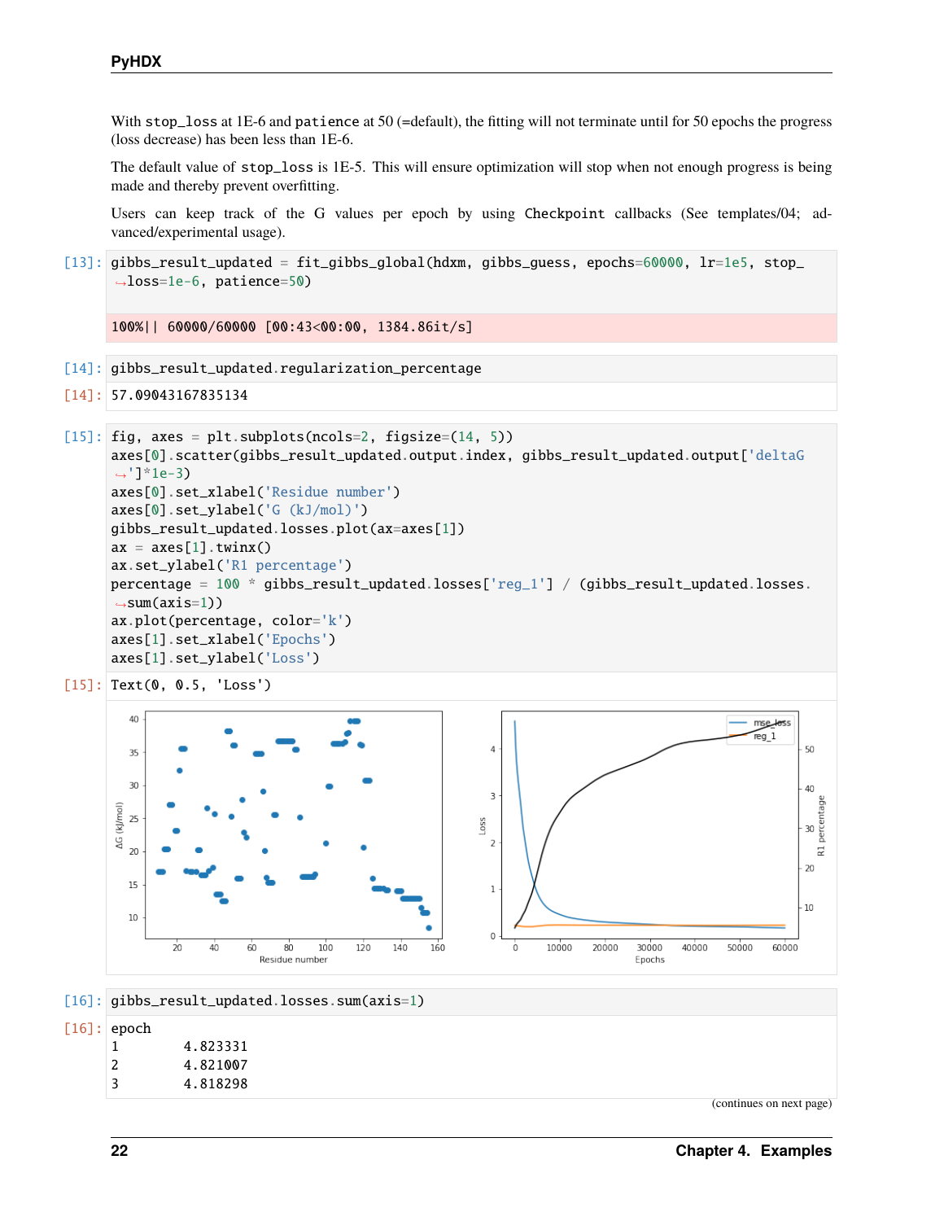With stop_loss at 1E-6 and patience at 50 (=default), the fitting will not terminate until for 50 epochs the progress (loss decrease) has been less than 1E-6.

The default value of stop_loss is 1E-5. This will ensure optimization will stop when not enough progress is being made and thereby prevent overfitting.

Users can keep track of the G values per epoch by using Checkpoint callbacks (See templates/04; advanced/experimental usage).

```
[13]: gibbs_result_updated = fit_gibbs_global(hdxm, gibbs_guess, epochs=60000, lr=1e5, stop_
      ↪loss=1e-6, patience=50)
```

```
100%|| 60000/60000 [00:43<00:00, 1384.86it/s]
```

```
[14]: gibbs_result_updated.regularization_percentage
```

```
[14]: 57.09043167835134
```

```
[15]: fig, axes = plt.subplots(ncols=2, figsize=(14, 5))
      axes[0].scatter(gibbs_result_updated.output.index, gibbs_result_updated.output['deltaG
      ↪']*1e-3)
      axes[0].set_xlabel('Residue number')
      axes[0].set_ylabel('G (kJ/mol)')
      gibbs_result_updated.losses.plot(ax=axes[1])
      ax = axes[1].twinx()
      ax.set_ylabel('R1 percentage')
      percentage = 100 * gibbs_result_updated.losses['reg_1'] / (gibbs_result_updated.losses.
      ↪sum(axis=1))
      ax.plot(percentage, color='k')
      axes[1].set_xlabel('Epochs')
      axes[1].set_ylabel('Loss')
```

```
[15]: Text(0, 0.5, 'Loss')
```

```
[16]: gibbs_result_updated.losses.sum(axis=1)
```

```
[16]: epoch
      1        4.823331
      2        4.821007
      3        4.818298
```

(continues on next page)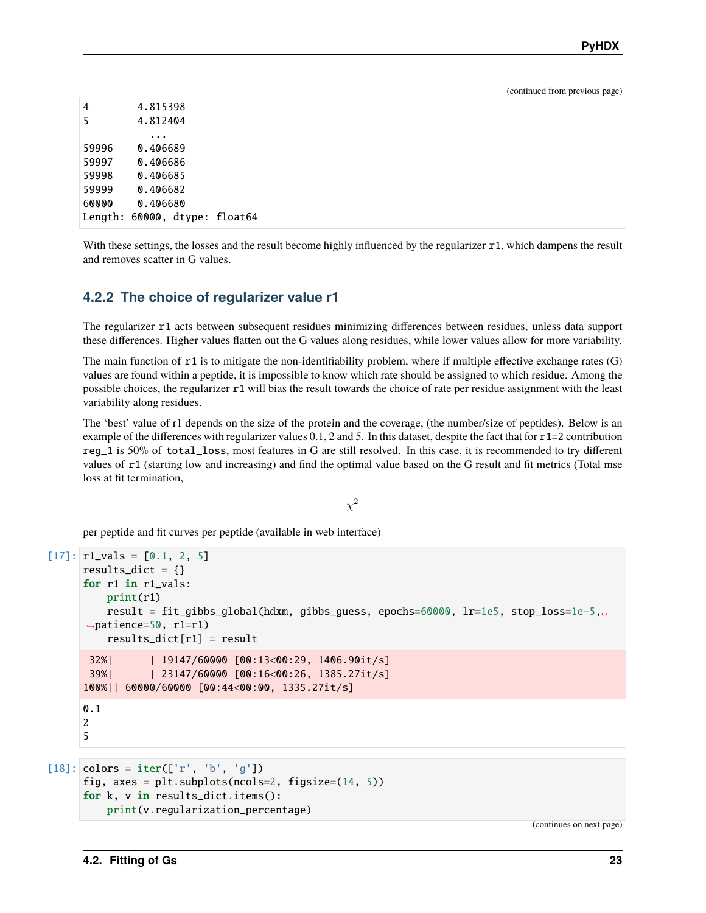(continued from previous page)

```
4        4.815398
5        4.812404
           ...
59996    0.406689
59997    0.406686
59998    0.406685
59999    0.406682
60000    0.406680
Length: 60000, dtype: float64
```

With these settings, the losses and the result become highly influenced by the regularizer r1, which dampens the result and removes scatter in G values.

### 4.2.2 The choice of regularizer value r1

The regularizer r1 acts between subsequent residues minimizing differences between residues, unless data support these differences. Higher values flatten out the G values along residues, while lower values allow for more variability.

The main function of r1 is to mitigate the non-identifiability problem, where if multiple effective exchange rates (G) values are found within a peptide, it is impossible to know which rate should be assigned to which residue. Among the possible choices, the regularizer r1 will bias the result towards the choice of rate per residue assignment with the least variability along residues.

The 'best' value of r1 depends on the size of the protein and the coverage, (the number/size of peptides). Below is an example of the differences with regularizer values 0.1, 2 and 5. In this dataset, despite the fact that for r1=2 contribution reg_1 is 50% of total_loss, most features in G are still resolved. In this case, it is recommended to try different values of r1 (starting low and increasing) and find the optimal value based on the G result and fit metrics (Total mse loss at fit termination,

$$\chi^2$$

per peptide and fit curves per peptide (available in web interface)

```
[17]: r1_vals = [0.1, 2, 5]
results_dict = {}
for r1 in r1_vals:
    print(r1)
    result = fit_gibbs_global(hdxm, gibbs_guess, epochs=60000, lr=1e5, stop_loss=1e-5,
 ↪patience=50, r1=r1)
    results_dict[r1] = result
```

```
 32%|      | 19147/60000 [00:13<00:29, 1406.90it/s]
 39%|      | 23147/60000 [00:16<00:26, 1385.27it/s]
100%|| 60000/60000 [00:44<00:00, 1335.27it/s]
```

```
0.1
2
5
```

```
[18]: colors = iter(['r', 'b', 'g'])
fig, axes = plt.subplots(ncols=2, figsize=(14, 5))
for k, v in results_dict.items():
    print(v.regularization_percentage)
```

(continues on next page)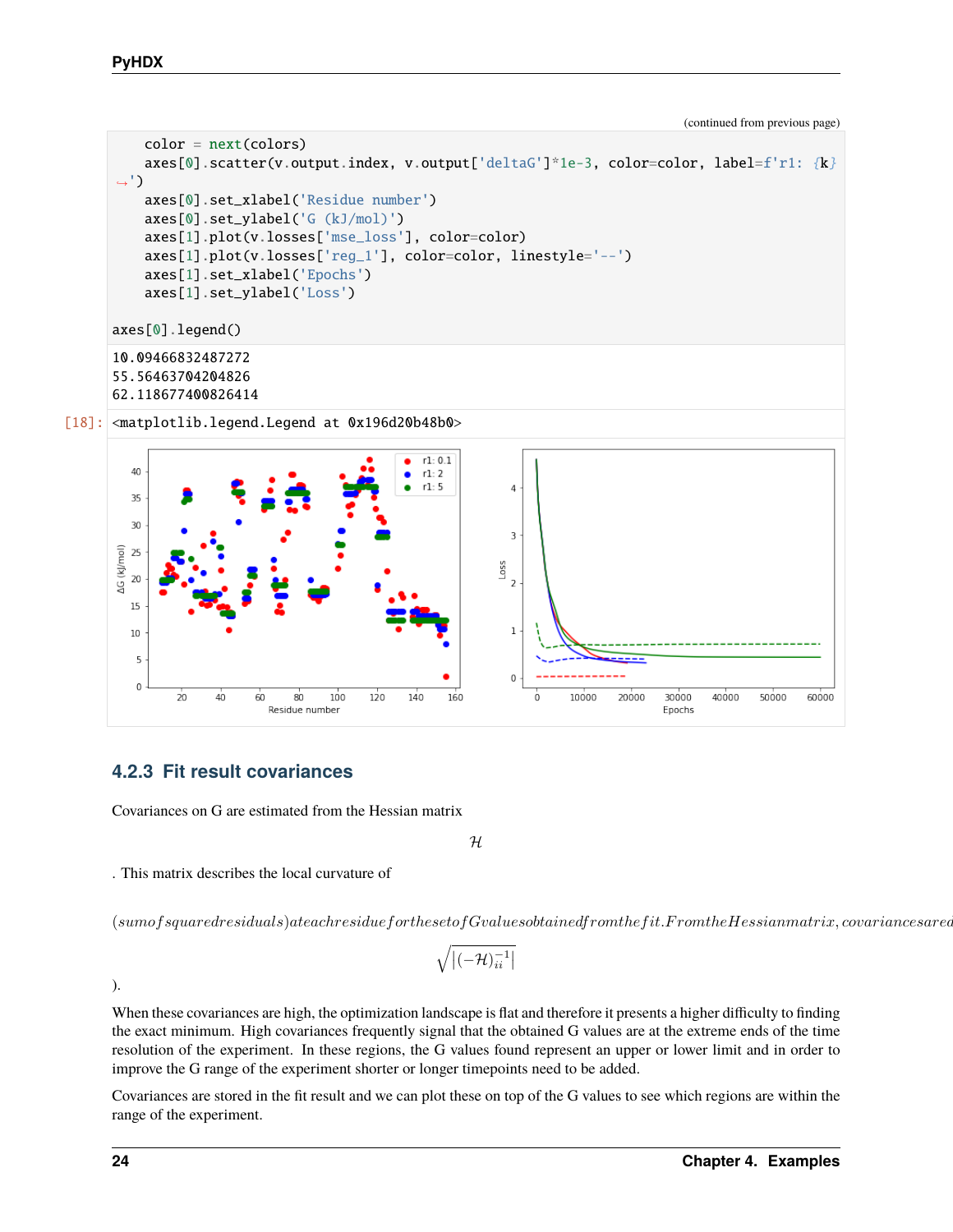(continued from previous page)

```
    color = next(colors)
    axes[0].scatter(v.output.index, v.output['deltaG']*1e-3, color=color, label=f'r1: {k}
↪')
    axes[0].set_xlabel('Residue number')
    axes[0].set_ylabel('G (kJ/mol)')
    axes[1].plot(v.losses['mse_loss'], color=color)
    axes[1].plot(v.losses['reg_1'], color=color, linestyle='--')
    axes[1].set_xlabel('Epochs')
    axes[1].set_ylabel('Loss')

axes[0].legend()
```

```
10.09466832487272
55.56463704204826
62.118677400826414
```

```
[18]: <matplotlib.legend.Legend at 0x196d20b48b0>
```

### 4.2.3 Fit result covariances

Covariances on G are estimated from the Hessian matrix

$$\mathcal{H}$$

. This matrix describes the local curvature of

$$(sum of squared residuals) at each residue for the set of G values obtained from the fit. From the Hessian matrix, covariances are d$$

$$\sqrt{|(-\mathcal{H})^{-1}_{ii}|}$$

).

When these covariances are high, the optimization landscape is flat and therefore it presents a higher difficulty to finding the exact minimum. High covariances frequently signal that the obtained G values are at the extreme ends of the time resolution of the experiment. In these regions, the G values found represent an upper or lower limit and in order to improve the G range of the experiment shorter or longer timepoints need to be added.

Covariances are stored in the fit result and we can plot these on top of the G values to see which regions are within the range of the experiment.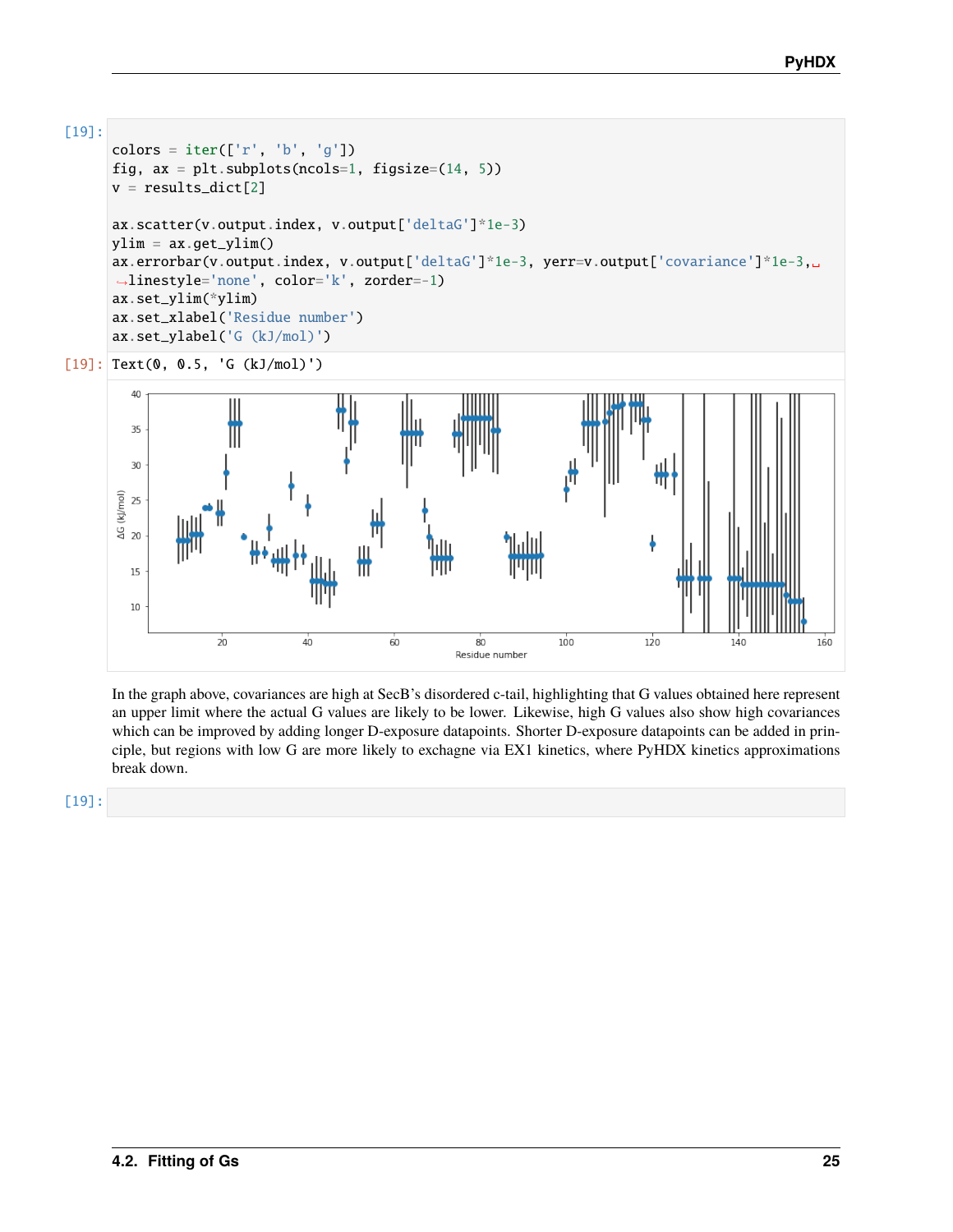```
[19]: colors = iter(['r', 'b', 'g'])
fig, ax = plt.subplots(ncols=1, figsize=(14, 5))
v = results_dict[2]

ax.scatter(v.output.index, v.output['deltaG']*1e-3)
ylim = ax.get_ylim()
ax.errorbar(v.output.index, v.output['deltaG']*1e-3, yerr=v.output['covariance']*1e-3,␣
↪linestyle='none', color='k', zorder=-1)
ax.set_ylim(*ylim)
ax.set_xlabel('Residue number')
ax.set_ylabel('G (kJ/mol)')
```

```
[19]: Text(0, 0.5, 'G (kJ/mol)')
```

In the graph above, covariances are high at SecB's disordered c-tail, highlighting that G values obtained here represent an upper limit where the actual G values are likely to be lower. Likewise, high G values also show high covariances which can be improved by adding longer D-exposure datapoints. Shorter D-exposure datapoints can be added in principle, but regions with low G are more likely to exchagne via EX1 kinetics, where PyHDX kinetics approximations break down.

```
[19]:
```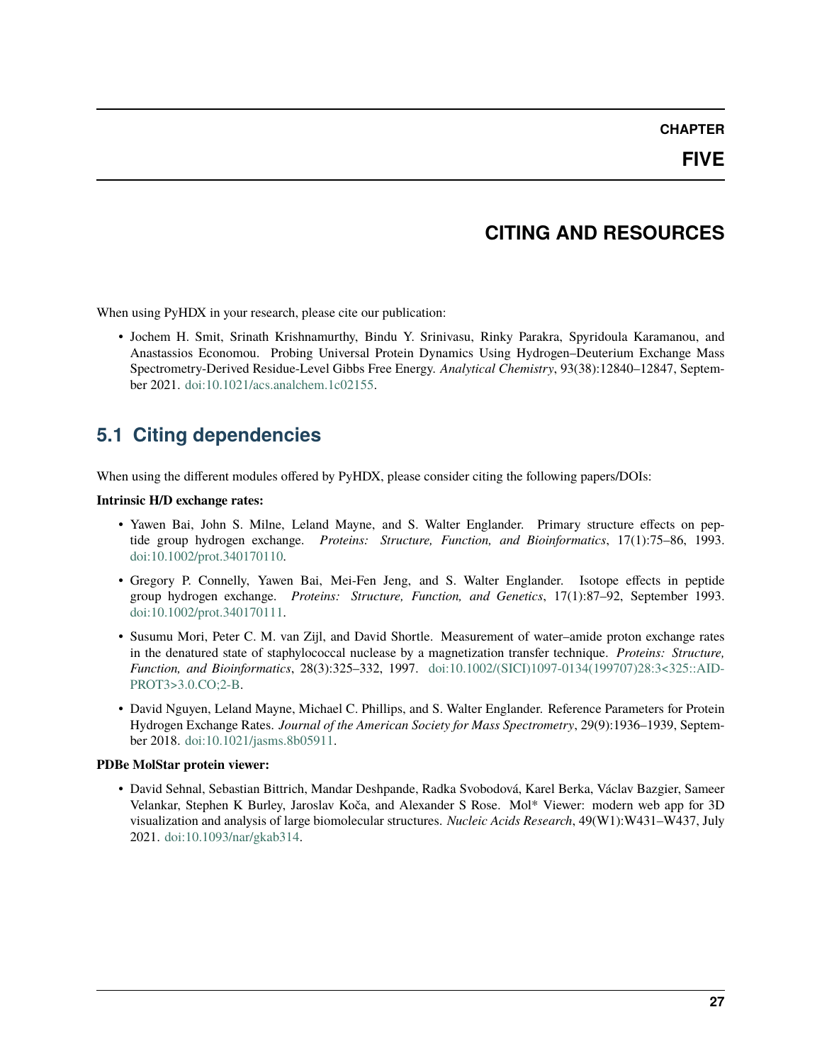# CHAPTER FIVE

# CITING AND RESOURCES

When using PyHDX in your research, please cite our publication:

- Jochem H. Smit, Srinath Krishnamurthy, Bindu Y. Srinivasu, Rinky Parakra, Spyridoula Karamanou, and Anastassios Economou. Probing Universal Protein Dynamics Using Hydrogen–Deuterium Exchange Mass Spectrometry-Derived Residue-Level Gibbs Free Energy. *Analytical Chemistry*, 93(38):12840–12847, September 2021. doi:10.1021/acs.analchem.1c02155.

## 5.1 Citing dependencies

When using the different modules offered by PyHDX, please consider citing the following papers/DOIs:

**Intrinsic H/D exchange rates:**

- Yawen Bai, John S. Milne, Leland Mayne, and S. Walter Englander. Primary structure effects on peptide group hydrogen exchange. *Proteins: Structure, Function, and Bioinformatics*, 17(1):75–86, 1993. doi:10.1002/prot.340170110.
- Gregory P. Connelly, Yawen Bai, Mei-Fen Jeng, and S. Walter Englander. Isotope effects in peptide group hydrogen exchange. *Proteins: Structure, Function, and Genetics*, 17(1):87–92, September 1993. doi:10.1002/prot.340170111.
- Susumu Mori, Peter C. M. van Zijl, and David Shortle. Measurement of water–amide proton exchange rates in the denatured state of staphylococcal nuclease by a magnetization transfer technique. *Proteins: Structure, Function, and Bioinformatics*, 28(3):325–332, 1997. doi:10.1002/(SICI)1097-0134(199707)28:3<325::AID-PROT3>3.0.CO;2-B.
- David Nguyen, Leland Mayne, Michael C. Phillips, and S. Walter Englander. Reference Parameters for Protein Hydrogen Exchange Rates. *Journal of the American Society for Mass Spectrometry*, 29(9):1936–1939, September 2018. doi:10.1021/jasms.8b05911.

**PDBe MolStar protein viewer:**

- David Sehnal, Sebastian Bittrich, Mandar Deshpande, Radka Svobodová, Karel Berka, Václav Bazgier, Sameer Velankar, Stephen K Burley, Jaroslav Koča, and Alexander S Rose. Mol* Viewer: modern web app for 3D visualization and analysis of large biomolecular structures. *Nucleic Acids Research*, 49(W1):W431–W437, July 2021. doi:10.1093/nar/gkab314.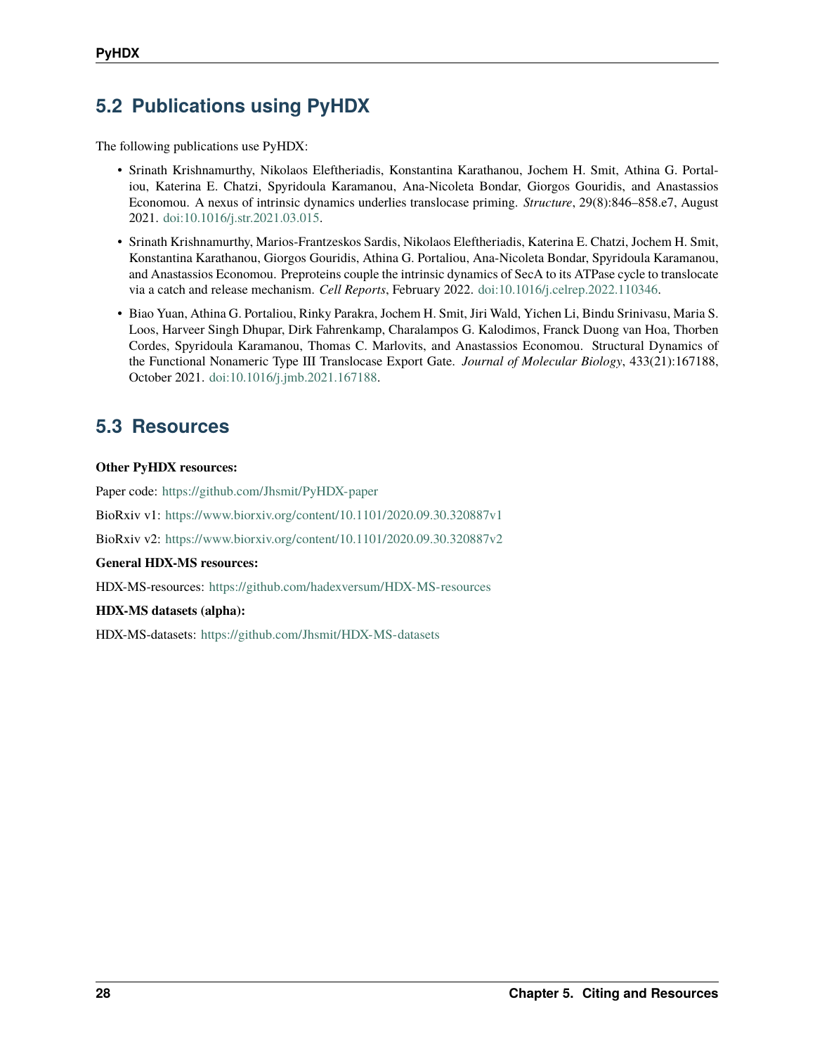## 5.2 Publications using PyHDX

The following publications use PyHDX:

- Srinath Krishnamurthy, Nikolaos Eleftheriadis, Konstantina Karathanou, Jochem H. Smit, Athina G. Portaliou, Katerina E. Chatzi, Spyridoula Karamanou, Ana-Nicoleta Bondar, Giorgos Gouridis, and Anastassios Economou. A nexus of intrinsic dynamics underlies translocase priming. *Structure*, 29(8):846–858.e7, August 2021. doi:10.1016/j.str.2021.03.015.
- Srinath Krishnamurthy, Marios-Frantzeskos Sardis, Nikolaos Eleftheriadis, Katerina E. Chatzi, Jochem H. Smit, Konstantina Karathanou, Giorgos Gouridis, Athina G. Portaliou, Ana-Nicoleta Bondar, Spyridoula Karamanou, and Anastassios Economou. Preproteins couple the intrinsic dynamics of SecA to its ATPase cycle to translocate via a catch and release mechanism. *Cell Reports*, February 2022. doi:10.1016/j.celrep.2022.110346.
- Biao Yuan, Athina G. Portaliou, Rinky Parakra, Jochem H. Smit, Jiri Wald, Yichen Li, Bindu Srinivasu, Maria S. Loos, Harveer Singh Dhupar, Dirk Fahrenkamp, Charalampos G. Kalodimos, Franck Duong van Hoa, Thorben Cordes, Spyridoula Karamanou, Thomas C. Marlovits, and Anastassios Economou. Structural Dynamics of the Functional Nonameric Type III Translocase Export Gate. *Journal of Molecular Biology*, 433(21):167188, October 2021. doi:10.1016/j.jmb.2021.167188.

## 5.3 Resources

**Other PyHDX resources:**

Paper code: https://github.com/Jhsmit/PyHDX-paper

BioRxiv v1: https://www.biorxiv.org/content/10.1101/2020.09.30.320887v1

BioRxiv v2: https://www.biorxiv.org/content/10.1101/2020.09.30.320887v2

**General HDX-MS resources:**

HDX-MS-resources: https://github.com/hadexversum/HDX-MS-resources

**HDX-MS datasets (alpha):**

HDX-MS-datasets: https://github.com/Jhsmit/HDX-MS-datasets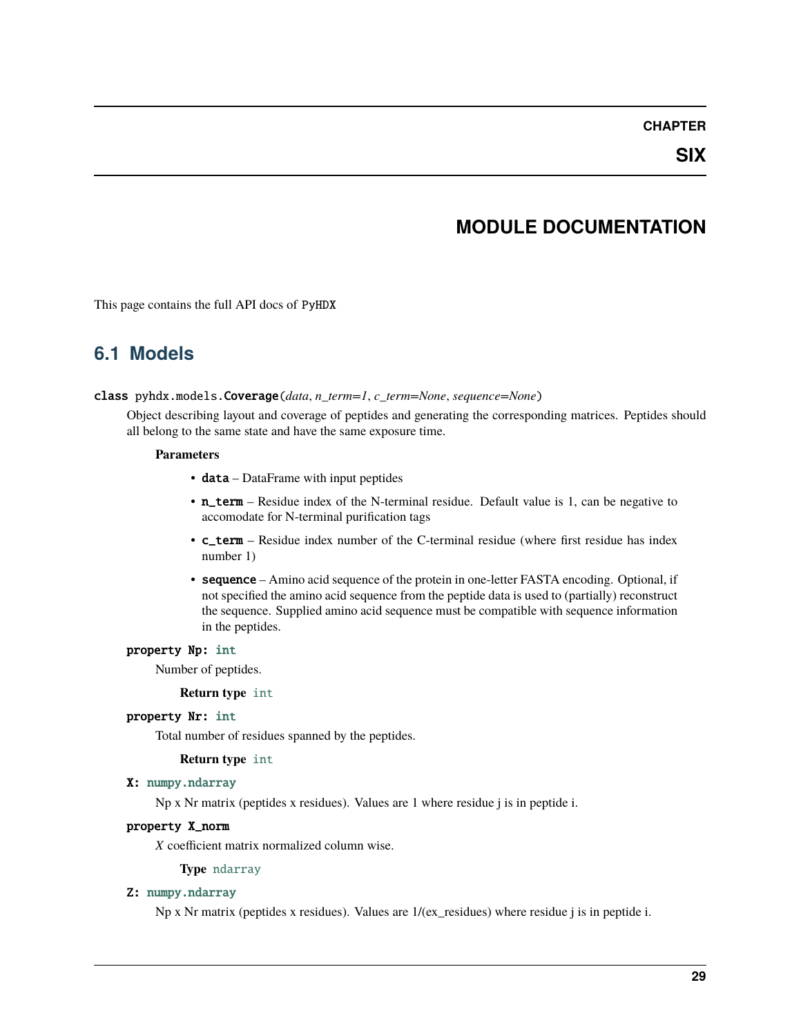# CHAPTER SIX

# MODULE DOCUMENTATION

This page contains the full API docs of PyHDX

## 6.1 Models

**class** pyhdx.models.**Coverage**(*data*, *n_term=1*, *c_term=None*, *sequence=None*)

Object describing layout and coverage of peptides and generating the corresponding matrices. Peptides should all belong to the same state and have the same exposure time.

**Parameters**

- **data** – DataFrame with input peptides
- **n_term** – Residue index of the N-terminal residue. Default value is 1, can be negative to accomodate for N-terminal purification tags
- **c_term** – Residue index number of the C-terminal residue (where first residue has index number 1)
- **sequence** – Amino acid sequence of the protein in one-letter FASTA encoding. Optional, if not specified the amino acid sequence from the peptide data is used to (partially) reconstruct the sequence. Supplied amino acid sequence must be compatible with sequence information in the peptides.

**property Np: int**

Number of peptides.

**Return type** int

**property Nr: int**

Total number of residues spanned by the peptides.

**Return type** int

**X: numpy.ndarray**

Np x Nr matrix (peptides x residues). Values are 1 where residue j is in peptide i.

**property X_norm**

*X* coefficient matrix normalized column wise.

**Type** ndarray

**Z: numpy.ndarray**

Np x Nr matrix (peptides x residues). Values are 1/(ex_residues) where residue j is in peptide i.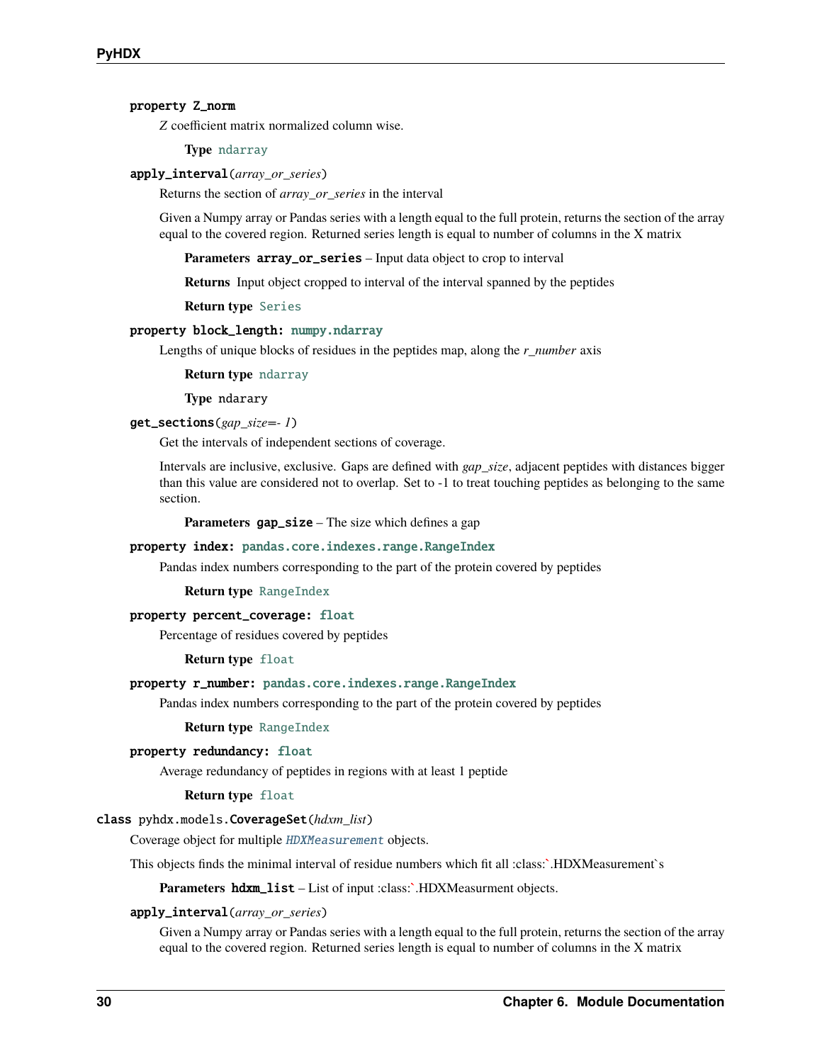**property Z_norm**

*Z* coefficient matrix normalized column wise.

**Type** ndarray

**apply_interval**(*array_or_series*)

Returns the section of *array_or_series* in the interval

Given a Numpy array or Pandas series with a length equal to the full protein, returns the section of the array equal to the covered region. Returned series length is equal to number of columns in the X matrix

**Parameters** **array_or_series** – Input data object to crop to interval

**Returns** Input object cropped to interval of the interval spanned by the peptides

**Return type** Series

**property block_length: numpy.ndarray**

Lengths of unique blocks of residues in the peptides map, along the *r_number* axis

**Return type** ndarray

**Type** ndarary

**get_sections**(*gap_size=- 1*)

Get the intervals of independent sections of coverage.

Intervals are inclusive, exclusive. Gaps are defined with *gap_size*, adjacent peptides with distances bigger than this value are considered not to overlap. Set to -1 to treat touching peptides as belonging to the same section.

**Parameters** **gap_size** – The size which defines a gap

**property index: pandas.core.indexes.range.RangeIndex**

Pandas index numbers corresponding to the part of the protein covered by peptides

**Return type** RangeIndex

**property percent_coverage: float**

Percentage of residues covered by peptides

**Return type** float

**property r_number: pandas.core.indexes.range.RangeIndex**

Pandas index numbers corresponding to the part of the protein covered by peptides

**Return type** RangeIndex

**property redundancy: float**

Average redundancy of peptides in regions with at least 1 peptide

**Return type** float

**class pyhdx.models.CoverageSet**(*hdxm_list*)

Coverage object for multiple *HDXMeasurement* objects.

This objects finds the minimal interval of residue numbers which fit all :class:`.HDXMeasurement`s

**Parameters** **hdxm_list** – List of input :class:`.HDXMeasurment objects.

**apply_interval**(*array_or_series*)

Given a Numpy array or Pandas series with a length equal to the full protein, returns the section of the array equal to the covered region. Returned series length is equal to number of columns in the X matrix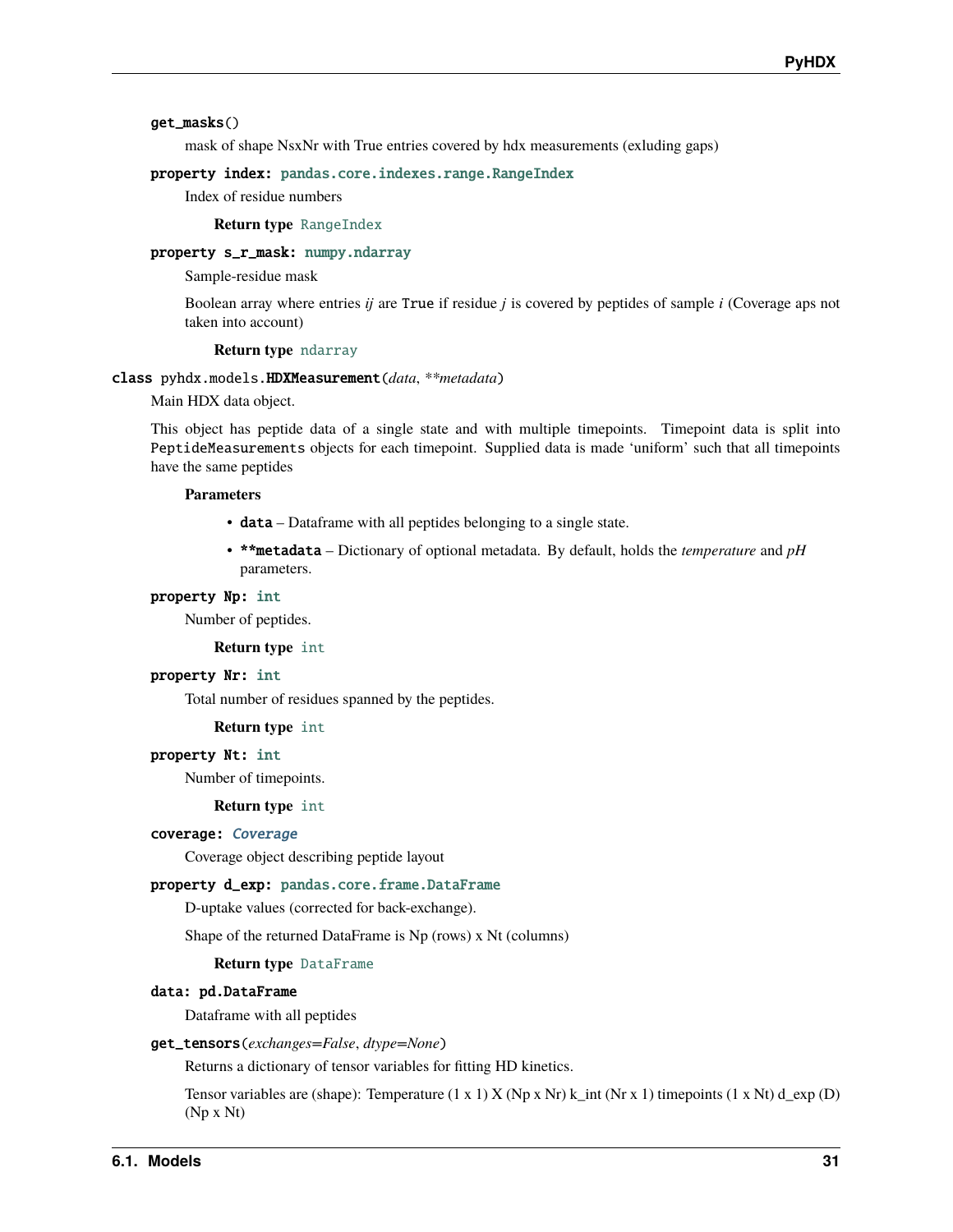**get_masks**()

mask of shape NsxNr with True entries covered by hdx measurements (exluding gaps)

**property index**: pandas.core.indexes.range.RangeIndex

Index of residue numbers

**Return type** RangeIndex

**property s_r_mask**: numpy.ndarray

Sample-residue mask

Boolean array where entries *ij* are True if residue *j* is covered by peptides of sample *i* (Coverage aps not taken into account)

**Return type** ndarray

**class** pyhdx.models.**HDXMeasurement**(*data*, ***metadata*)

Main HDX data object.

This object has peptide data of a single state and with multiple timepoints. Timepoint data is split into PeptideMeasurements objects for each timepoint. Supplied data is made 'uniform' such that all timepoints have the same peptides

**Parameters**

- **data** – Dataframe with all peptides belonging to a single state.
- ****metadata** – Dictionary of optional metadata. By default, holds the *temperature* and *pH* parameters.

**property Np**: int

Number of peptides.

**Return type** int

**property Nr**: int

Total number of residues spanned by the peptides.

**Return type** int

**property Nt**: int

Number of timepoints.

**Return type** int

**coverage**: *Coverage*

Coverage object describing peptide layout

**property d_exp**: pandas.core.frame.DataFrame

D-uptake values (corrected for back-exchange).

Shape of the returned DataFrame is Np (rows) x Nt (columns)

**Return type** DataFrame

**data**: pd.DataFrame

Dataframe with all peptides

**get_tensors**(*exchanges=False*, *dtype=None*)

Returns a dictionary of tensor variables for fitting HD kinetics.

Tensor variables are (shape): Temperature (1 x 1) X (Np x Nr) k_int (Nr x 1) timepoints (1 x Nt) d_exp (D) (Np x Nt)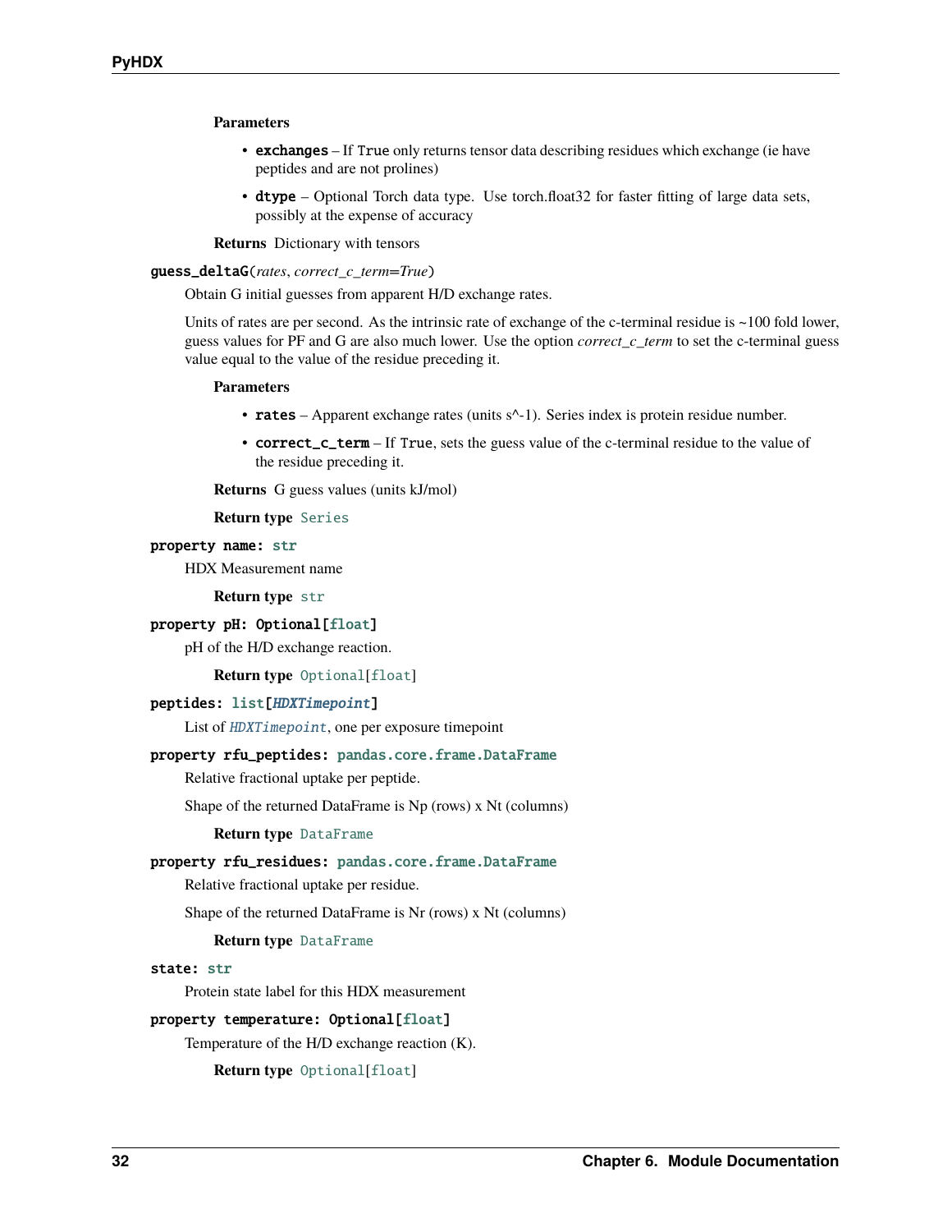**Parameters**

- **exchanges** – If `True` only returns tensor data describing residues which exchange (ie have peptides and are not prolines)
- **dtype** – Optional Torch data type. Use torch.float32 for faster fitting of large data sets, possibly at the expense of accuracy

**Returns** Dictionary with tensors

**guess_deltaG**(*rates*, *correct_c_term=True*)

Obtain G initial guesses from apparent H/D exchange rates.

Units of rates are per second. As the intrinsic rate of exchange of the c-terminal residue is ~100 fold lower, guess values for PF and G are also much lower. Use the option *correct_c_term* to set the c-terminal guess value equal to the value of the residue preceding it.

**Parameters**

- **rates** – Apparent exchange rates (units s^-1). Series index is protein residue number.
- **correct_c_term** – If `True`, sets the guess value of the c-terminal residue to the value of the residue preceding it.

**Returns** G guess values (units kJ/mol)

**Return type** `Series`

**property name: str**

HDX Measurement name

**Return type** `str`

**property pH: Optional[float]**

pH of the H/D exchange reaction.

**Return type** `Optional[float]`

**peptides: list[*HDXTimepoint*]**

List of *HDXTimepoint*, one per exposure timepoint

**property rfu_peptides: pandas.core.frame.DataFrame**

Relative fractional uptake per peptide.

Shape of the returned DataFrame is Np (rows) x Nt (columns)

**Return type** `DataFrame`

**property rfu_residues: pandas.core.frame.DataFrame**

Relative fractional uptake per residue.

Shape of the returned DataFrame is Nr (rows) x Nt (columns)

**Return type** `DataFrame`

**state: str**

Protein state label for this HDX measurement

**property temperature: Optional[float]**

Temperature of the H/D exchange reaction (K).

**Return type** `Optional[float]`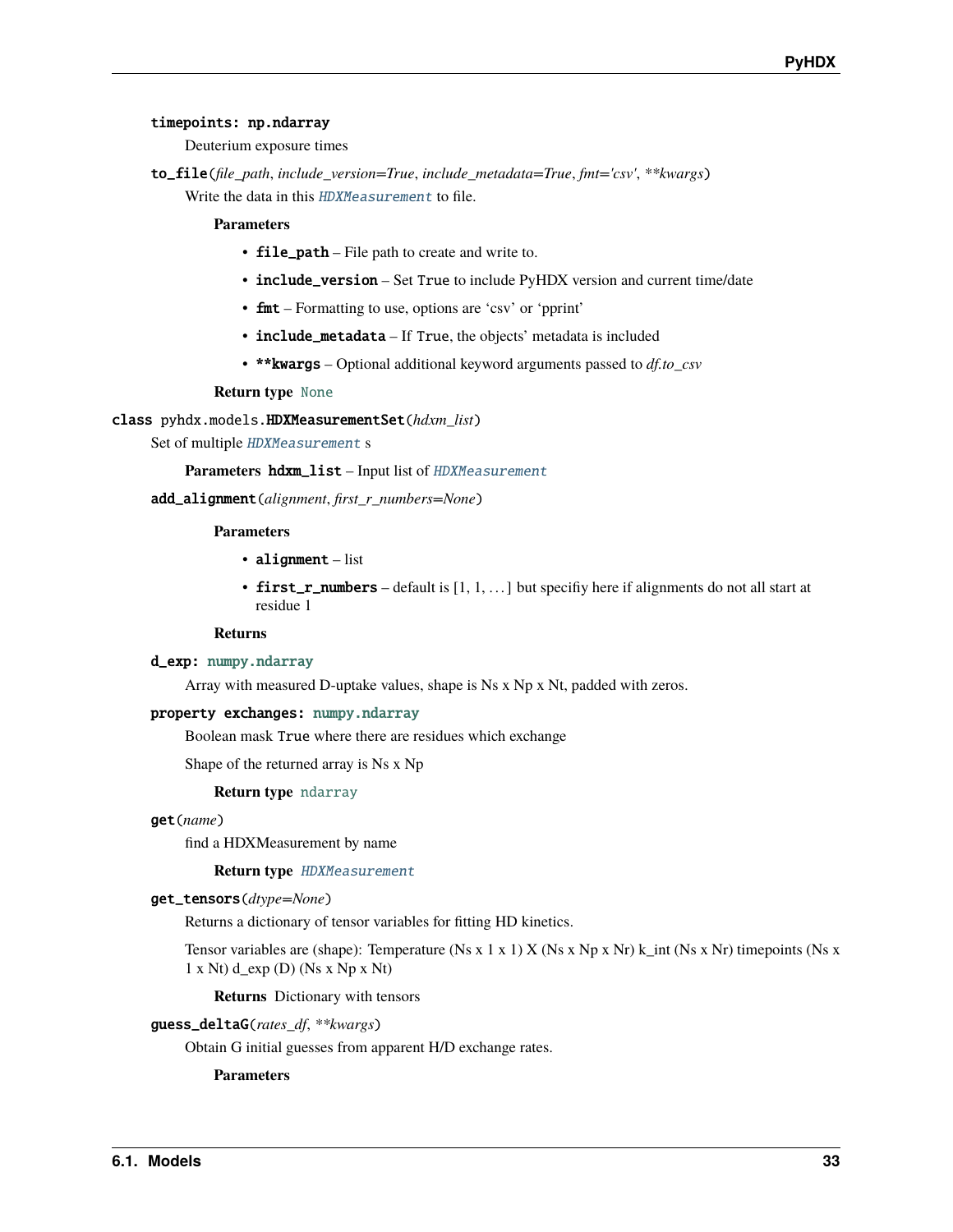**timepoints: np.ndarray**

Deuterium exposure times

**to_file**(*file_path*, *include_version=True*, *include_metadata=True*, *fmt='csv'*, *\*\*kwargs*)

Write the data in this *HDXMeasurement* to file.

**Parameters**

- **file_path** – File path to create and write to.
- **include_version** – Set True to include PyHDX version and current time/date
- **fmt** – Formatting to use, options are 'csv' or 'pprint'
- **include_metadata** – If True, the objects' metadata is included
- **\*\*kwargs** – Optional additional keyword arguments passed to *df.to_csv*

**Return type** None

**class** pyhdx.models.**HDXMeasurementSet**(*hdxm_list*)

Set of multiple *HDXMeasurement* s

**Parameters** **hdxm_list** – Input list of *HDXMeasurement*

**add_alignment**(*alignment*, *first_r_numbers=None*)

**Parameters**

- **alignment** – list
- **first_r_numbers** – default is [1, 1, …] but specifiy here if alignments do not all start at residue 1

**Returns**

**d_exp: numpy.ndarray**

Array with measured D-uptake values, shape is Ns x Np x Nt, padded with zeros.

**property exchanges: numpy.ndarray**

Boolean mask True where there are residues which exchange

Shape of the returned array is Ns x Np

**Return type** ndarray

**get**(*name*)

find a HDXMeasurement by name

**Return type** *HDXMeasurement*

**get_tensors**(*dtype=None*)

Returns a dictionary of tensor variables for fitting HD kinetics.

Tensor variables are (shape): Temperature (Ns x 1 x 1) X (Ns x Np x Nr) k_int (Ns x Nr) timepoints (Ns x 1 x Nt) d_exp (D) (Ns x Np x Nt)

**Returns** Dictionary with tensors

**guess_deltaG**(*rates_df*, *\*\*kwargs*)

Obtain G initial guesses from apparent H/D exchange rates.

**Parameters**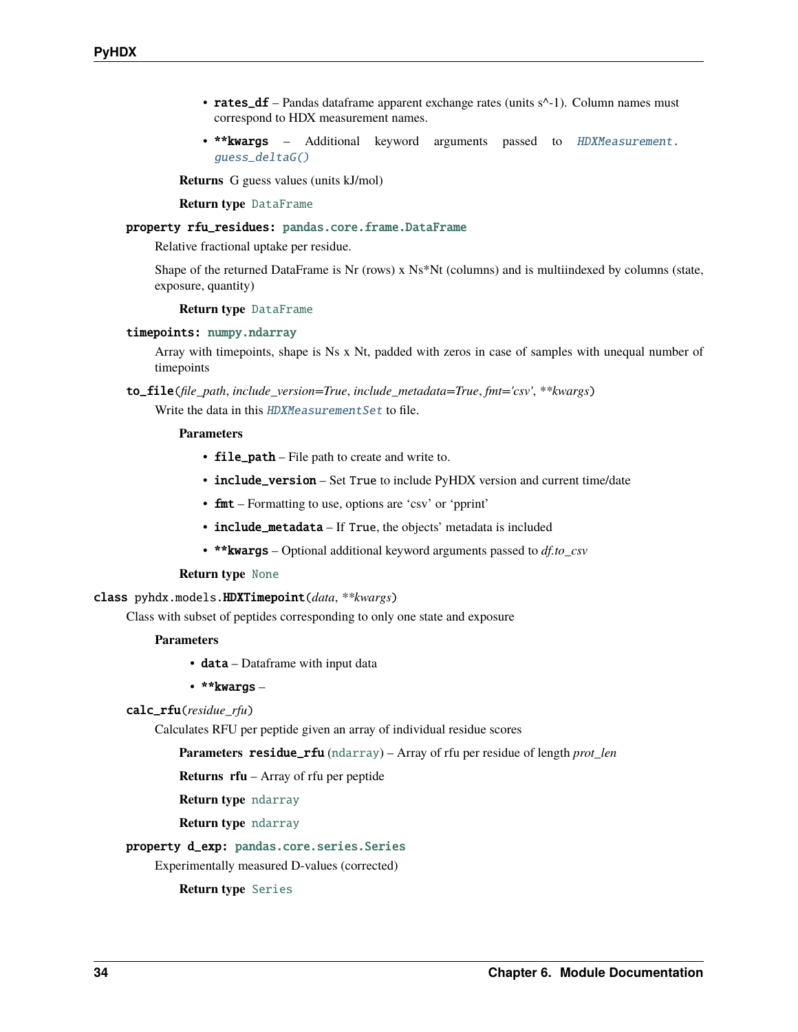- **rates_df** – Pandas dataframe apparent exchange rates (units s^-1). Column names must correspond to HDX measurement names.
- ****kwargs** – Additional keyword arguments passed to *HDXMeasurement.guess_deltaG()*

**Returns** G guess values (units kJ/mol)

**Return type** DataFrame

**property rfu_residues: pandas.core.frame.DataFrame**

Relative fractional uptake per residue.

Shape of the returned DataFrame is Nr (rows) x Ns*Nt (columns) and is multiindexed by columns (state, exposure, quantity)

**Return type** DataFrame

**timepoints: numpy.ndarray**

Array with timepoints, shape is Ns x Nt, padded with zeros in case of samples with unequal number of timepoints

**to_file**(*file_path*, *include_version=True*, *include_metadata=True*, *fmt='csv'*, ***kwargs*)

Write the data in this *HDXMeasurementSet* to file.

**Parameters**

- **file_path** – File path to create and write to.
- **include_version** – Set True to include PyHDX version and current time/date
- **fmt** – Formatting to use, options are 'csv' or 'pprint'
- **include_metadata** – If True, the objects' metadata is included
- ****kwargs** – Optional additional keyword arguments passed to *df.to_csv*

**Return type** None

**class** pyhdx.models.**HDXTimepoint**(*data*, ***kwargs*)

Class with subset of peptides corresponding to only one state and exposure

**Parameters**

- **data** – Dataframe with input data
- ****kwargs** –

**calc_rfu**(*residue_rfu*)

Calculates RFU per peptide given an array of individual residue scores

**Parameters** **residue_rfu** (ndarray) – Array of rfu per residue of length *prot_len*

**Returns** **rfu** – Array of rfu per peptide

**Return type** ndarray

**Return type** ndarray

**property d_exp: pandas.core.series.Series**

Experimentally measured D-values (corrected)

**Return type** Series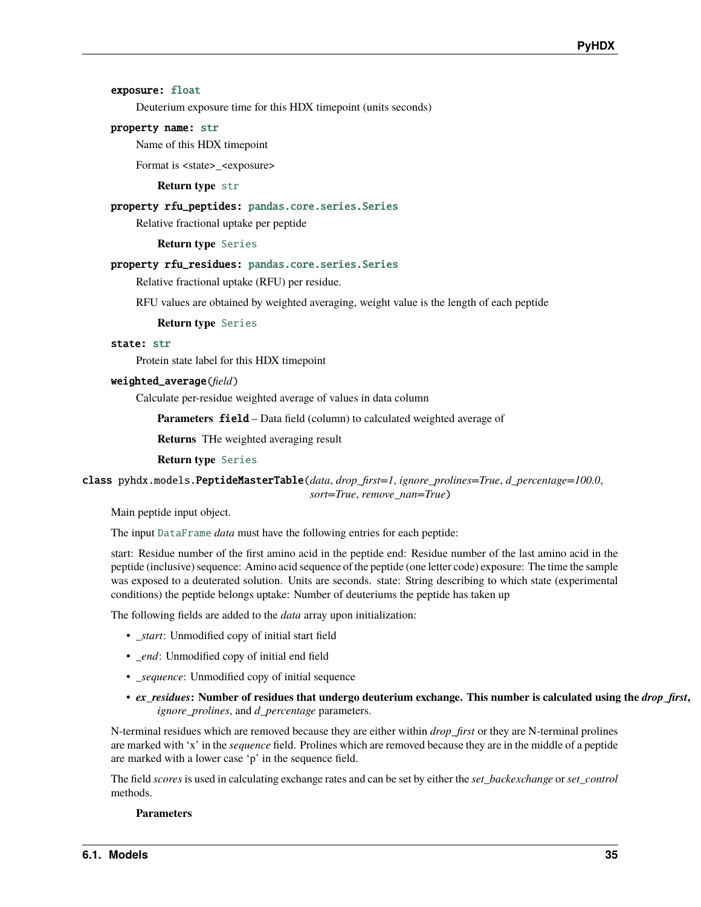**exposure: float**

Deuterium exposure time for this HDX timepoint (units seconds)

**property name: str**

Name of this HDX timepoint

Format is <state>_<exposure>

**Return type** str

**property rfu_peptides: pandas.core.series.Series**

Relative fractional uptake per peptide

**Return type** Series

**property rfu_residues: pandas.core.series.Series**

Relative fractional uptake (RFU) per residue.

RFU values are obtained by weighted averaging, weight value is the length of each peptide

**Return type** Series

**state: str**

Protein state label for this HDX timepoint

**weighted_average**(*field*)

Calculate per-residue weighted average of values in data column

**Parameters** **field** – Data field (column) to calculated weighted average of

**Returns** THe weighted averaging result

**Return type** Series

**class pyhdx.models.PeptideMasterTable**(*data*, *drop_first=1*, *ignore_prolines=True*, *d_percentage=100.0*, *sort=True*, *remove_nan=True*)

Main peptide input object.

The input DataFrame *data* must have the following entries for each peptide:

start: Residue number of the first amino acid in the peptide end: Residue number of the last amino acid in the peptide (inclusive) sequence: Amino acid sequence of the peptide (one letter code) exposure: The time the sample was exposed to a deuterated solution. Units are seconds. state: String describing to which state (experimental conditions) the peptide belongs uptake: Number of deuteriums the peptide has taken up

The following fields are added to the *data* array upon initialization:

- *_start*: Unmodified copy of initial start field
- *_end*: Unmodified copy of initial end field
- *_sequence*: Unmodified copy of initial sequence
- ***ex_residues*: Number of residues that undergo deuterium exchange. This number is calculated using the *drop_first*,** *ignore_prolines*, and *d_percentage* parameters.

N-terminal residues which are removed because they are either within *drop_first* or they are N-terminal prolines are marked with 'x' in the *sequence* field. Prolines which are removed because they are in the middle of a peptide are marked with a lower case 'p' in the sequence field.

The field *scores* is used in calculating exchange rates and can be set by either the *set_backexchange* or *set_control* methods.

**Parameters**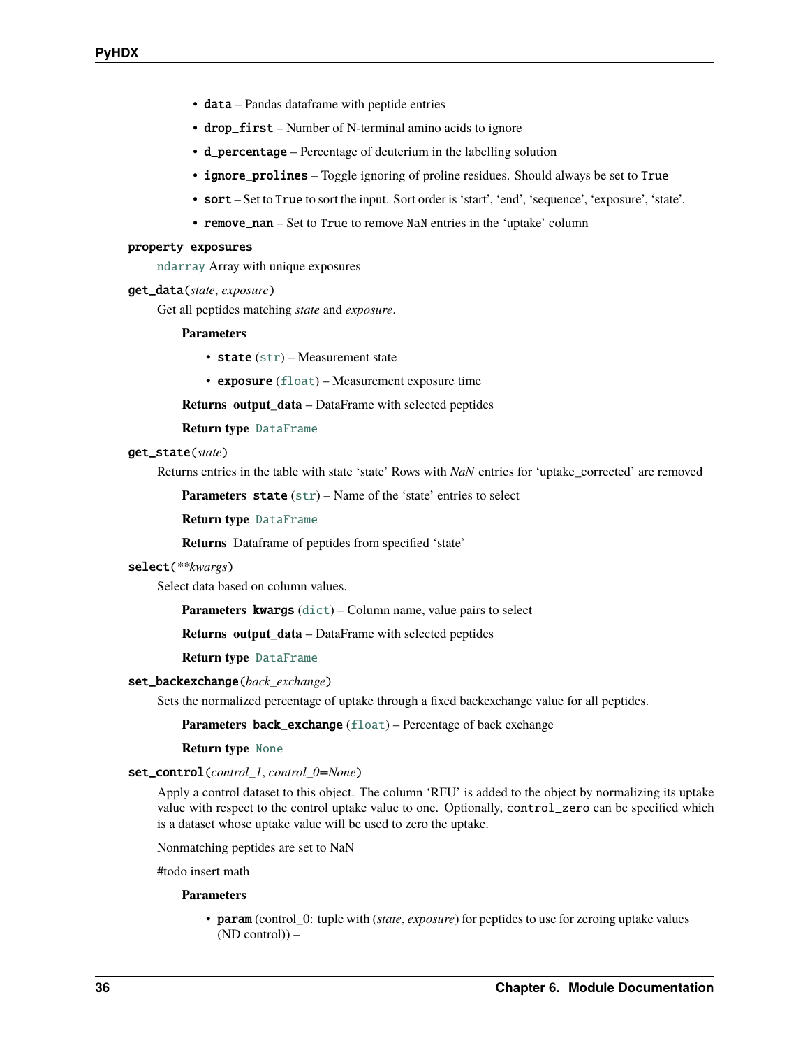- **data** – Pandas dataframe with peptide entries
- **drop_first** – Number of N-terminal amino acids to ignore
- **d_percentage** – Percentage of deuterium in the labelling solution
- **ignore_prolines** – Toggle ignoring of proline residues. Should always be set to `True`
- **sort** – Set to `True` to sort the input. Sort order is 'start', 'end', 'sequence', 'exposure', 'state'.
- **remove_nan** – Set to `True` to remove `NaN` entries in the 'uptake' column

**property exposures**

`ndarray` Array with unique exposures

**get_data**(*state*, *exposure*)

Get all peptides matching *state* and *exposure*.

**Parameters**

- **state** (`str`) – Measurement state
- **exposure** (`float`) – Measurement exposure time

**Returns** **output_data** – DataFrame with selected peptides

**Return type** `DataFrame`

**get_state**(*state*)

Returns entries in the table with state 'state' Rows with *NaN* entries for 'uptake_corrected' are removed

**Parameters** **state** (`str`) – Name of the 'state' entries to select

**Return type** `DataFrame`

**Returns** Dataframe of peptides from specified 'state'

**select**(*\*\*kwargs*)

Select data based on column values.

**Parameters** **kwargs** (`dict`) – Column name, value pairs to select

**Returns** **output_data** – DataFrame with selected peptides

**Return type** `DataFrame`

**set_backexchange**(*back_exchange*)

Sets the normalized percentage of uptake through a fixed backexchange value for all peptides.

**Parameters** **back_exchange** (`float`) – Percentage of back exchange

**Return type** `None`

**set_control**(*control_1*, *control_0=None*)

Apply a control dataset to this object. The column 'RFU' is added to the object by normalizing its uptake value with respect to the control uptake value to one. Optionally, `control_zero` can be specified which is a dataset whose uptake value will be used to zero the uptake.

Nonmatching peptides are set to NaN

#todo insert math

**Parameters**

- **param** (control_0: tuple with (*state*, *exposure*) for peptides to use for zeroing uptake values (ND control)) –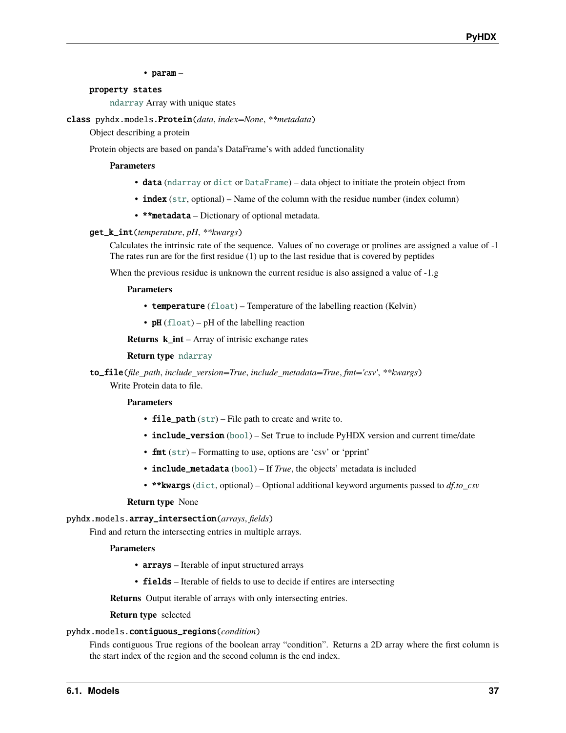- **param** –

**property states**

ndarray Array with unique states

**class pyhdx.models.Protein**(*data*, *index=None*, *\*\*metadata*)

Object describing a protein

Protein objects are based on panda's DataFrame's with added functionality

**Parameters**

- **data** (ndarray or dict or DataFrame) – data object to initiate the protein object from
- **index** (str, optional) – Name of the column with the residue number (index column)
- **\*\*metadata** – Dictionary of optional metadata.

**get_k_int**(*temperature*, *pH*, *\*\*kwargs*)

Calculates the intrinsic rate of the sequence. Values of no coverage or prolines are assigned a value of -1 The rates run are for the first residue (1) up to the last residue that is covered by peptides

When the previous residue is unknown the current residue is also assigned a value of -1.g

**Parameters**

- **temperature** (float) – Temperature of the labelling reaction (Kelvin)
- **pH** (float) – pH of the labelling reaction

**Returns** **k_int** – Array of intrisic exchange rates

**Return type** ndarray

**to_file**(*file_path*, *include_version=True*, *include_metadata=True*, *fmt='csv'*, *\*\*kwargs*)

Write Protein data to file.

**Parameters**

- **file_path** (str) – File path to create and write to.
- **include_version** (bool) – Set True to include PyHDX version and current time/date
- **fmt** (str) – Formatting to use, options are 'csv' or 'pprint'
- **include_metadata** (bool) – If *True*, the objects' metadata is included
- **\*\*kwargs** (dict, optional) – Optional additional keyword arguments passed to *df.to_csv*

**Return type** None

**pyhdx.models.array_intersection**(*arrays*, *fields*)

Find and return the intersecting entries in multiple arrays.

**Parameters**

- **arrays** – Iterable of input structured arrays
- **fields** – Iterable of fields to use to decide if entires are intersecting

**Returns** Output iterable of arrays with only intersecting entries.

**Return type** selected

**pyhdx.models.contiguous_regions**(*condition*)

Finds contiguous True regions of the boolean array "condition". Returns a 2D array where the first column is the start index of the region and the second column is the end index.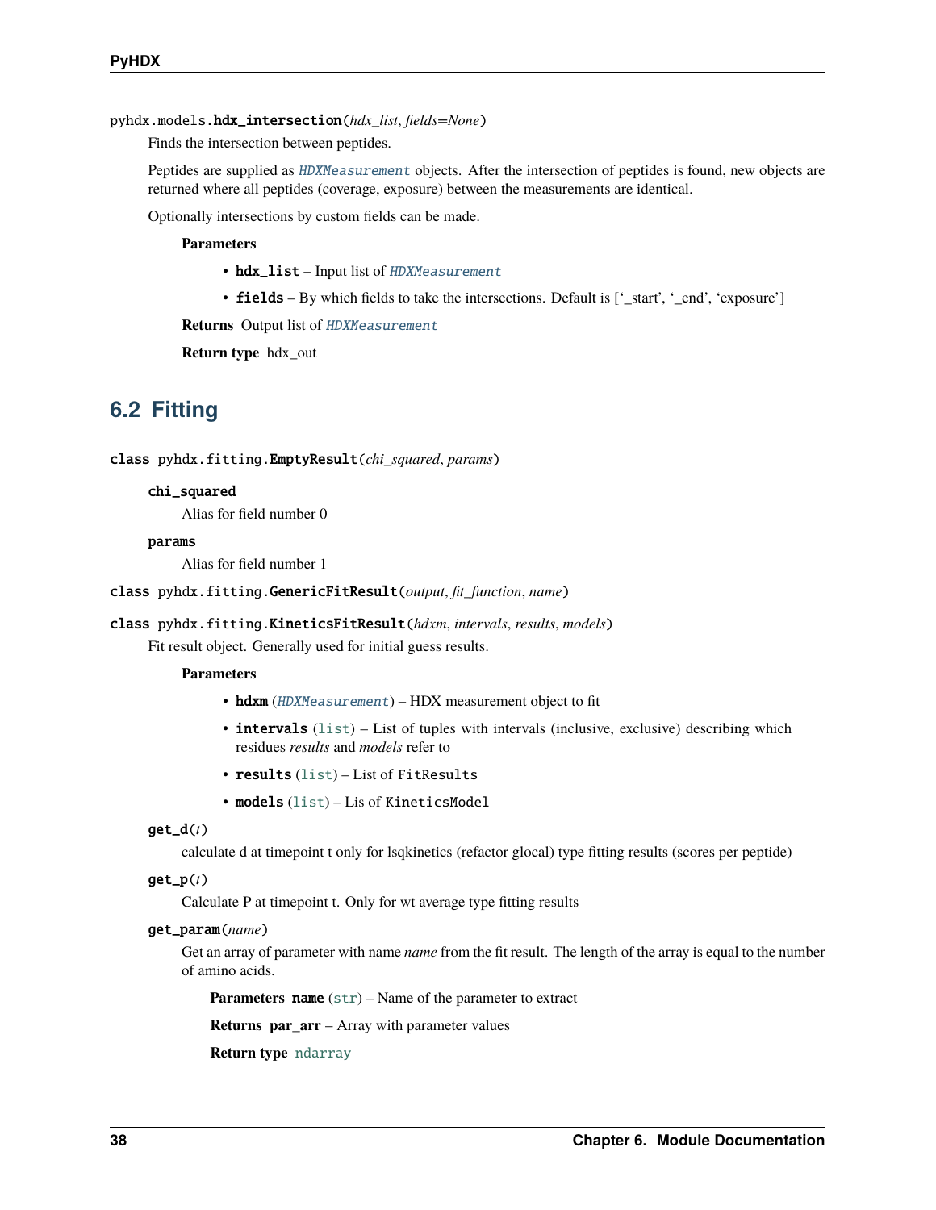pyhdx.models.**hdx_intersection**(*hdx_list*, *fields=None*)

Finds the intersection between peptides.

Peptides are supplied as `HDXMeasurement` objects. After the intersection of peptides is found, new objects are returned where all peptides (coverage, exposure) between the measurements are identical.

Optionally intersections by custom fields can be made.

**Parameters**

- **hdx_list** – Input list of `HDXMeasurement`
- **fields** – By which fields to take the intersections. Default is ['_start', '_end', 'exposure']

**Returns** Output list of `HDXMeasurement`

**Return type** hdx_out

## 6.2 Fitting

class pyhdx.fitting.**EmptyResult**(*chi_squared*, *params*)

**chi_squared**

Alias for field number 0

**params**

Alias for field number 1

class pyhdx.fitting.**GenericFitResult**(*output*, *fit_function*, *name*)

class pyhdx.fitting.**KineticsFitResult**(*hdxm*, *intervals*, *results*, *models*)

Fit result object. Generally used for initial guess results.

**Parameters**

- **hdxm** (`HDXMeasurement`) – HDX measurement object to fit
- **intervals** (`list`) – List of tuples with intervals (inclusive, exclusive) describing which residues *results* and *models* refer to
- **results** (`list`) – List of `FitResults`
- **models** (`list`) – Lis of `KineticsModel`

**get_d**(*t*)

calculate d at timepoint t only for lsqkinetics (refactor glocal) type fitting results (scores per peptide)

**get_p**(*t*)

Calculate P at timepoint t. Only for wt average type fitting results

**get_param**(*name*)

Get an array of parameter with name *name* from the fit result. The length of the array is equal to the number of amino acids.

**Parameters** **name** (`str`) – Name of the parameter to extract

**Returns** **par_arr** – Array with parameter values

**Return type** `ndarray`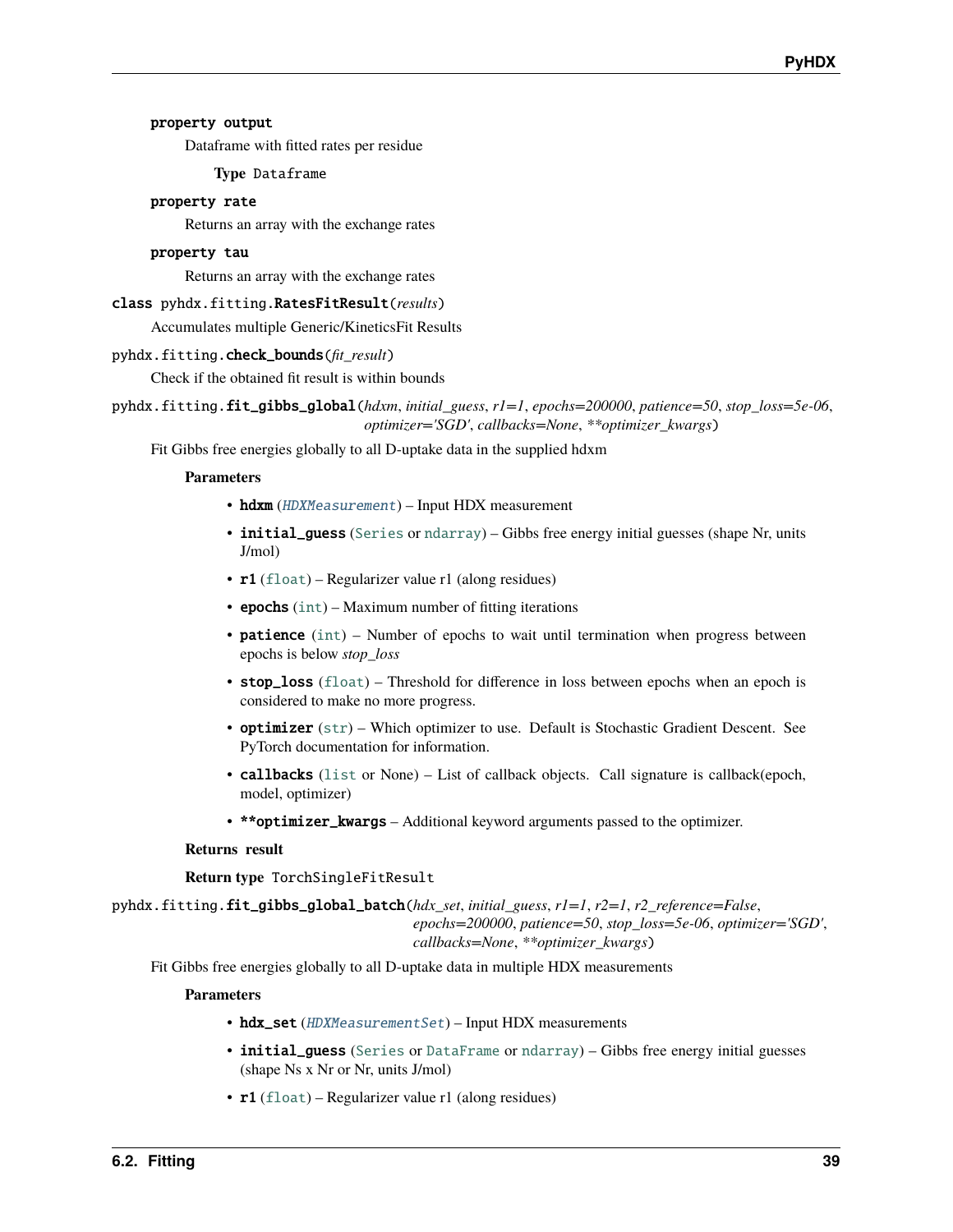**property output**

Dataframe with fitted rates per residue

**Type** Dataframe

**property rate**

Returns an array with the exchange rates

**property tau**

Returns an array with the exchange rates

**class pyhdx.fitting.RatesFitResult**(*results*)

Accumulates multiple Generic/KineticsFit Results

**pyhdx.fitting.check_bounds**(*fit_result*)

Check if the obtained fit result is within bounds

**pyhdx.fitting.fit_gibbs_global**(*hdxm, initial_guess, r1=1, epochs=200000, patience=50, stop_loss=5e-06, optimizer='SGD', callbacks=None, **optimizer_kwargs*)

Fit Gibbs free energies globally to all D-uptake data in the supplied hdxm

**Parameters**

- **hdxm** (*HDXMeasurement*) – Input HDX measurement
- **initial_guess** (Series or ndarray) – Gibbs free energy initial guesses (shape Nr, units J/mol)
- **r1** (float) – Regularizer value r1 (along residues)
- **epochs** (int) – Maximum number of fitting iterations
- **patience** (int) – Number of epochs to wait until termination when progress between epochs is below *stop_loss*
- **stop_loss** (float) – Threshold for difference in loss between epochs when an epoch is considered to make no more progress.
- **optimizer** (str) – Which optimizer to use. Default is Stochastic Gradient Descent. See PyTorch documentation for information.
- **callbacks** (list or None) – List of callback objects. Call signature is callback(epoch, model, optimizer)
- ****optimizer_kwargs** – Additional keyword arguments passed to the optimizer.

**Returns** result

**Return type** TorchSingleFitResult

**pyhdx.fitting.fit_gibbs_global_batch**(*hdx_set, initial_guess, r1=1, r2=1, r2_reference=False, epochs=200000, patience=50, stop_loss=5e-06, optimizer='SGD', callbacks=None, **optimizer_kwargs*)

Fit Gibbs free energies globally to all D-uptake data in multiple HDX measurements

**Parameters**

- **hdx_set** (*HDXMeasurementSet*) – Input HDX measurements
- **initial_guess** (Series or DataFrame or ndarray) – Gibbs free energy initial guesses (shape Ns x Nr or Nr, units J/mol)
- **r1** (float) – Regularizer value r1 (along residues)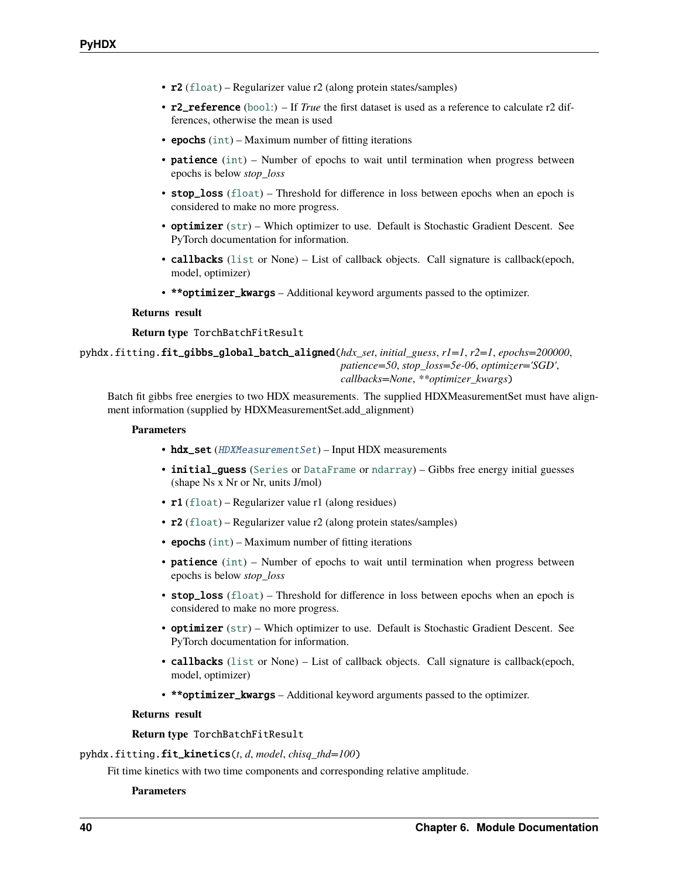- **r2** (float) – Regularizer value r2 (along protein states/samples)
- **r2_reference** (bool:) – If *True* the first dataset is used as a reference to calculate r2 differences, otherwise the mean is used
- **epochs** (int) – Maximum number of fitting iterations
- **patience** (int) – Number of epochs to wait until termination when progress between epochs is below *stop_loss*
- **stop_loss** (float) – Threshold for difference in loss between epochs when an epoch is considered to make no more progress.
- **optimizer** (str) – Which optimizer to use. Default is Stochastic Gradient Descent. See PyTorch documentation for information.
- **callbacks** (list or None) – List of callback objects. Call signature is callback(epoch, model, optimizer)
- ****optimizer_kwargs** – Additional keyword arguments passed to the optimizer.

**Returns** result

**Return type** TorchBatchFitResult

pyhdx.fitting.**fit_gibbs_global_batch_aligned**(*hdx_set*, *initial_guess*, *r1=1*, *r2=1*, *epochs=200000*, *patience=50*, *stop_loss=5e-06*, *optimizer='SGD'*, *callbacks=None*, ***optimizer_kwargs*)

Batch fit gibbs free energies to two HDX measurements. The supplied HDXMeasurementSet must have alignment information (supplied by HDXMeasurementSet.add_alignment)

**Parameters**

- **hdx_set** (*HDXMeasurementSet*) – Input HDX measurements
- **initial_guess** (Series or DataFrame or ndarray) – Gibbs free energy initial guesses (shape Ns x Nr or Nr, units J/mol)
- **r1** (float) – Regularizer value r1 (along residues)
- **r2** (float) – Regularizer value r2 (along protein states/samples)
- **epochs** (int) – Maximum number of fitting iterations
- **patience** (int) – Number of epochs to wait until termination when progress between epochs is below *stop_loss*
- **stop_loss** (float) – Threshold for difference in loss between epochs when an epoch is considered to make no more progress.
- **optimizer** (str) – Which optimizer to use. Default is Stochastic Gradient Descent. See PyTorch documentation for information.
- **callbacks** (list or None) – List of callback objects. Call signature is callback(epoch, model, optimizer)
- ****optimizer_kwargs** – Additional keyword arguments passed to the optimizer.

**Returns** result

**Return type** TorchBatchFitResult

pyhdx.fitting.**fit_kinetics**(*t*, *d*, *model*, *chisq_thd=100*)

Fit time kinetics with two time components and corresponding relative amplitude.

**Parameters**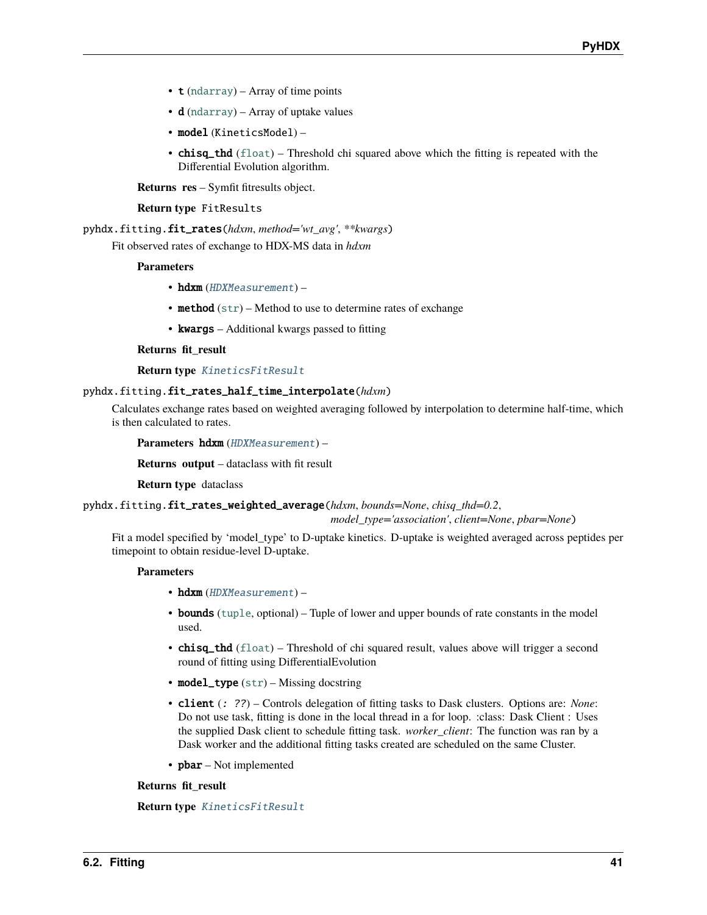- **t** (ndarray) – Array of time points
- **d** (ndarray) – Array of uptake values
- **model** (KineticsModel) –
- **chisq_thd** (float) – Threshold chi squared above which the fitting is repeated with the Differential Evolution algorithm.

**Returns** **res** – Symfit fitresults object.

**Return type** FitResults

`pyhdx.fitting.fit_rates(hdxm, method='wt_avg', **kwargs)`

Fit observed rates of exchange to HDX-MS data in *hdxm*

**Parameters**

- **hdxm** (*HDXMeasurement*) –
- **method** (str) – Method to use to determine rates of exchange
- **kwargs** – Additional kwargs passed to fitting

**Returns** **fit_result**

**Return type** *KineticsFitResult*

`pyhdx.fitting.fit_rates_half_time_interpolate(hdxm)`

Calculates exchange rates based on weighted averaging followed by interpolation to determine half-time, which is then calculated to rates.

**Parameters** **hdxm** (*HDXMeasurement*) –

**Returns** **output** – dataclass with fit result

**Return type** dataclass

`pyhdx.fitting.fit_rates_weighted_average(hdxm, bounds=None, chisq_thd=0.2, model_type='association', client=None, pbar=None)`

Fit a model specified by 'model_type' to D-uptake kinetics. D-uptake is weighted averaged across peptides per timepoint to obtain residue-level D-uptake.

**Parameters**

- **hdxm** (*HDXMeasurement*) –
- **bounds** (tuple, optional) – Tuple of lower and upper bounds of rate constants in the model used.
- **chisq_thd** (float) – Threshold of chi squared result, values above will trigger a second round of fitting using DifferentialEvolution
- **model_type** (str) – Missing docstring
- **client** (*: ??*) – Controls delegation of fitting tasks to Dask clusters. Options are: *None*: Do not use task, fitting is done in the local thread in a for loop. :class: Dask Client : Uses the supplied Dask client to schedule fitting task. *worker_client*: The function was ran by a Dask worker and the additional fitting tasks created are scheduled on the same Cluster.
- **pbar** – Not implemented

**Returns** **fit_result**

**Return type** *KineticsFitResult*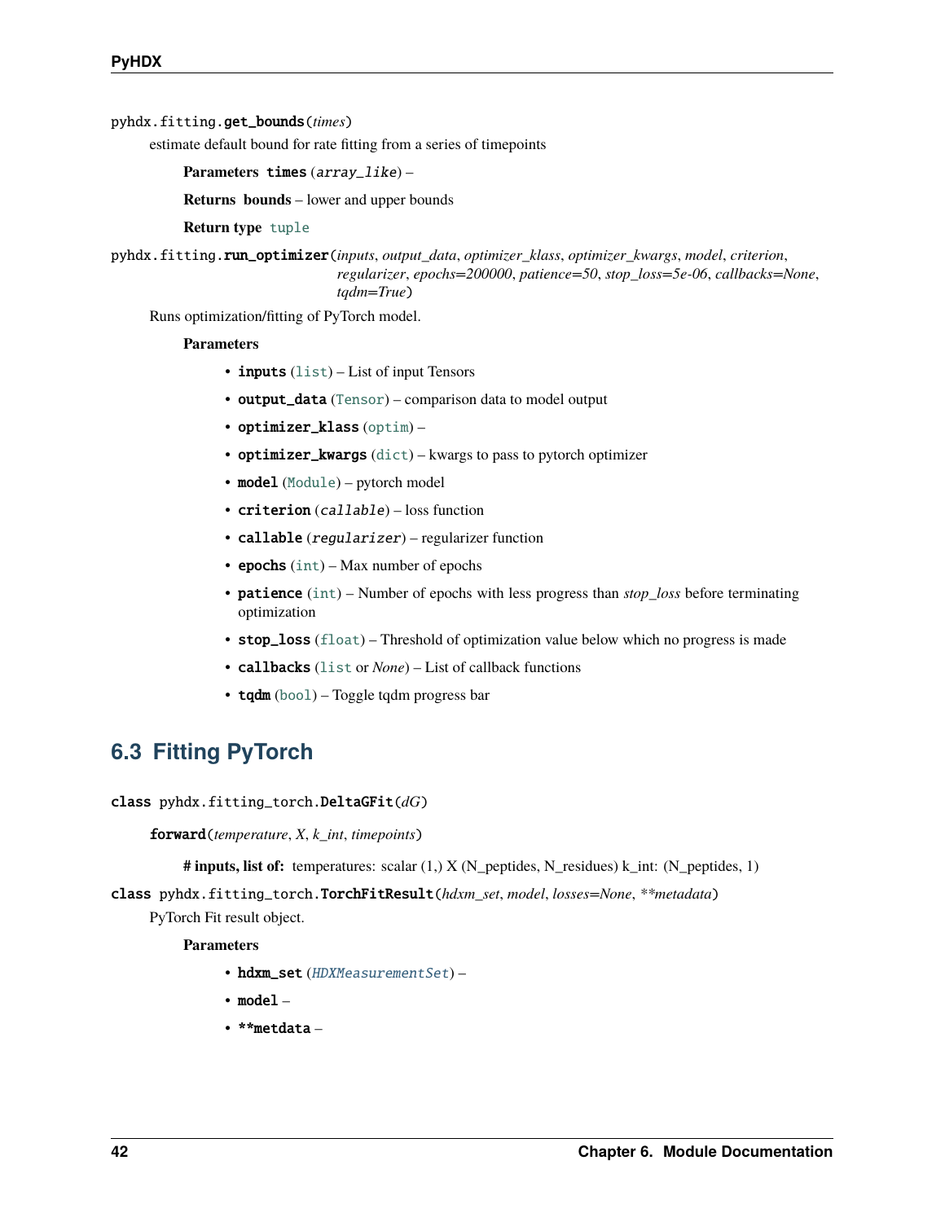pyhdx.fitting.**get_bounds**(*times*)

estimate default bound for rate fitting from a series of timepoints

**Parameters** **times** (*array_like*) –

**Returns** **bounds** – lower and upper bounds

**Return type** tuple

pyhdx.fitting.**run_optimizer**(*inputs*, *output_data*, *optimizer_klass*, *optimizer_kwargs*, *model*, *criterion*, *regularizer*, *epochs=200000*, *patience=50*, *stop_loss=5e-06*, *callbacks=None*, *tqdm=True*)

Runs optimization/fitting of PyTorch model.

**Parameters**

- **inputs** (list) – List of input Tensors
- **output_data** (Tensor) – comparison data to model output
- **optimizer_klass** (optim) –
- **optimizer_kwargs** (dict) – kwargs to pass to pytorch optimizer
- **model** (Module) – pytorch model
- **criterion** (*callable*) – loss function
- **callable** (*regularizer*) – regularizer function
- **epochs** (int) – Max number of epochs
- **patience** (int) – Number of epochs with less progress than *stop_loss* before terminating optimization
- **stop_loss** (float) – Threshold of optimization value below which no progress is made
- **callbacks** (list or *None*) – List of callback functions
- **tqdm** (bool) – Toggle tqdm progress bar

## 6.3 Fitting PyTorch

class pyhdx.fitting_torch.**DeltaGFit**(*dG*)

**forward**(*temperature*, *X*, *k_int*, *timepoints*)

**# inputs, list of:** temperatures: scalar (1,) X (N_peptides, N_residues) k_int: (N_peptides, 1)

class pyhdx.fitting_torch.**TorchFitResult**(*hdxm_set*, *model*, *losses=None*, *\*\*metadata*)

PyTorch Fit result object.

**Parameters**

- **hdxm_set** (*HDXMeasurementSet*) –
- **model** –
- **\*\*metdata** –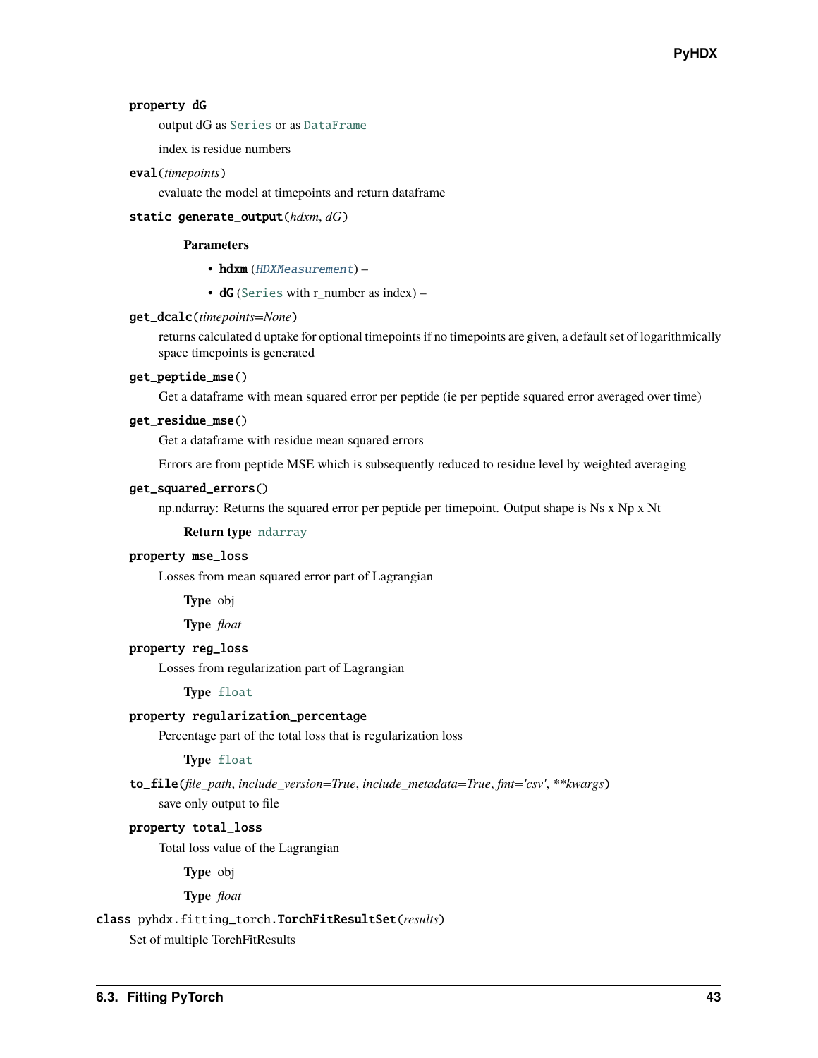**property dG**

output dG as `Series` or as `DataFrame`

index is residue numbers

**eval**(*timepoints*)

evaluate the model at timepoints and return dataframe

**static generate_output**(*hdxm*, *dG*)

**Parameters**

- **hdxm** (`HDXMeasurement`) –
- **dG** (`Series` with r_number as index) –

**get_dcalc**(*timepoints=None*)

returns calculated d uptake for optional timepoints if no timepoints are given, a default set of logarithmically space timepoints is generated

**get_peptide_mse**()

Get a dataframe with mean squared error per peptide (ie per peptide squared error averaged over time)

**get_residue_mse**()

Get a dataframe with residue mean squared errors

Errors are from peptide MSE which is subsequently reduced to residue level by weighted averaging

**get_squared_errors**()

np.ndarray: Returns the squared error per peptide per timepoint. Output shape is Ns x Np x Nt

**Return type** `ndarray`

**property mse_loss**

Losses from mean squared error part of Lagrangian

**Type** obj

**Type** *float*

**property reg_loss**

Losses from regularization part of Lagrangian

**Type** `float`

**property regularization_percentage**

Percentage part of the total loss that is regularization loss

**Type** `float`

**to_file**(*file_path*, *include_version=True*, *include_metadata=True*, *fmt='csv'*, *\*\*kwargs*)

save only output to file

**property total_loss**

Total loss value of the Lagrangian

**Type** obj

**Type** *float*

**class** pyhdx.fitting_torch.**TorchFitResultSet**(*results*)

Set of multiple TorchFitResults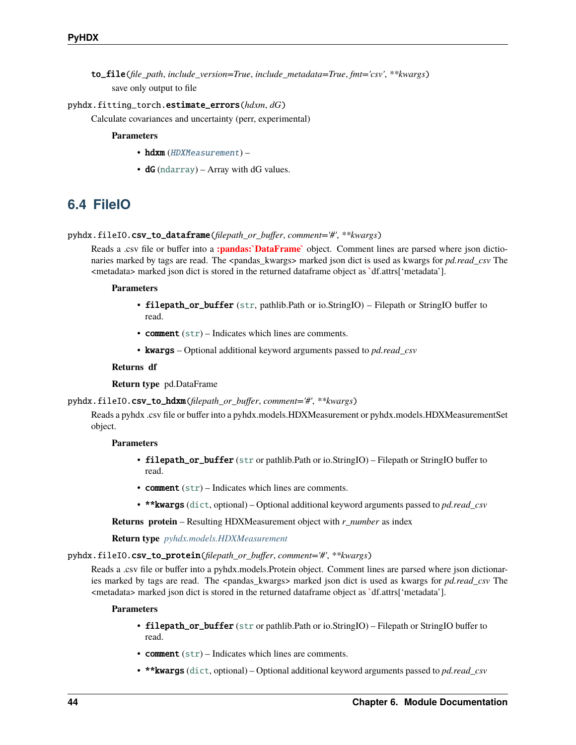`to_file`(*file_path*, *include_version=True*, *include_metadata=True*, *fmt='csv'*, ***kwargs*)

save only output to file

`pyhdx.fitting_torch.estimate_errors`(*hdxm*, *dG*)

Calculate covariances and uncertainty (perr, experimental)

**Parameters**

- **hdxm** (*HDXMeasurement*) –
- **dG** (ndarray) – Array with dG values.

## 6.4 FileIO

`pyhdx.fileIO.csv_to_dataframe`(*filepath_or_buffer*, *comment='#'*, ***kwargs*)

Reads a .csv file or buffer into a **:pandas:`DataFrame`** object. Comment lines are parsed where json dictionaries marked by tags are read. The <pandas_kwargs> marked json dict is used as kwargs for *pd.read_csv* The <metadata> marked json dict is stored in the returned dataframe object as `df.attrs['metadata'].

**Parameters**

- **filepath_or_buffer** (str, pathlib.Path or io.StringIO) – Filepath or StringIO buffer to read.
- **comment** (str) – Indicates which lines are comments.
- **kwargs** – Optional additional keyword arguments passed to *pd.read_csv*

**Returns** df

**Return type** pd.DataFrame

`pyhdx.fileIO.csv_to_hdxm`(*filepath_or_buffer*, *comment='#'*, ***kwargs*)

Reads a pyhdx .csv file or buffer into a pyhdx.models.HDXMeasurement or pyhdx.models.HDXMeasurementSet object.

**Parameters**

- **filepath_or_buffer** (str or pathlib.Path or io.StringIO) – Filepath or StringIO buffer to read.
- **comment** (str) – Indicates which lines are comments.
- ****kwargs** (dict, optional) – Optional additional keyword arguments passed to *pd.read_csv*

**Returns** **protein** – Resulting HDXMeasurement object with *r_number* as index

**Return type** *pyhdx.models.HDXMeasurement*

`pyhdx.fileIO.csv_to_protein`(*filepath_or_buffer*, *comment='#'*, ***kwargs*)

Reads a .csv file or buffer into a pyhdx.models.Protein object. Comment lines are parsed where json dictionaries marked by tags are read. The <pandas_kwargs> marked json dict is used as kwargs for *pd.read_csv* The <metadata> marked json dict is stored in the returned dataframe object as `df.attrs['metadata'].

**Parameters**

- **filepath_or_buffer** (str or pathlib.Path or io.StringIO) – Filepath or StringIO buffer to read.
- **comment** (str) – Indicates which lines are comments.
- ****kwargs** (dict, optional) – Optional additional keyword arguments passed to *pd.read_csv*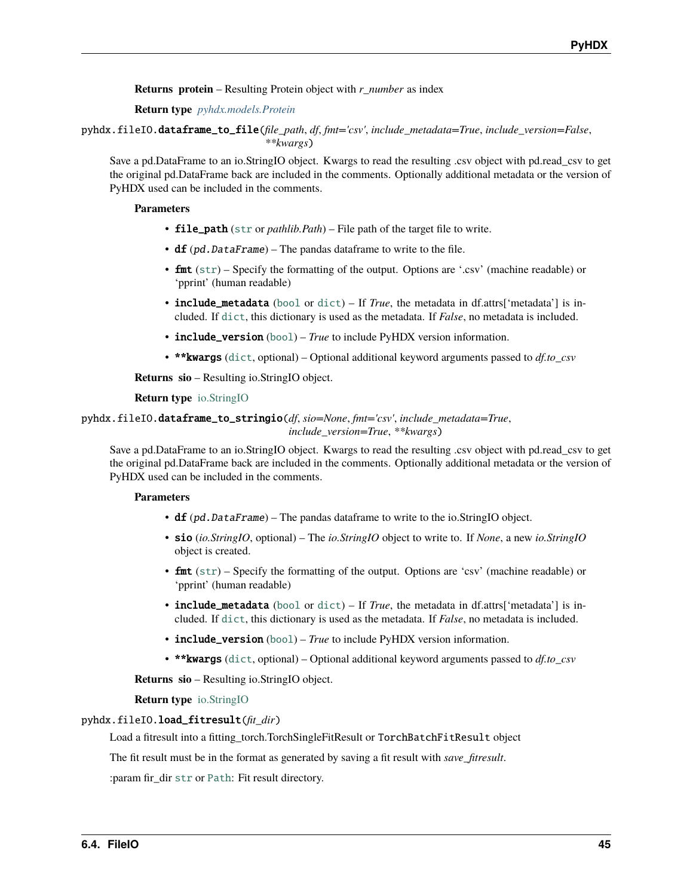**Returns protein** – Resulting Protein object with *r_number* as index

**Return type** *pyhdx.models.Protein*

pyhdx.fileIO.**dataframe_to_file**(*file_path*, *df*, *fmt='csv'*, *include_metadata=True*, *include_version=False*, ***kwargs*)

Save a pd.DataFrame to an io.StringIO object. Kwargs to read the resulting .csv object with pd.read_csv to get the original pd.DataFrame back are included in the comments. Optionally additional metadata or the version of PyHDX used can be included in the comments.

**Parameters**

- **file_path** (str or *pathlib.Path*) – File path of the target file to write.
- **df** (*pd.DataFrame*) – The pandas dataframe to write to the file.
- **fmt** (str) – Specify the formatting of the output. Options are '.csv' (machine readable) or 'pprint' (human readable)
- **include_metadata** (bool or dict) – If *True*, the metadata in df.attrs['metadata'] is included. If dict, this dictionary is used as the metadata. If *False*, no metadata is included.
- **include_version** (bool) – *True* to include PyHDX version information.
- ****kwargs** (dict, optional) – Optional additional keyword arguments passed to *df.to_csv*

**Returns sio** – Resulting io.StringIO object.

**Return type** io.StringIO

pyhdx.fileIO.**dataframe_to_stringio**(*df*, *sio=None*, *fmt='csv'*, *include_metadata=True*, *include_version=True*, ***kwargs*)

Save a pd.DataFrame to an io.StringIO object. Kwargs to read the resulting .csv object with pd.read_csv to get the original pd.DataFrame back are included in the comments. Optionally additional metadata or the version of PyHDX used can be included in the comments.

**Parameters**

- **df** (*pd.DataFrame*) – The pandas dataframe to write to the io.StringIO object.
- **sio** (*io.StringIO*, optional) – The *io.StringIO* object to write to. If *None*, a new *io.StringIO* object is created.
- **fmt** (str) – Specify the formatting of the output. Options are 'csv' (machine readable) or 'pprint' (human readable)
- **include_metadata** (bool or dict) – If *True*, the metadata in df.attrs['metadata'] is included. If dict, this dictionary is used as the metadata. If *False*, no metadata is included.
- **include_version** (bool) – *True* to include PyHDX version information.
- ****kwargs** (dict, optional) – Optional additional keyword arguments passed to *df.to_csv*

**Returns sio** – Resulting io.StringIO object.

**Return type** io.StringIO

pyhdx.fileIO.**load_fitresult**(*fit_dir*)

Load a fitresult into a fitting_torch.TorchSingleFitResult or TorchBatchFitResult object

The fit result must be in the format as generated by saving a fit result with *save_fitresult*.

:param fir_dir str or Path: Fit result directory.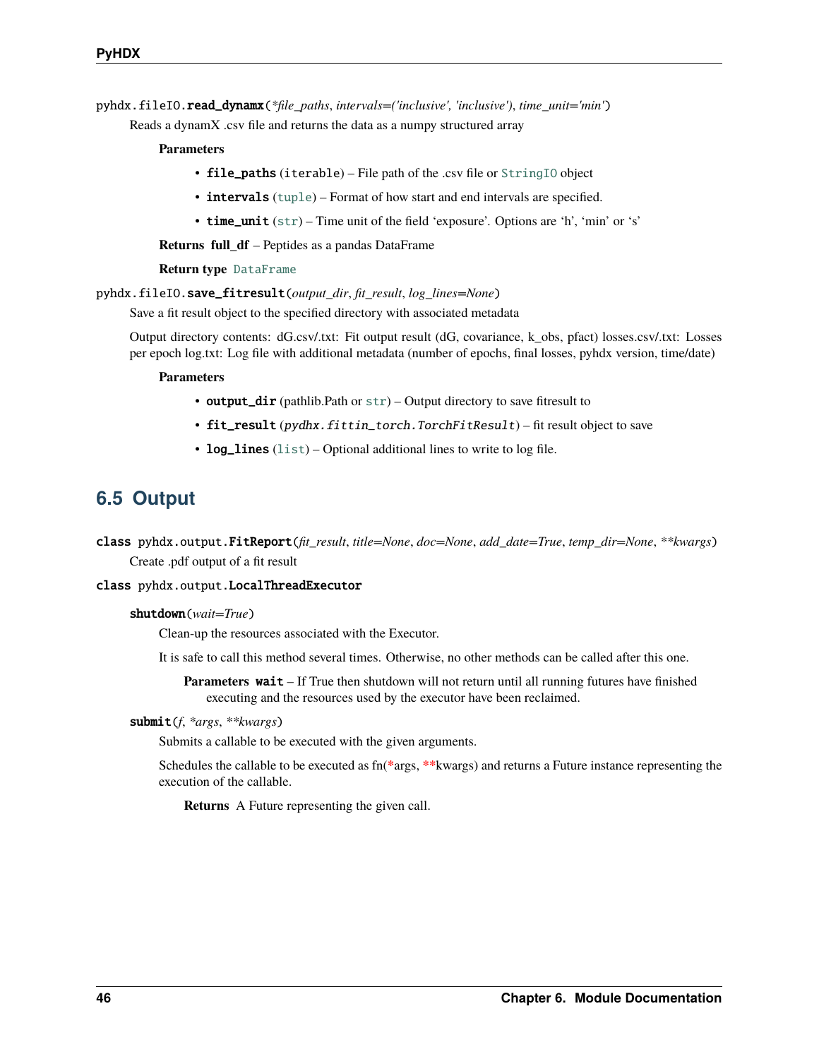`pyhdx.fileIO.read_dynamx(*file_paths, intervals=('inclusive', 'inclusive'), time_unit='min')`

Reads a dynamX .csv file and returns the data as a numpy structured array

**Parameters**

- **file_paths** (iterable) – File path of the .csv file or StringIO object
- **intervals** (tuple) – Format of how start and end intervals are specified.
- **time_unit** (str) – Time unit of the field 'exposure'. Options are 'h', 'min' or 's'

**Returns** **full_df** – Peptides as a pandas DataFrame

**Return type** DataFrame

`pyhdx.fileIO.save_fitresult(output_dir, fit_result, log_lines=None)`

Save a fit result object to the specified directory with associated metadata

Output directory contents: dG.csv/.txt: Fit output result (dG, covariance, k_obs, pfact) losses.csv/.txt: Losses per epoch log.txt: Log file with additional metadata (number of epochs, final losses, pyhdx version, time/date)

**Parameters**

- **output_dir** (pathlib.Path or str) – Output directory to save fitresult to
- **fit_result** (*pydhx.fittin_torch.TorchFitResult*) – fit result object to save
- **log_lines** (list) – Optional additional lines to write to log file.

## 6.5 Output

`class pyhdx.output.FitReport(fit_result, title=None, doc=None, add_date=True, temp_dir=None, **kwargs)`

Create .pdf output of a fit result

`class pyhdx.output.LocalThreadExecutor`

`shutdown(wait=True)`

Clean-up the resources associated with the Executor.

It is safe to call this method several times. Otherwise, no other methods can be called after this one.

**Parameters** **wait** – If True then shutdown will not return until all running futures have finished executing and the resources used by the executor have been reclaimed.

`submit(f, *args, **kwargs)`

Submits a callable to be executed with the given arguments.

Schedules the callable to be executed as fn(*args, **kwargs) and returns a Future instance representing the execution of the callable.

**Returns** A Future representing the given call.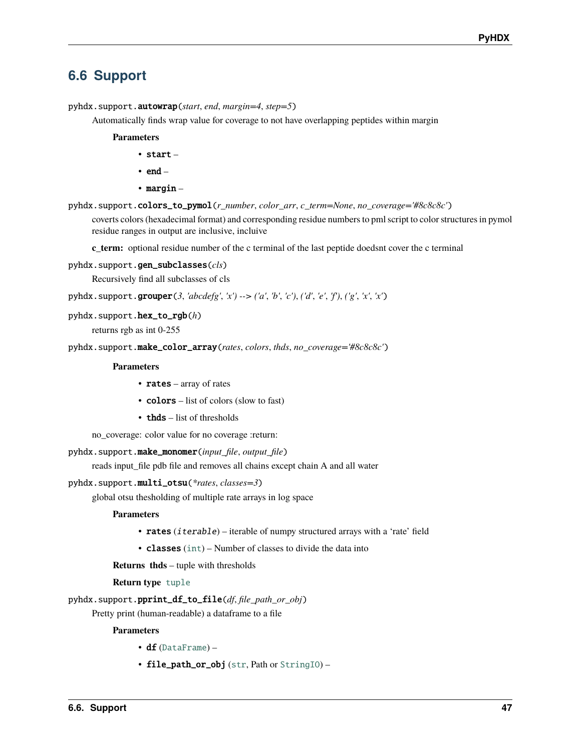## 6.6 Support

`pyhdx.support.autowrap(start, end, margin=4, step=5)`

Automatically finds wrap value for coverage to not have overlapping peptides within margin

**Parameters**

- **start** –
- **end** –
- **margin** –

`pyhdx.support.colors_to_pymol(r_number, color_arr, c_term=None, no_coverage='#8c8c8c')`

coverts colors (hexadecimal format) and corresponding residue numbers to pml script to color structures in pymol residue ranges in output are inclusive, incluive

**c_term:** optional residue number of the c terminal of the last peptide doedsnt cover the c terminal

`pyhdx.support.gen_subclasses(cls)`

Recursively find all subclasses of cls

`pyhdx.support.grouper(3, 'abcdefg', 'x') --> ('a', 'b', 'c'), ('d', 'e', 'f'), ('g', 'x', 'x')`

`pyhdx.support.hex_to_rgb(h)`

returns rgb as int 0-255

`pyhdx.support.make_color_array(rates, colors, thds, no_coverage='#8c8c8c')`

**Parameters**

- **rates** – array of rates
- **colors** – list of colors (slow to fast)
- **thds** – list of thresholds

no_coverage: color value for no coverage :return:

`pyhdx.support.make_monomer(input_file, output_file)`

reads input_file pdb file and removes all chains except chain A and all water

`pyhdx.support.multi_otsu(*rates, classes=3)`

global otsu thesholding of multiple rate arrays in log space

**Parameters**

- **rates** (*iterable*) – iterable of numpy structured arrays with a 'rate' field
- **classes** (int) – Number of classes to divide the data into

**Returns** **thds** – tuple with thresholds

**Return type** tuple

`pyhdx.support.pprint_df_to_file(df, file_path_or_obj)`

Pretty print (human-readable) a dataframe to a file

**Parameters**

- **df** (DataFrame) –
- **file_path_or_obj** (str, Path or StringIO) –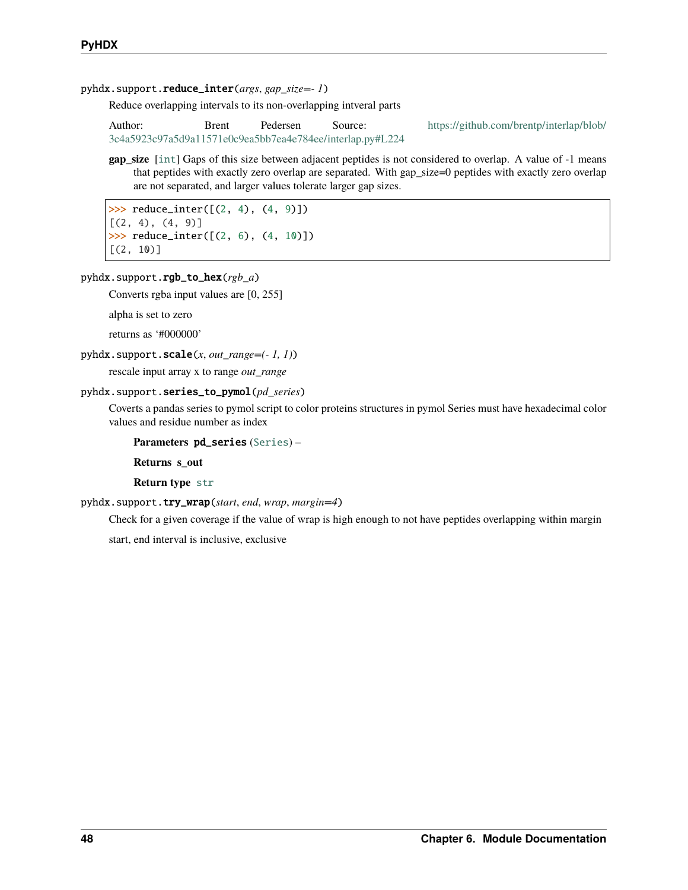pyhdx.support.**reduce_inter**(*args*, *gap_size=- 1*)

Reduce overlapping intervals to its non-overlapping intveral parts

Author: Brent Pedersen Source: https://github.com/brentp/interlap/blob/3c4a5923c97a5d9a11571e0c9ea5bb7ea4e784ee/interlap.py#L224

**gap_size** [int] Gaps of this size between adjacent peptides is not considered to overlap. A value of -1 means that peptides with exactly zero overlap are separated. With gap_size=0 peptides with exactly zero overlap are not separated, and larger values tolerate larger gap sizes.

```
>>> reduce_inter([(2, 4), (4, 9)])
[(2, 4), (4, 9)]
>>> reduce_inter([(2, 6), (4, 10)])
[(2, 10)]
```

pyhdx.support.**rgb_to_hex**(*rgb_a*)

Converts rgba input values are [0, 255]

alpha is set to zero

returns as '#000000'

pyhdx.support.**scale**(*x*, *out_range=(- 1, 1)*)

rescale input array x to range *out_range*

pyhdx.support.**series_to_pymol**(*pd_series*)

Coverts a pandas series to pymol script to color proteins structures in pymol Series must have hexadecimal color values and residue number as index

**Parameters** **pd_series** (Series) –

**Returns** **s_out**

**Return type** str

pyhdx.support.**try_wrap**(*start*, *end*, *wrap*, *margin=4*)

Check for a given coverage if the value of wrap is high enough to not have peptides overlapping within margin

start, end interval is inclusive, exclusive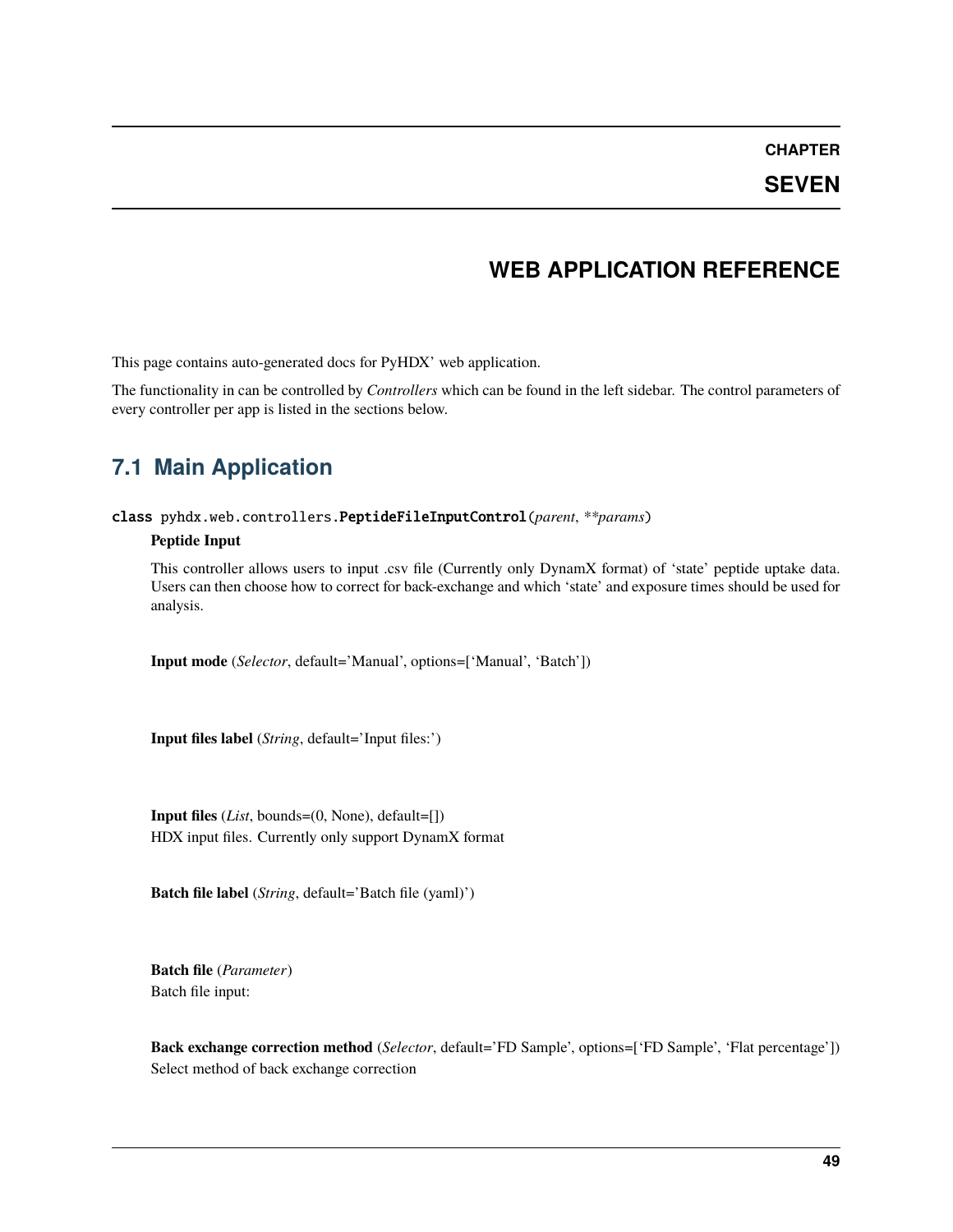# CHAPTER SEVEN

# WEB APPLICATION REFERENCE

This page contains auto-generated docs for PyHDX' web application.

The functionality in can be controlled by *Controllers* which can be found in the left sidebar. The control parameters of every controller per app is listed in the sections below.

## 7.1 Main Application

class pyhdx.web.controllers.**PeptideFileInputControl**(*parent*, ***params*)

**Peptide Input**

This controller allows users to input .csv file (Currently only DynamX format) of 'state' peptide uptake data. Users can then choose how to correct for back-exchange and which 'state' and exposure times should be used for analysis.

**Input mode** (*Selector*, default='Manual', options=['Manual', 'Batch'])

**Input files label** (*String*, default='Input files:')

**Input files** (*List*, bounds=(0, None), default=[])
HDX input files. Currently only support DynamX format

**Batch file label** (*String*, default='Batch file (yaml)')

**Batch file** (*Parameter*)
Batch file input:

**Back exchange correction method** (*Selector*, default='FD Sample', options=['FD Sample', 'Flat percentage'])
Select method of back exchange correction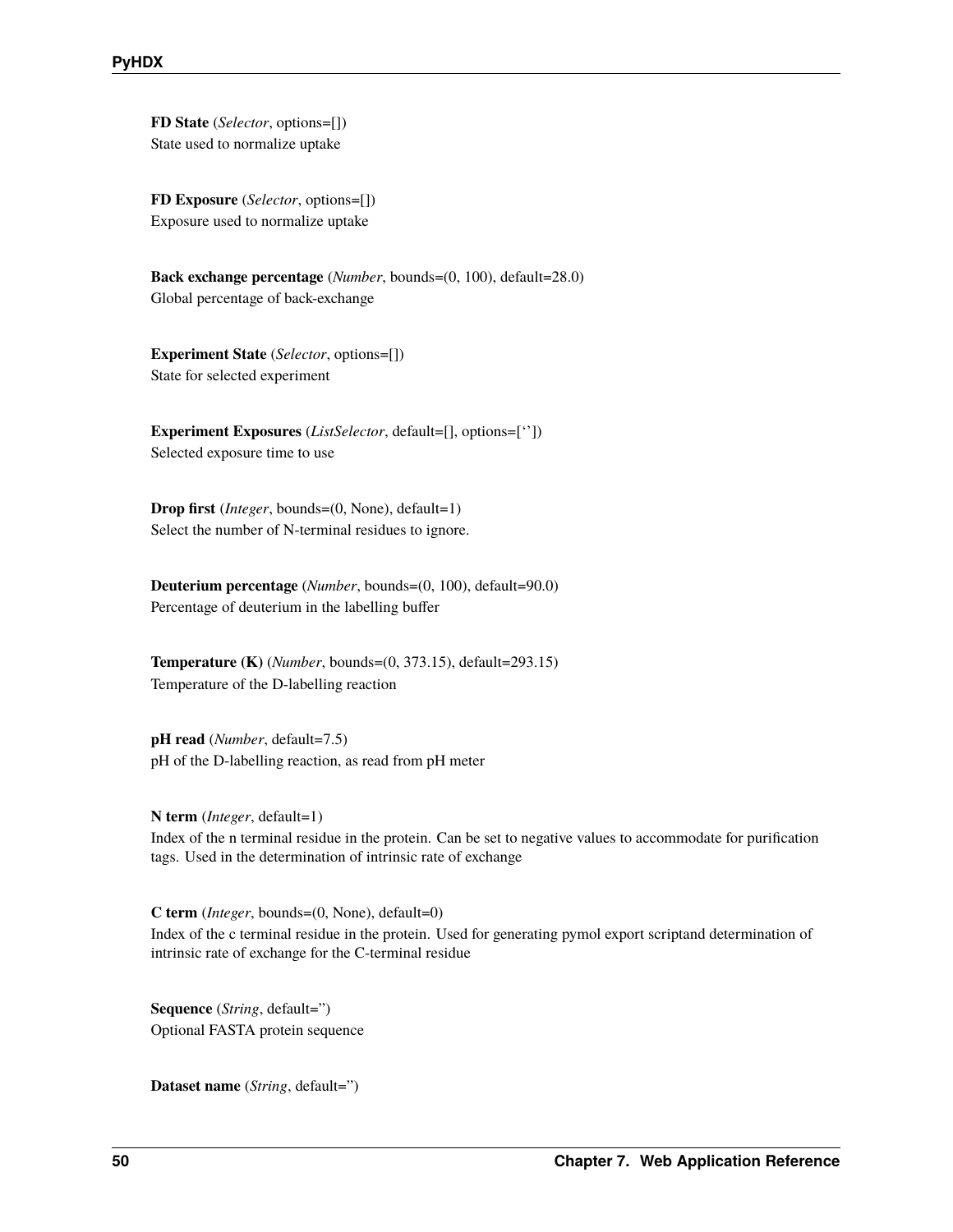**FD State** (*Selector*, options=[])
State used to normalize uptake

**FD Exposure** (*Selector*, options=[])
Exposure used to normalize uptake

**Back exchange percentage** (*Number*, bounds=(0, 100), default=28.0)
Global percentage of back-exchange

**Experiment State** (*Selector*, options=[])
State for selected experiment

**Experiment Exposures** (*ListSelector*, default=[], options=[‘’])
Selected exposure time to use

**Drop first** (*Integer*, bounds=(0, None), default=1)
Select the number of N-terminal residues to ignore.

**Deuterium percentage** (*Number*, bounds=(0, 100), default=90.0)
Percentage of deuterium in the labelling buffer

**Temperature (K)** (*Number*, bounds=(0, 373.15), default=293.15)
Temperature of the D-labelling reaction

**pH read** (*Number*, default=7.5)
pH of the D-labelling reaction, as read from pH meter

**N term** (*Integer*, default=1)
Index of the n terminal residue in the protein. Can be set to negative values to accommodate for purification tags. Used in the determination of intrinsic rate of exchange

**C term** (*Integer*, bounds=(0, None), default=0)
Index of the c terminal residue in the protein. Used for generating pymol export scriptand determination of intrinsic rate of exchange for the C-terminal residue

**Sequence** (*String*, default=”)
Optional FASTA protein sequence

**Dataset name** (*String*, default=”)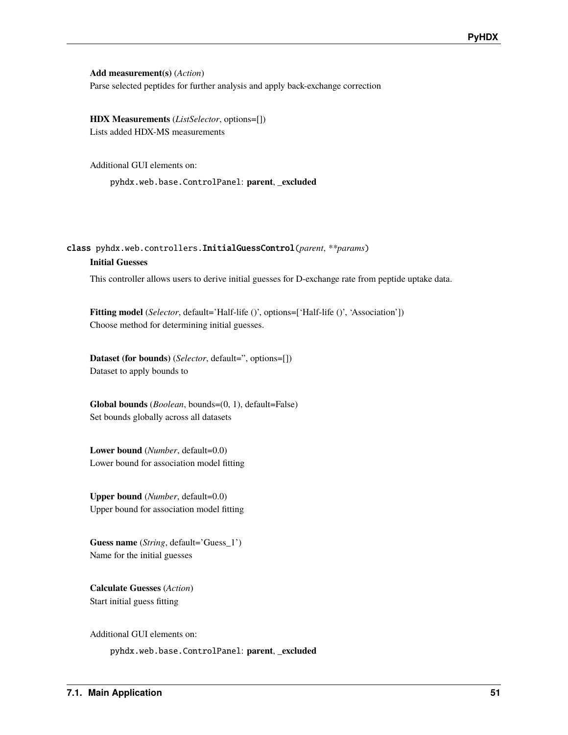**Add measurement(s)** (*Action*)
Parse selected peptides for further analysis and apply back-exchange correction

**HDX Measurements** (*ListSelector*, options=[])
Lists added HDX-MS measurements

Additional GUI elements on:

> `pyhdx.web.base.ControlPanel`: **parent**, **_excluded**

### class pyhdx.web.controllers.InitialGuessControl(*parent*, ***params*)

**Initial Guesses**

This controller allows users to derive initial guesses for D-exchange rate from peptide uptake data.

**Fitting model** (*Selector*, default='Half-life ()', options=['Half-life ()', 'Association'])
Choose method for determining initial guesses.

**Dataset (for bounds)** (*Selector*, default='', options=[])
Dataset to apply bounds to

**Global bounds** (*Boolean*, bounds=(0, 1), default=False)
Set bounds globally across all datasets

**Lower bound** (*Number*, default=0.0)
Lower bound for association model fitting

**Upper bound** (*Number*, default=0.0)
Upper bound for association model fitting

**Guess name** (*String*, default='Guess_1')
Name for the initial guesses

**Calculate Guesses** (*Action*)
Start initial guess fitting

Additional GUI elements on:

> `pyhdx.web.base.ControlPanel`: **parent**, **_excluded**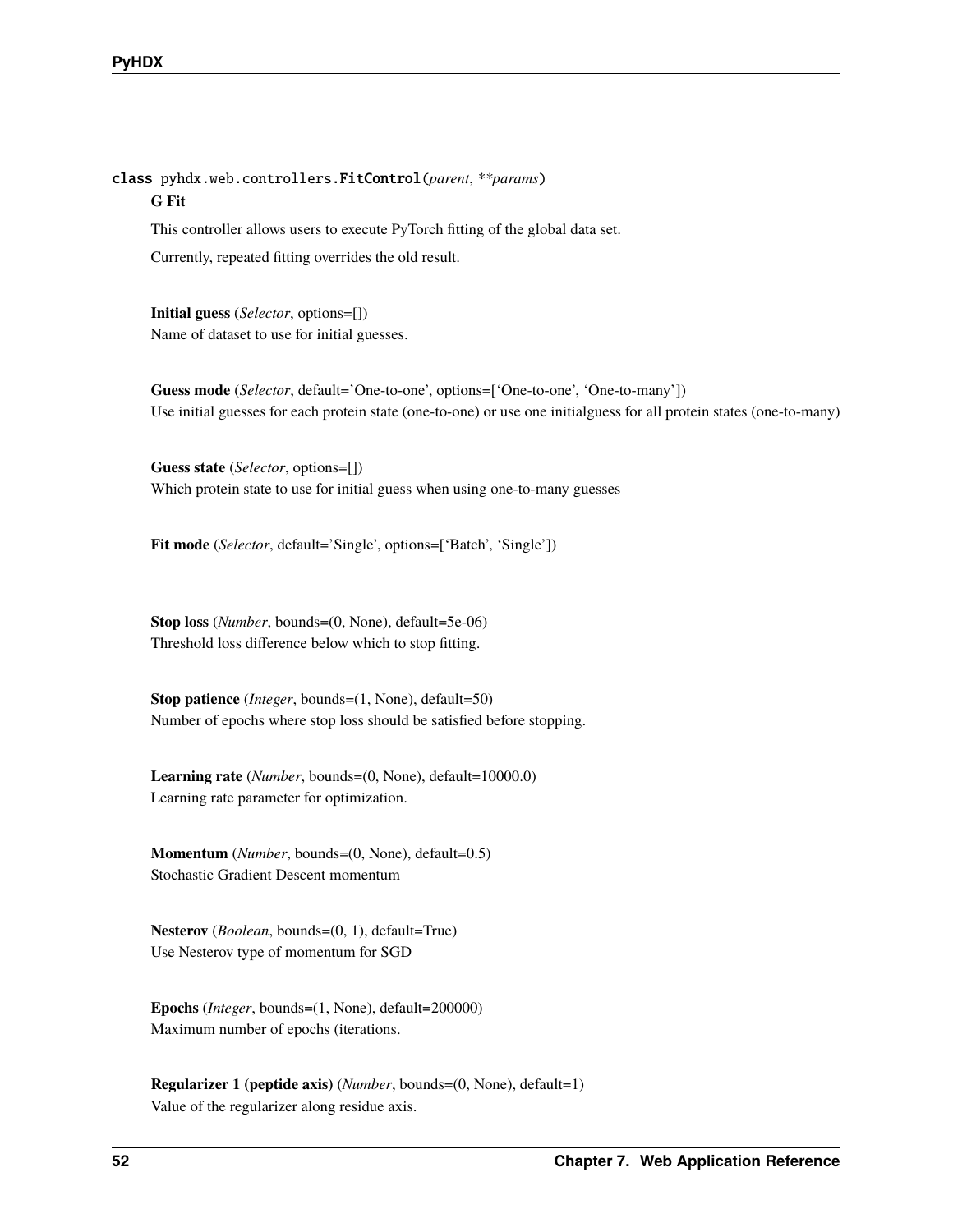class pyhdx.web.controllers.**FitControl**(*parent*, ***params*)

**G Fit**

This controller allows users to execute PyTorch fitting of the global data set.

Currently, repeated fitting overrides the old result.

**Initial guess** (*Selector*, options=[])
Name of dataset to use for initial guesses.

**Guess mode** (*Selector*, default='One-to-one', options=['One-to-one', 'One-to-many'])
Use initial guesses for each protein state (one-to-one) or use one initialguess for all protein states (one-to-many)

**Guess state** (*Selector*, options=[])
Which protein state to use for initial guess when using one-to-many guesses

**Fit mode** (*Selector*, default='Single', options=['Batch', 'Single'])

**Stop loss** (*Number*, bounds=(0, None), default=5e-06)
Threshold loss difference below which to stop fitting.

**Stop patience** (*Integer*, bounds=(1, None), default=50)
Number of epochs where stop loss should be satisfied before stopping.

**Learning rate** (*Number*, bounds=(0, None), default=10000.0)
Learning rate parameter for optimization.

**Momentum** (*Number*, bounds=(0, None), default=0.5)
Stochastic Gradient Descent momentum

**Nesterov** (*Boolean*, bounds=(0, 1), default=True)
Use Nesterov type of momentum for SGD

**Epochs** (*Integer*, bounds=(1, None), default=200000)
Maximum number of epochs (iterations.

**Regularizer 1 (peptide axis)** (*Number*, bounds=(0, None), default=1)
Value of the regularizer along residue axis.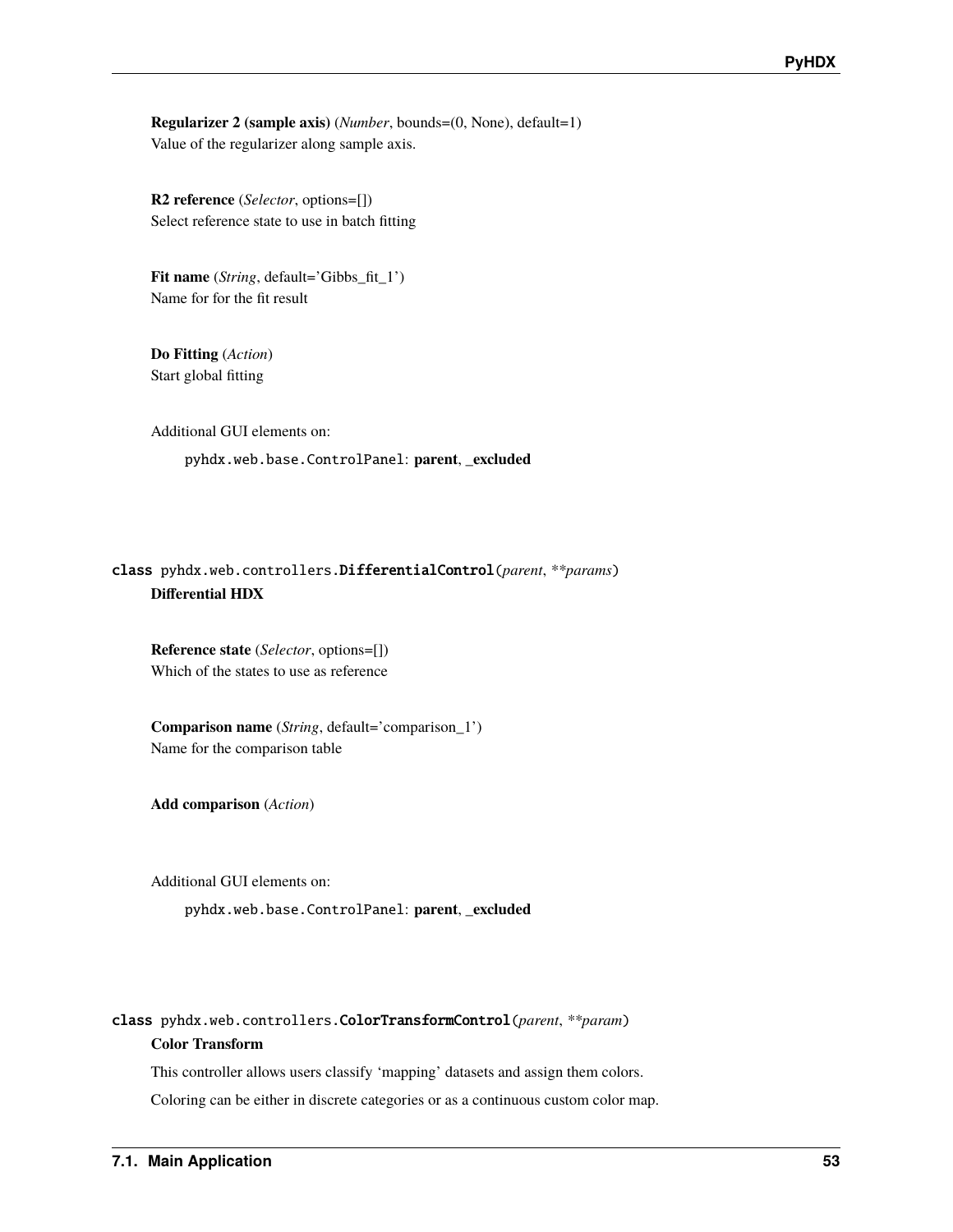**Regularizer 2 (sample axis)** (*Number*, bounds=(0, None), default=1)
Value of the regularizer along sample axis.

**R2 reference** (*Selector*, options=[])
Select reference state to use in batch fitting

**Fit name** (*String*, default='Gibbs_fit_1')
Name for for the fit result

**Do Fitting** (*Action*)
Start global fitting

Additional GUI elements on:

`pyhdx.web.base.ControlPanel`: **parent**, **_excluded**

### class pyhdx.web.controllers.DifferentialControl(*parent*, ***params*)

**Differential HDX**

**Reference state** (*Selector*, options=[])
Which of the states to use as reference

**Comparison name** (*String*, default='comparison_1')
Name for the comparison table

**Add comparison** (*Action*)

Additional GUI elements on:

`pyhdx.web.base.ControlPanel`: **parent**, **_excluded**

### class pyhdx.web.controllers.ColorTransformControl(*parent*, ***param*)

**Color Transform**

This controller allows users classify 'mapping' datasets and assign them colors.

Coloring can be either in discrete categories or as a continuous custom color map.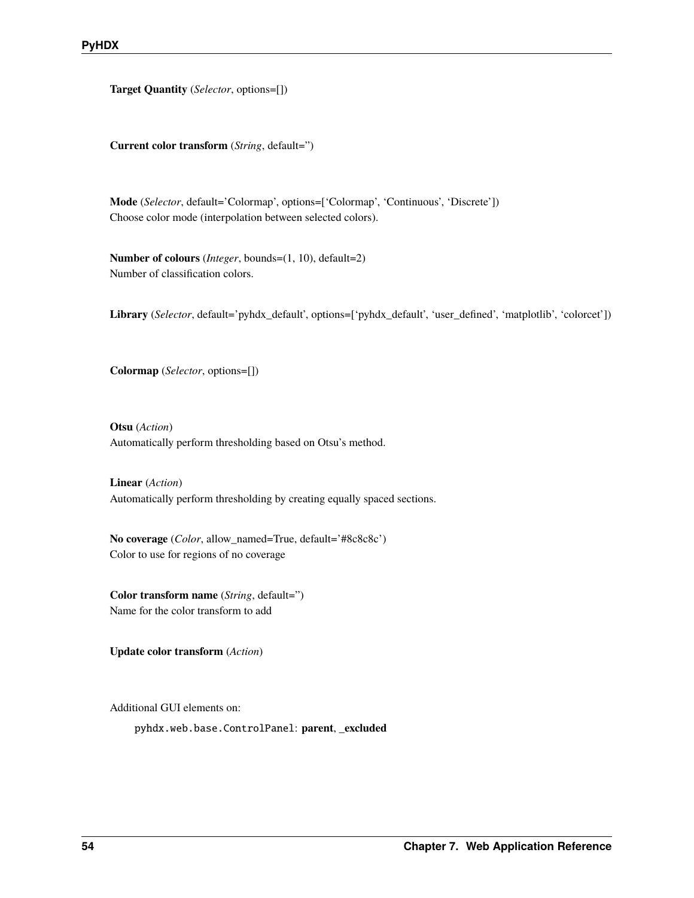**Target Quantity** (*Selector*, options=[])

**Current color transform** (*String*, default='')

**Mode** (*Selector*, default='Colormap', options=['Colormap', 'Continuous', 'Discrete'])
Choose color mode (interpolation between selected colors).

**Number of colours** (*Integer*, bounds=(1, 10), default=2)
Number of classification colors.

**Library** (*Selector*, default='pyhdx_default', options=['pyhdx_default', 'user_defined', 'matplotlib', 'colorcet'])

**Colormap** (*Selector*, options=[])

**Otsu** (*Action*)
Automatically perform thresholding based on Otsu's method.

**Linear** (*Action*)
Automatically perform thresholding by creating equally spaced sections.

**No coverage** (*Color*, allow_named=True, default='#8c8c8c')
Color to use for regions of no coverage

**Color transform name** (*String*, default='')
Name for the color transform to add

**Update color transform** (*Action*)

Additional GUI elements on:

`pyhdx.web.base.ControlPanel`: **parent**, **_excluded**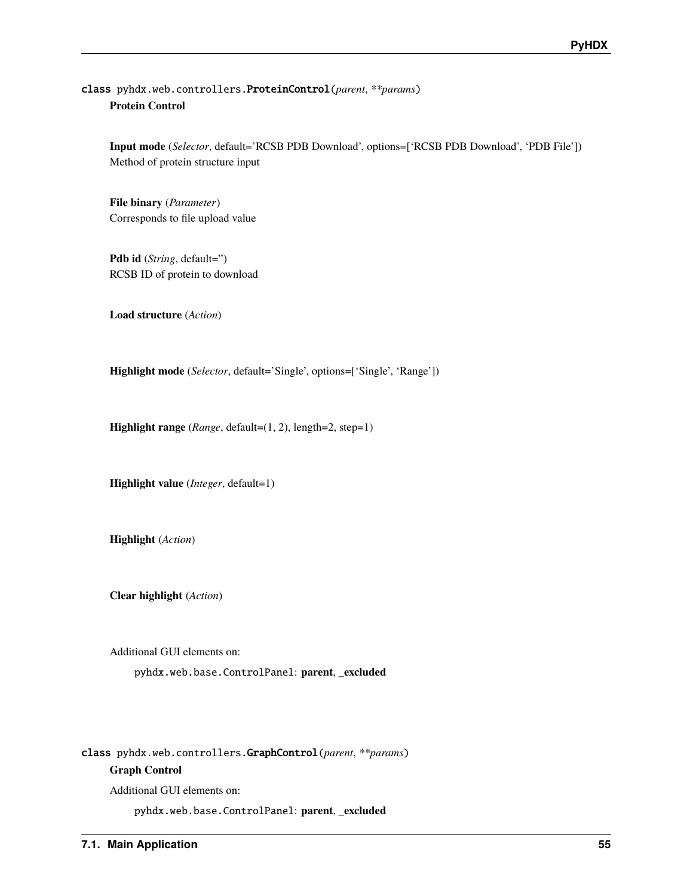class pyhdx.web.controllers.**ProteinControl**(*parent*, ***params*)

**Protein Control**

**Input mode** (*Selector*, default='RCSB PDB Download', options=['RCSB PDB Download', 'PDB File'])
Method of protein structure input

**File binary** (*Parameter*)
Corresponds to file upload value

**Pdb id** (*String*, default='')
RCSB ID of protein to download

**Load structure** (*Action*)

**Highlight mode** (*Selector*, default='Single', options=['Single', 'Range'])

**Highlight range** (*Range*, default=(1, 2), length=2, step=1)

**Highlight value** (*Integer*, default=1)

**Highlight** (*Action*)

**Clear highlight** (*Action*)

Additional GUI elements on:

pyhdx.web.base.ControlPanel: **parent**, **_excluded**

class pyhdx.web.controllers.**GraphControl**(*parent*, ***params*)

**Graph Control**

Additional GUI elements on:

pyhdx.web.base.ControlPanel: **parent**, **_excluded**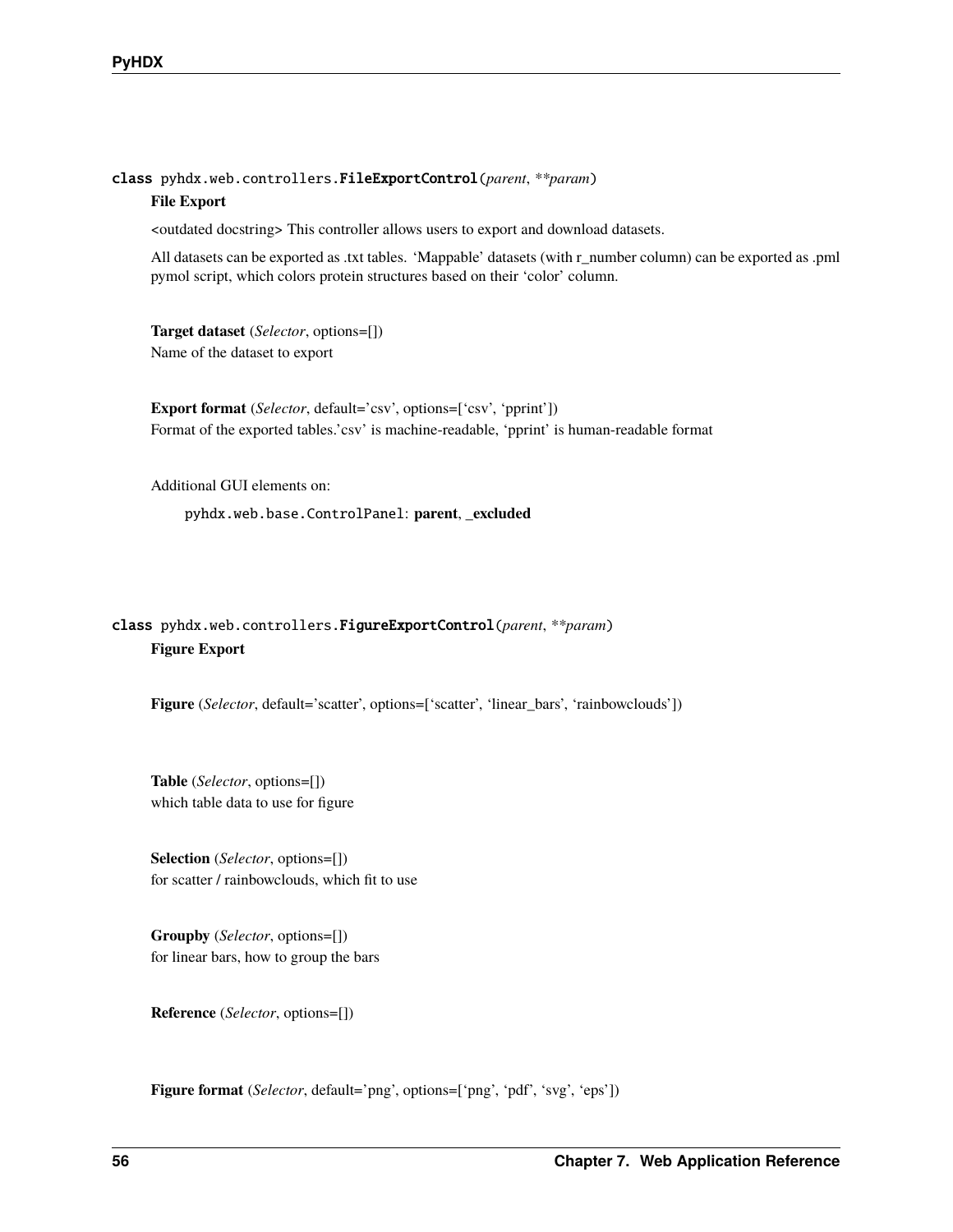class pyhdx.web.controllers.**FileExportControl**(*parent*, ***param*)

**File Export**

<outdated docstring> This controller allows users to export and download datasets.

All datasets can be exported as .txt tables. 'Mappable' datasets (with r_number column) can be exported as .pml pymol script, which colors protein structures based on their 'color' column.

**Target dataset** (*Selector*, options=[])
Name of the dataset to export

**Export format** (*Selector*, default='csv', options=['csv', 'pprint'])
Format of the exported tables.'csv' is machine-readable, 'pprint' is human-readable format

Additional GUI elements on:

`pyhdx.web.base.ControlPanel`: **parent**, **_excluded**

class pyhdx.web.controllers.**FigureExportControl**(*parent*, ***param*)

**Figure Export**

**Figure** (*Selector*, default='scatter', options=['scatter', 'linear_bars', 'rainbowclouds'])

**Table** (*Selector*, options=[])
which table data to use for figure

**Selection** (*Selector*, options=[])
for scatter / rainbowclouds, which fit to use

**Groupby** (*Selector*, options=[])
for linear bars, how to group the bars

**Reference** (*Selector*, options=[])

**Figure format** (*Selector*, default='png', options=['png', 'pdf', 'svg', 'eps'])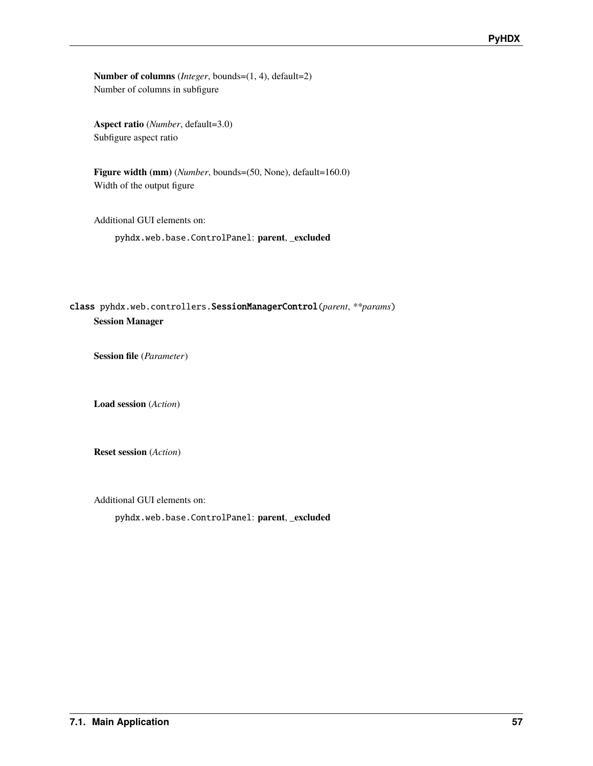**Number of columns** (*Integer*, bounds=(1, 4), default=2)
Number of columns in subfigure

**Aspect ratio** (*Number*, default=3.0)
Subfigure aspect ratio

**Figure width (mm)** (*Number*, bounds=(50, None), default=160.0)
Width of the output figure

Additional GUI elements on:

`pyhdx.web.base.ControlPanel`: **parent**, **_excluded**

class `pyhdx.web.controllers.SessionManagerControl`(*parent*, ***params*)

**Session Manager**

**Session file** (*Parameter*)

**Load session** (*Action*)

**Reset session** (*Action*)

Additional GUI elements on:

`pyhdx.web.base.ControlPanel`: **parent**, **_excluded**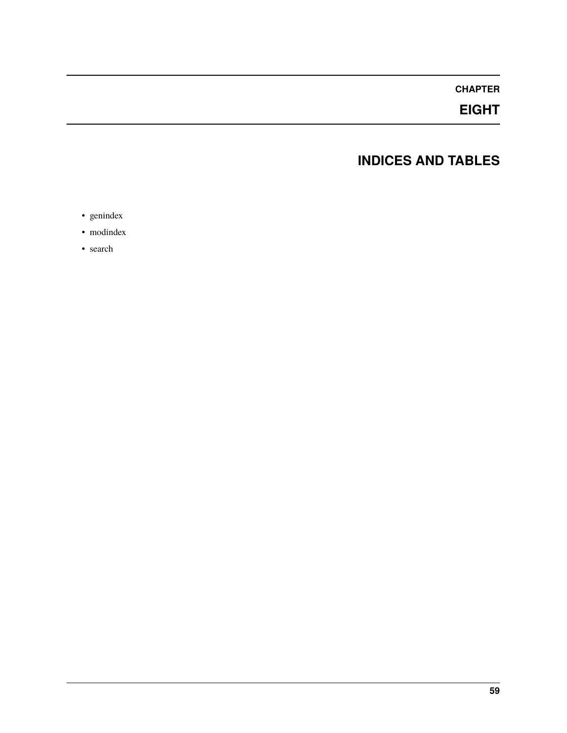# CHAPTER EIGHT

## INDICES AND TABLES

- genindex
- modindex
- search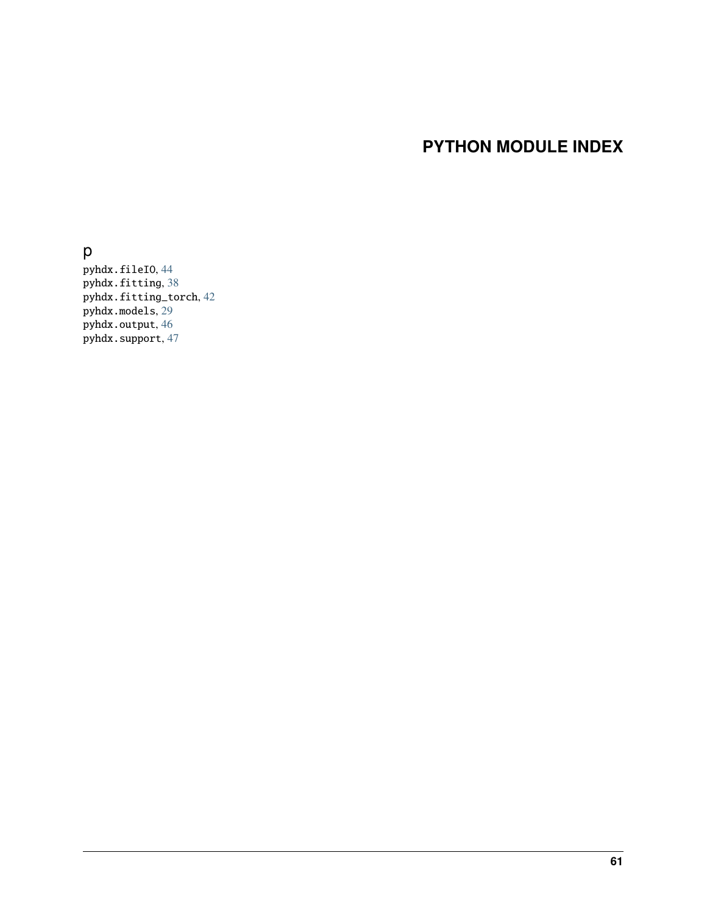# PYTHON MODULE INDEX

## p

pyhdx.fileIO, 44
pyhdx.fitting, 38
pyhdx.fitting_torch, 42
pyhdx.models, 29
pyhdx.output, 46
pyhdx.support, 47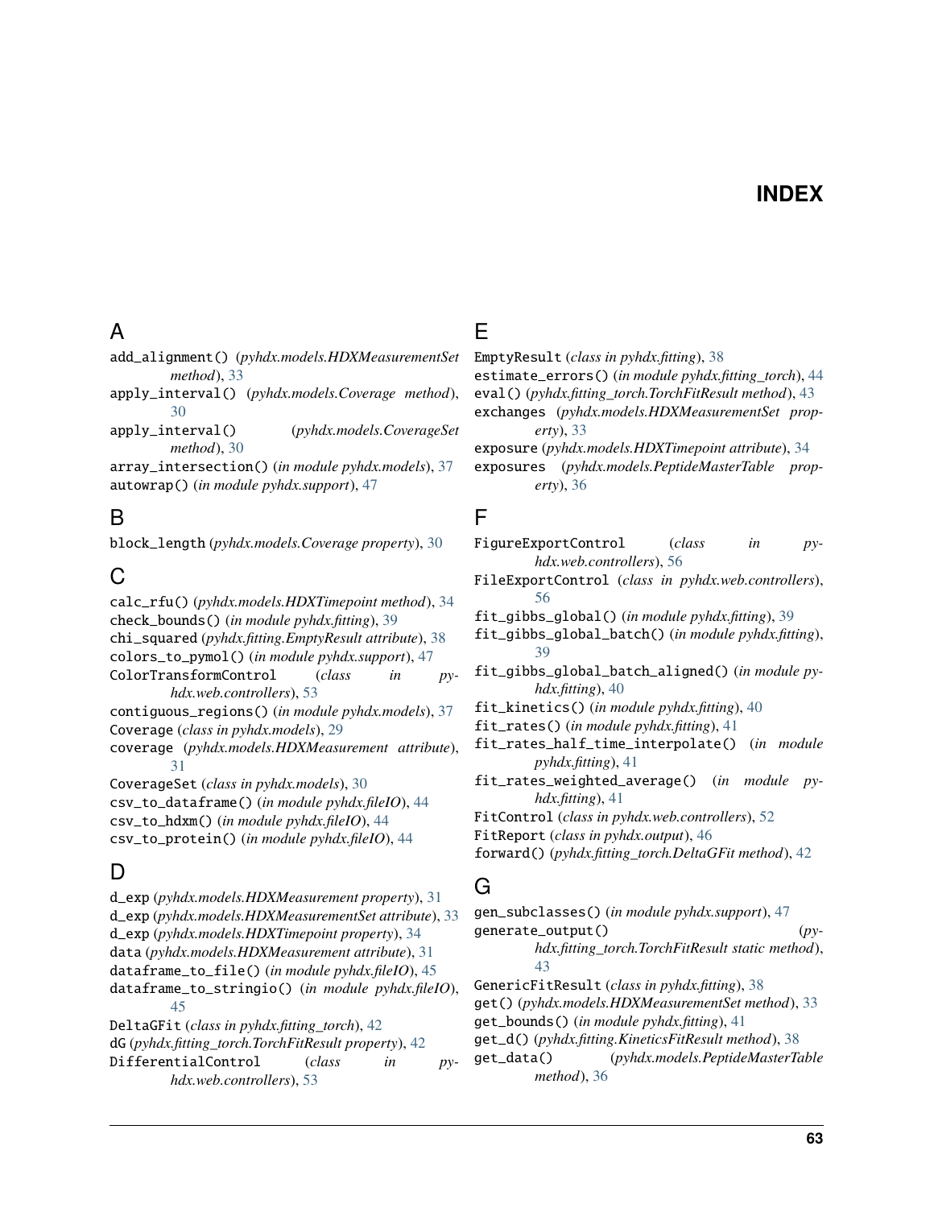# INDEX

## A

add_alignment() (*pyhdx.models.HDXMeasurementSet method*), 33
apply_interval() (*pyhdx.models.Coverage method*), 30
apply_interval() (*pyhdx.models.CoverageSet method*), 30
array_intersection() (*in module pyhdx.models*), 37
autowrap() (*in module pyhdx.support*), 47

## B

block_length (*pyhdx.models.Coverage property*), 30

## C

calc_rfu() (*pyhdx.models.HDXTimepoint method*), 34
check_bounds() (*in module pyhdx.fitting*), 39
chi_squared (*pyhdx.fitting.EmptyResult attribute*), 38
colors_to_pymol() (*in module pyhdx.support*), 47
ColorTransformControl (*class in pyhdx.web.controllers*), 53
contiguous_regions() (*in module pyhdx.models*), 37
Coverage (*class in pyhdx.models*), 29
coverage (*pyhdx.models.HDXMeasurement attribute*), 31
CoverageSet (*class in pyhdx.models*), 30
csv_to_dataframe() (*in module pyhdx.fileIO*), 44
csv_to_hdxm() (*in module pyhdx.fileIO*), 44
csv_to_protein() (*in module pyhdx.fileIO*), 44

## D

d_exp (*pyhdx.models.HDXMeasurement property*), 31
d_exp (*pyhdx.models.HDXMeasurementSet attribute*), 33
d_exp (*pyhdx.models.HDXTimepoint property*), 34
data (*pyhdx.models.HDXMeasurement attribute*), 31
dataframe_to_file() (*in module pyhdx.fileIO*), 45
dataframe_to_stringio() (*in module pyhdx.fileIO*), 45
DeltaGFit (*class in pyhdx.fitting_torch*), 42
dG (*pyhdx.fitting_torch.TorchFitResult property*), 42
DifferentialControl (*class in pyhdx.web.controllers*), 53

## E

EmptyResult (*class in pyhdx.fitting*), 38
estimate_errors() (*in module pyhdx.fitting_torch*), 44
eval() (*pyhdx.fitting_torch.TorchFitResult method*), 43
exchanges (*pyhdx.models.HDXMeasurementSet property*), 33
exposure (*pyhdx.models.HDXTimepoint attribute*), 34
exposures (*pyhdx.models.PeptideMasterTable property*), 36

## F

FigureExportControl (*class in pyhdx.web.controllers*), 56
FileExportControl (*class in pyhdx.web.controllers*), 56
fit_gibbs_global() (*in module pyhdx.fitting*), 39
fit_gibbs_global_batch() (*in module pyhdx.fitting*), 39
fit_gibbs_global_batch_aligned() (*in module pyhdx.fitting*), 40
fit_kinetics() (*in module pyhdx.fitting*), 40
fit_rates() (*in module pyhdx.fitting*), 41
fit_rates_half_time_interpolate() (*in module pyhdx.fitting*), 41
fit_rates_weighted_average() (*in module pyhdx.fitting*), 41
FitControl (*class in pyhdx.web.controllers*), 52
FitReport (*class in pyhdx.output*), 46
forward() (*pyhdx.fitting_torch.DeltaGFit method*), 42

## G

gen_subclasses() (*in module pyhdx.support*), 47
generate_output() (*pyhdx.fitting_torch.TorchFitResult static method*), 43
GenericFitResult (*class in pyhdx.fitting*), 38
get() (*pyhdx.models.HDXMeasurementSet method*), 33
get_bounds() (*in module pyhdx.fitting*), 41
get_d() (*pyhdx.fitting.KineticsFitResult method*), 38
get_data() (*pyhdx.models.PeptideMasterTable method*), 36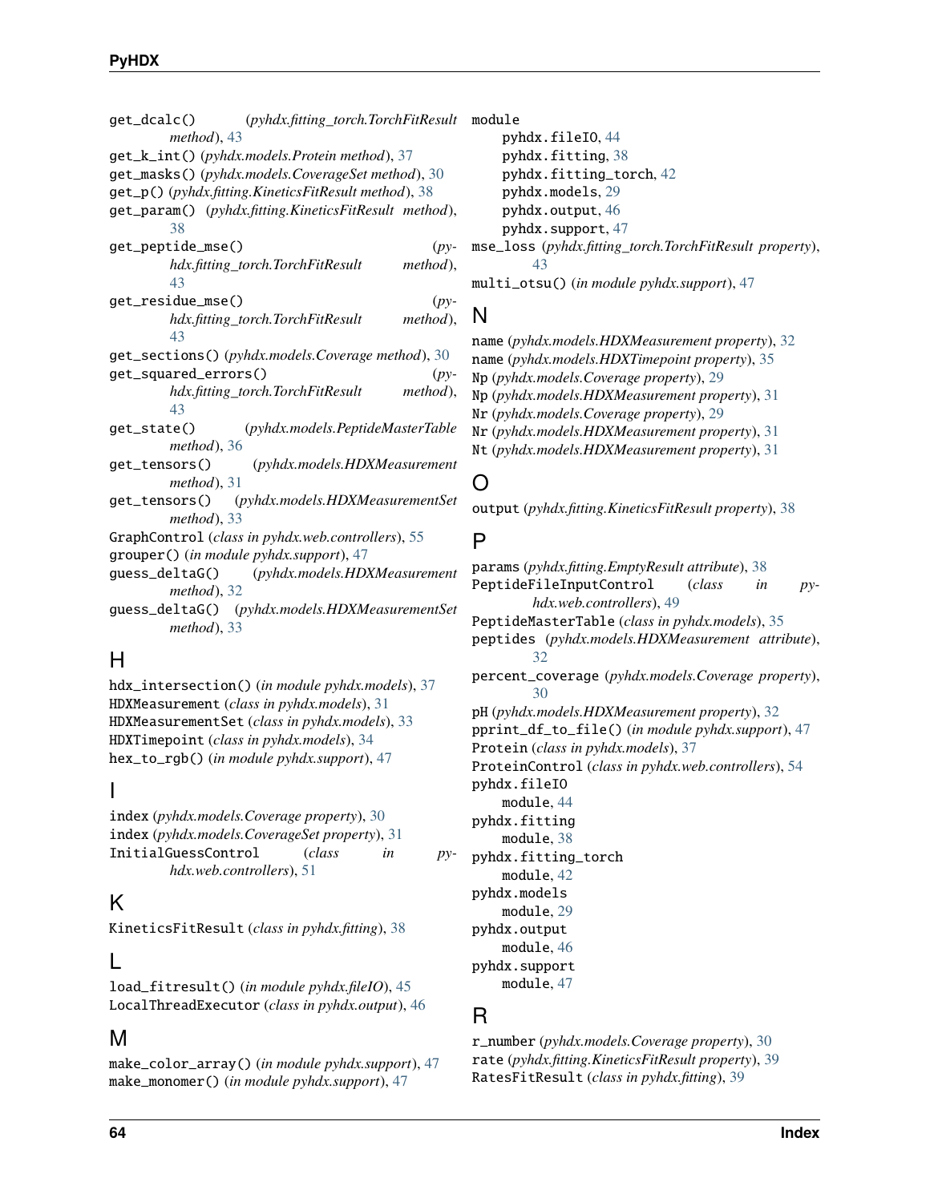get_dcalc() (*pyhdx.fitting_torch.TorchFitResult method*), 43
get_k_int() (*pyhdx.models.Protein method*), 37
get_masks() (*pyhdx.models.CoverageSet method*), 30
get_p() (*pyhdx.fitting.KineticsFitResult method*), 38
get_param() (*pyhdx.fitting.KineticsFitResult method*), 38
get_peptide_mse() (*pyhdx.fitting_torch.TorchFitResult method*), 43
get_residue_mse() (*pyhdx.fitting_torch.TorchFitResult method*), 43
get_sections() (*pyhdx.models.Coverage method*), 30
get_squared_errors() (*pyhdx.fitting_torch.TorchFitResult method*), 43
get_state() (*pyhdx.models.PeptideMasterTable method*), 36
get_tensors() (*pyhdx.models.HDXMeasurement method*), 31
get_tensors() (*pyhdx.models.HDXMeasurementSet method*), 33
GraphControl (*class in pyhdx.web.controllers*), 55
grouper() (*in module pyhdx.support*), 47
guess_deltaG() (*pyhdx.models.HDXMeasurement method*), 32
guess_deltaG() (*pyhdx.models.HDXMeasurementSet method*), 33

## H

hdx_intersection() (*in module pyhdx.models*), 37
HDXMeasurement (*class in pyhdx.models*), 31
HDXMeasurementSet (*class in pyhdx.models*), 33
HDXTimepoint (*class in pyhdx.models*), 34
hex_to_rgb() (*in module pyhdx.support*), 47

## I

index (*pyhdx.models.Coverage property*), 30
index (*pyhdx.models.CoverageSet property*), 31
InitialGuessControl (*class in pyhdx.web.controllers*), 51

## K

KineticsFitResult (*class in pyhdx.fitting*), 38

## L

load_fitresult() (*in module pyhdx.fileIO*), 45
LocalThreadExecutor (*class in pyhdx.output*), 46

## M

make_color_array() (*in module pyhdx.support*), 47
make_monomer() (*in module pyhdx.support*), 47
module
    pyhdx.fileIO, 44
    pyhdx.fitting, 38
    pyhdx.fitting_torch, 42
    pyhdx.models, 29
    pyhdx.output, 46
    pyhdx.support, 47
mse_loss (*pyhdx.fitting_torch.TorchFitResult property*), 43
multi_otsu() (*in module pyhdx.support*), 47

## N

name (*pyhdx.models.HDXMeasurement property*), 32
name (*pyhdx.models.HDXTimepoint property*), 35
Np (*pyhdx.models.Coverage property*), 29
Np (*pyhdx.models.HDXMeasurement property*), 31
Nr (*pyhdx.models.Coverage property*), 29
Nr (*pyhdx.models.HDXMeasurement property*), 31
Nt (*pyhdx.models.HDXMeasurement property*), 31

## O

output (*pyhdx.fitting.KineticsFitResult property*), 38

## P

params (*pyhdx.fitting.EmptyResult attribute*), 38
PeptideFileInputControl (*class in pyhdx.web.controllers*), 49
PeptideMasterTable (*class in pyhdx.models*), 35
peptides (*pyhdx.models.HDXMeasurement attribute*), 32
percent_coverage (*pyhdx.models.Coverage property*), 30
pH (*pyhdx.models.HDXMeasurement property*), 32
pprint_df_to_file() (*in module pyhdx.support*), 47
Protein (*class in pyhdx.models*), 37
ProteinControl (*class in pyhdx.web.controllers*), 54
pyhdx.fileIO
    module, 44
pyhdx.fitting
    module, 38
pyhdx.fitting_torch
    module, 42
pyhdx.models
    module, 29
pyhdx.output
    module, 46
pyhdx.support
    module, 47

## R

r_number (*pyhdx.models.Coverage property*), 30
rate (*pyhdx.fitting.KineticsFitResult property*), 39
RatesFitResult (*class in pyhdx.fitting*), 39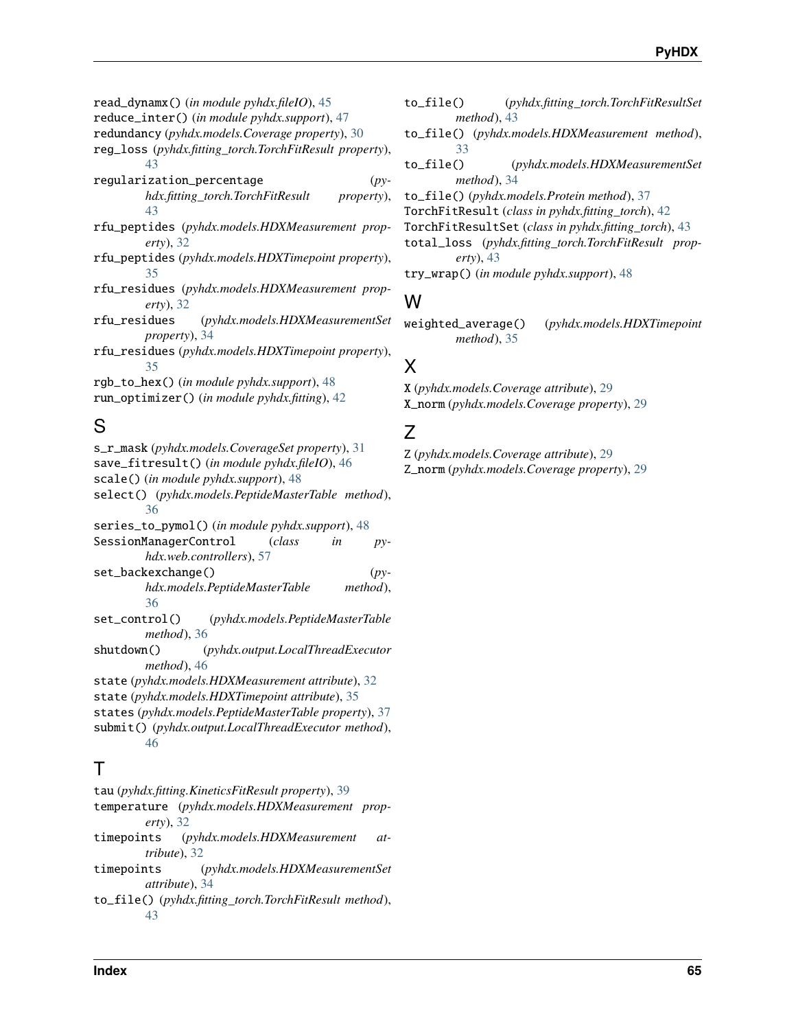read_dynamx() (*in module pyhdx.fileIO*), 45
reduce_inter() (*in module pyhdx.support*), 47
redundancy (*pyhdx.models.Coverage property*), 30
reg_loss (*pyhdx.fitting_torch.TorchFitResult property*), 43
regularization_percentage (*pyhdx.fitting_torch.TorchFitResult property*), 43
rfu_peptides (*pyhdx.models.HDXMeasurement property*), 32
rfu_peptides (*pyhdx.models.HDXTimepoint property*), 35
rfu_residues (*pyhdx.models.HDXMeasurement property*), 32
rfu_residues (*pyhdx.models.HDXMeasurementSet property*), 34
rfu_residues (*pyhdx.models.HDXTimepoint property*), 35
rgb_to_hex() (*in module pyhdx.support*), 48
run_optimizer() (*in module pyhdx.fitting*), 42

## S

s_r_mask (*pyhdx.models.CoverageSet property*), 31
save_fitresult() (*in module pyhdx.fileIO*), 46
scale() (*in module pyhdx.support*), 48
select() (*pyhdx.models.PeptideMasterTable method*), 36
series_to_pymol() (*in module pyhdx.support*), 48
SessionManagerControl (*class in pyhdx.web.controllers*), 57
set_backexchange() (*pyhdx.models.PeptideMasterTable method*), 36
set_control() (*pyhdx.models.PeptideMasterTable method*), 36
shutdown() (*pyhdx.output.LocalThreadExecutor method*), 46
state (*pyhdx.models.HDXMeasurement attribute*), 32
state (*pyhdx.models.HDXTimepoint attribute*), 35
states (*pyhdx.models.PeptideMasterTable property*), 37
submit() (*pyhdx.output.LocalThreadExecutor method*), 46

## T

tau (*pyhdx.fitting.KineticsFitResult property*), 39
temperature (*pyhdx.models.HDXMeasurement property*), 32
timepoints (*pyhdx.models.HDXMeasurement attribute*), 32
timepoints (*pyhdx.models.HDXMeasurementSet attribute*), 34
to_file() (*pyhdx.fitting_torch.TorchFitResult method*), 43
to_file() (*pyhdx.fitting_torch.TorchFitResultSet method*), 43
to_file() (*pyhdx.models.HDXMeasurement method*), 33
to_file() (*pyhdx.models.HDXMeasurementSet method*), 34
to_file() (*pyhdx.models.Protein method*), 37
TorchFitResult (*class in pyhdx.fitting_torch*), 42
TorchFitResultSet (*class in pyhdx.fitting_torch*), 43
total_loss (*pyhdx.fitting_torch.TorchFitResult property*), 43
try_wrap() (*in module pyhdx.support*), 48

## W

weighted_average() (*pyhdx.models.HDXTimepoint method*), 35

## X

X (*pyhdx.models.Coverage attribute*), 29
X_norm (*pyhdx.models.Coverage property*), 29

## Z

Z (*pyhdx.models.Coverage attribute*), 29
Z_norm (*pyhdx.models.Coverage property*), 29